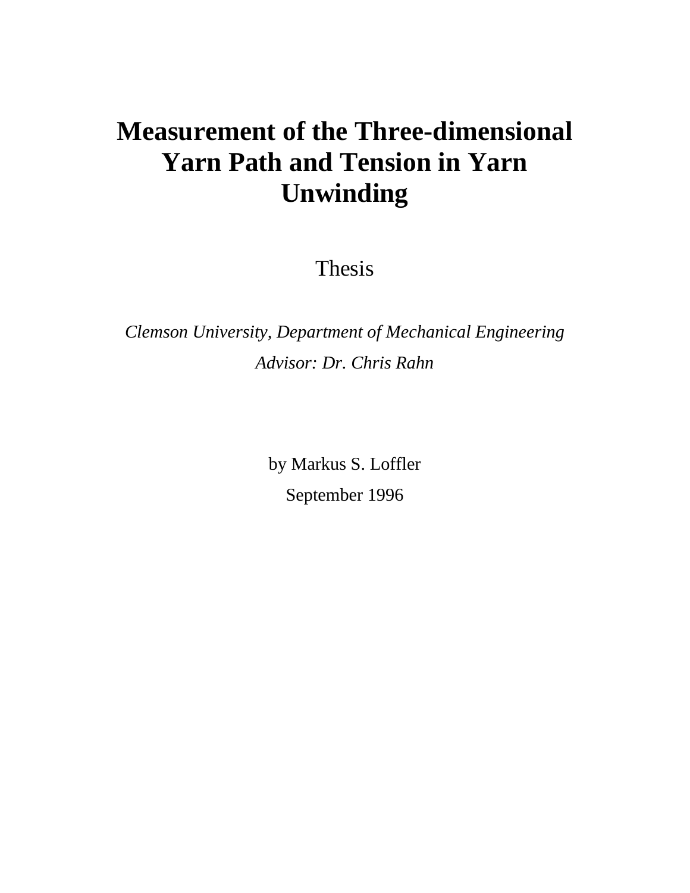# Measurement of the Three-dimensional Yarn Path and Tension in Yarn Unwinding

Thesis

*Clemson University, Department of Mechanical Engineering*

*Advisor: Dr. Chris Rahn*

by Markus S. Loffler

September 1996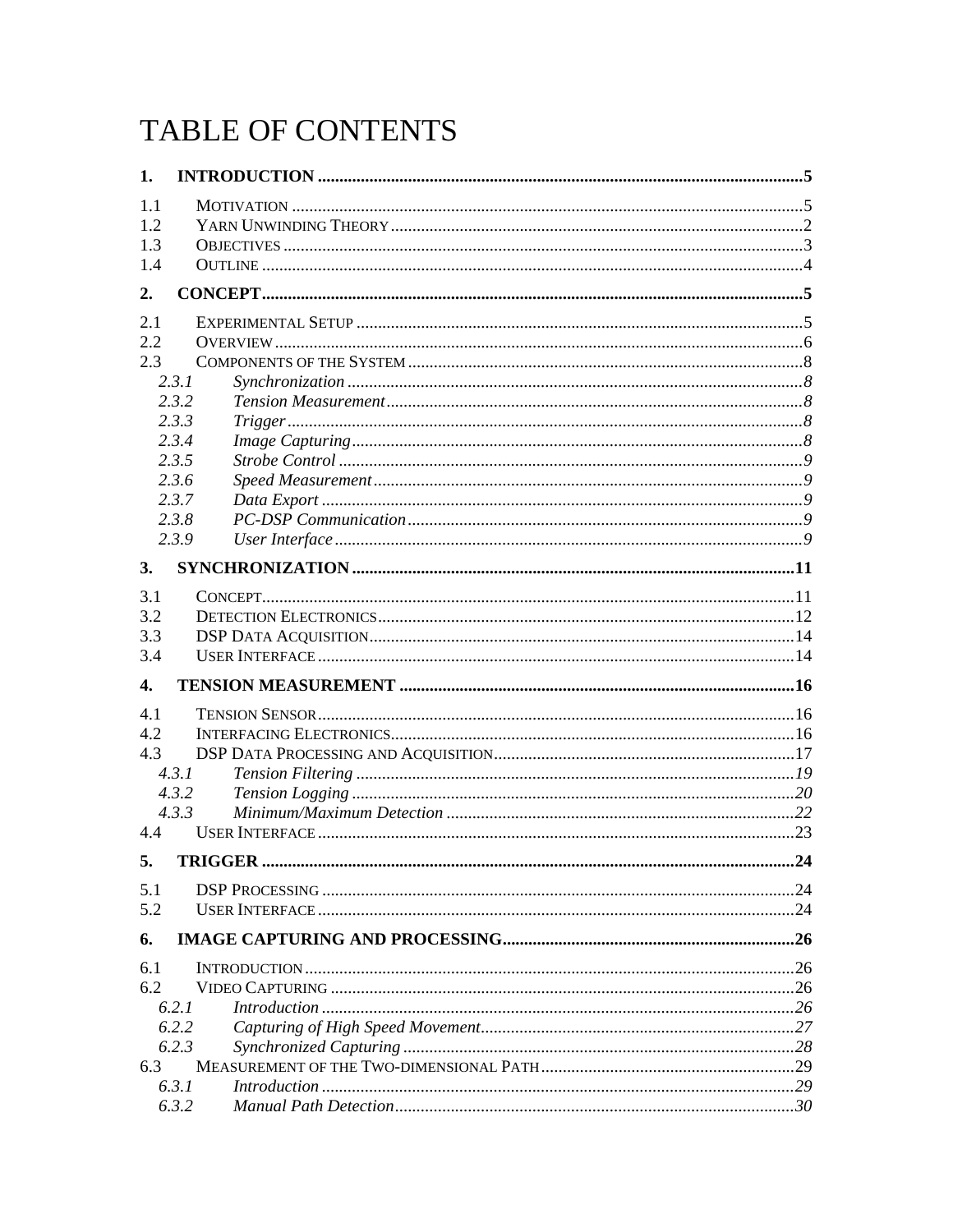# TABLE OF CONTENTS

**1. INTRODUCTION** ......................................................................................................... **5**

1.1 MOTIVATION ......................................................................................................... 5
1.2 YARN UNWINDING THEORY .................................................................................... 2
1.3 OBJECTIVES ........................................................................................................... 3
1.4 OUTLINE ................................................................................................................ 4

**2. CONCEPT** ..................................................................................................................... **5**

2.1 EXPERIMENTAL SETUP .......................................................................................... 5
2.2 OVERVIEW ............................................................................................................. 6
2.3 COMPONENTS OF THE SYSTEM ............................................................................... 8
*2.3.1 Synchronization* ................................................................................................ *8*
*2.3.2 Tension Measurement* ....................................................................................... *8*
*2.3.3 Trigger* .............................................................................................................. *8*
*2.3.4 Image Capturing* ............................................................................................... *8*
*2.3.5 Strobe Control* .................................................................................................. *9*
*2.3.6 Speed Measurement* .......................................................................................... *9*
*2.3.7 Data Export* ...................................................................................................... *9*
*2.3.8 PC-DSP Communication* ................................................................................... *9*
*2.3.9 User Interface* ................................................................................................... *9*

**3. SYNCHRONIZATION** ................................................................................................ **11**

3.1 CONCEPT ............................................................................................................... 11
3.2 DETECTION ELECTRONICS ..................................................................................... 12
3.3 DSP DATA ACQUISITION ....................................................................................... 14
3.4 USER INTERFACE .................................................................................................. 14

**4. TENSION MEASUREMENT** ..................................................................................... **16**

4.1 TENSION SENSOR .................................................................................................. 16
4.2 INTERFACING ELECTRONICS ................................................................................. 16
4.3 DSP DATA PROCESSING AND ACQUISITION ........................................................... 17
*4.3.1 Tension Filtering* ............................................................................................. *19*
*4.3.2 Tension Logging* .............................................................................................. *20*
*4.3.3 Minimum/Maximum Detection* ........................................................................ *22*
4.4 USER INTERFACE .................................................................................................. 23

**5. TRIGGER** ................................................................................................................... **24**

5.1 DSP PROCESSING ................................................................................................. 24
5.2 USER INTERFACE .................................................................................................. 24

**6. IMAGE CAPTURING AND PROCESSING** .............................................................. **26**

6.1 INTRODUCTION ..................................................................................................... 26
6.2 VIDEO CAPTURING ................................................................................................ 26
*6.2.1 Introduction* .................................................................................................... *26*
*6.2.2 Capturing of High Speed Movement* ................................................................ *27*
*6.2.3 Synchronized Capturing* .................................................................................. *28*
6.3 MEASUREMENT OF THE TWO-DIMENSIONAL PATH ................................................. 29
*6.3.1 Introduction* .................................................................................................... *29*
*6.3.2 Manual Path Detection* .................................................................................... *30*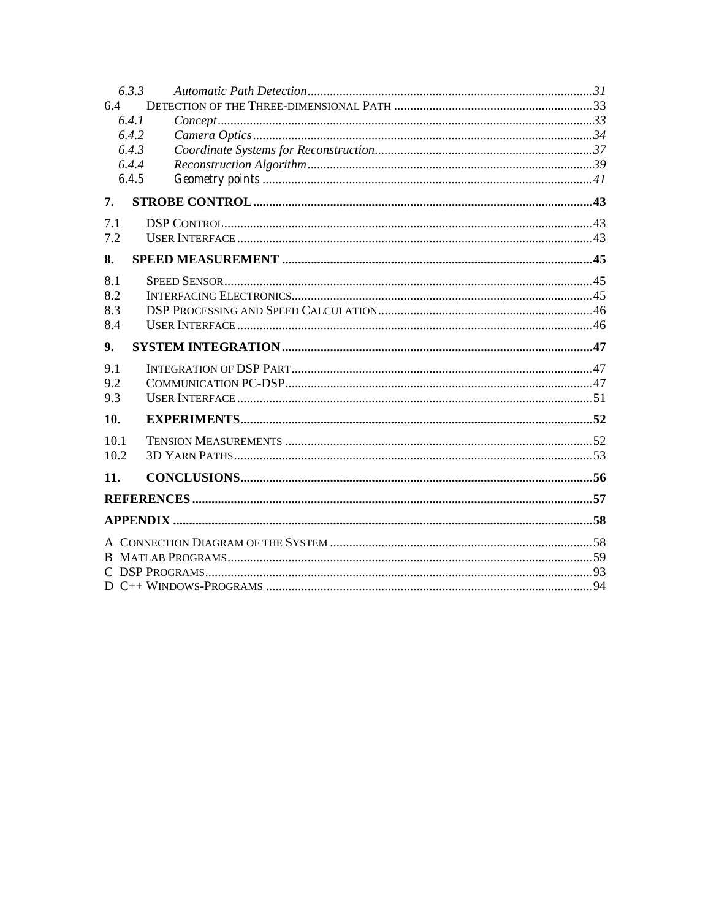*6.3.3 Automatic Path Detection*.........................................................................................*31*

6.4 DETECTION OF THE THREE-DIMENSIONAL PATH .............................................................33

*6.4.1 Concept*...................................................................................................................*33*

*6.4.2 Camera Optics*.........................................................................................................*34*

*6.4.3 Coordinate Systems for Reconstruction*...................................................................*37*

*6.4.4 Reconstruction Algorithm*........................................................................................*39*

*6.4.5 Geometry points*.....................................................................................................*41*

**7. STROBE CONTROL.........................................................................................................43**

7.1 DSP CONTROL..................................................................................................................43

7.2 USER INTERFACE..............................................................................................................43

**8. SPEED MEASUREMENT ................................................................................................45**

8.1 SPEED SENSOR..................................................................................................................45

8.2 INTERFACING ELECTRONICS.............................................................................................45

8.3 DSP PROCESSING AND SPEED CALCULATION..................................................................46

8.4 USER INTERFACE..............................................................................................................46

**9. SYSTEM INTEGRATION................................................................................................47**

9.1 INTEGRATION OF DSP PART.............................................................................................47

9.2 COMMUNICATION PC-DSP...............................................................................................47

9.3 USER INTERFACE..............................................................................................................51

**10. EXPERIMENTS.............................................................................................................52**

10.1 TENSION MEASUREMENTS ...............................................................................................52

10.2 3D YARN PATHS...............................................................................................................53

**11. CONCLUSIONS.............................................................................................................56**

**REFERENCES...........................................................................................................................57**

**APPENDIX ...............................................................................................................................58**

A CONNECTION DIAGRAM OF THE SYSTEM .................................................................................58

B MATLAB PROGRAMS.................................................................................................................59

C DSP PROGRAMS........................................................................................................................93

D C++ WINDOWS-PROGRAMS .....................................................................................................94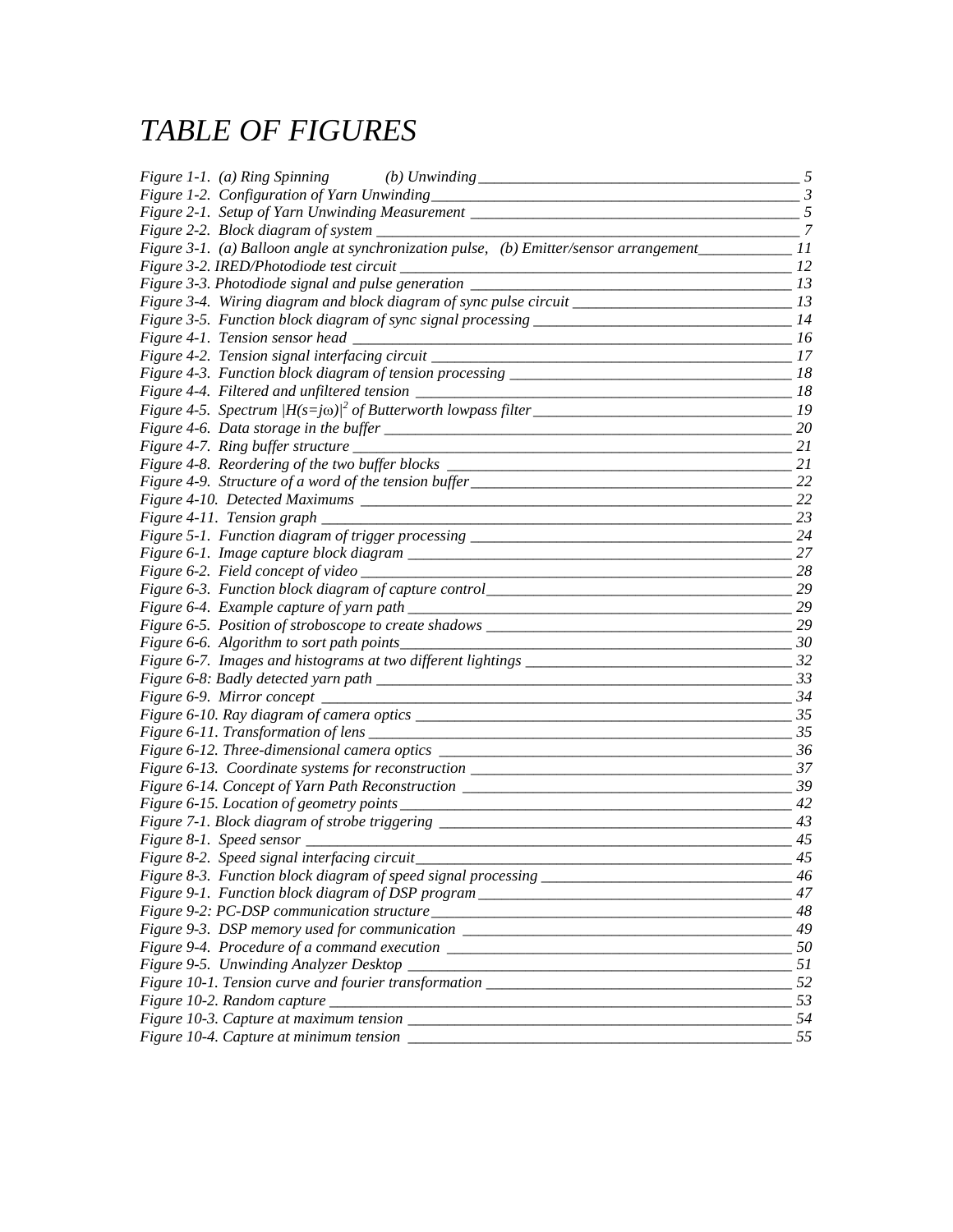# *TABLE OF FIGURES*

*Figure 1-1. (a) Ring Spinning (b) Unwinding* ____ *5*
*Figure 1-2. Configuration of Yarn Unwinding* ____ *3*
*Figure 2-1. Setup of Yarn Unwinding Measurement* ____ *5*
*Figure 2-2. Block diagram of system* ____ *7*
*Figure 3-1. (a) Balloon angle at synchronization pulse, (b) Emitter/sensor arrangement* ____ *11*
*Figure 3-2. IRED/Photodiode test circuit* ____ *12*
*Figure 3-3. Photodiode signal and pulse generation* ____ *13*
*Figure 3-4. Wiring diagram and block diagram of sync pulse circuit* ____ *13*
*Figure 3-5. Function block diagram of sync signal processing* ____ *14*
*Figure 4-1. Tension sensor head* ____ *16*
*Figure 4-2. Tension signal interfacing circuit* ____ *17*
*Figure 4-3. Function block diagram of tension processing* ____ *18*
*Figure 4-4. Filtered and unfiltered tension* ____ *18*
*Figure 4-5. Spectrum* $|H(s=j\omega)|^2$ *of Butterworth lowpass filter* ____ *19*
*Figure 4-6. Data storage in the buffer* ____ *20*
*Figure 4-7. Ring buffer structure* ____ *21*
*Figure 4-8. Reordering of the two buffer blocks* ____ *21*
*Figure 4-9. Structure of a word of the tension buffer* ____ *22*
*Figure 4-10. Detected Maximums* ____ *22*
*Figure 4-11. Tension graph* ____ *23*
*Figure 5-1. Function diagram of trigger processing* ____ *24*
*Figure 6-1. Image capture block diagram* ____ *27*
*Figure 6-2. Field concept of video* ____ *28*
*Figure 6-3. Function block diagram of capture control* ____ *29*
*Figure 6-4. Example capture of yarn path* ____ *29*
*Figure 6-5. Position of stroboscope to create shadows* ____ *29*
*Figure 6-6. Algorithm to sort path points* ____ *30*
*Figure 6-7. Images and histograms at two different lightings* ____ *32*
*Figure 6-8: Badly detected yarn path* ____ *33*
*Figure 6-9. Mirror concept* ____ *34*
*Figure 6-10. Ray diagram of camera optics* ____ *35*
*Figure 6-11. Transformation of lens* ____ *35*
*Figure 6-12. Three-dimensional camera optics* ____ *36*
*Figure 6-13. Coordinate systems for reconstruction* ____ *37*
*Figure 6-14. Concept of Yarn Path Reconstruction* ____ *39*
*Figure 6-15. Location of geometry points* ____ *42*
*Figure 7-1. Block diagram of strobe triggering* ____ *43*
*Figure 8-1. Speed sensor* ____ *45*
*Figure 8-2. Speed signal interfacing circuit* ____ *45*
*Figure 8-3. Function block diagram of speed signal processing* ____ *46*
*Figure 9-1. Function block diagram of DSP program* ____ *47*
*Figure 9-2: PC-DSP communication structure* ____ *48*
*Figure 9-3. DSP memory used for communication* ____ *49*
*Figure 9-4. Procedure of a command execution* ____ *50*
*Figure 9-5. Unwinding Analyzer Desktop* ____ *51*
*Figure 10-1. Tension curve and fourier transformation* ____ *52*
*Figure 10-2. Random capture* ____ *53*
*Figure 10-3. Capture at maximum tension* ____ *54*
*Figure 10-4. Capture at minimum tension* ____ *55*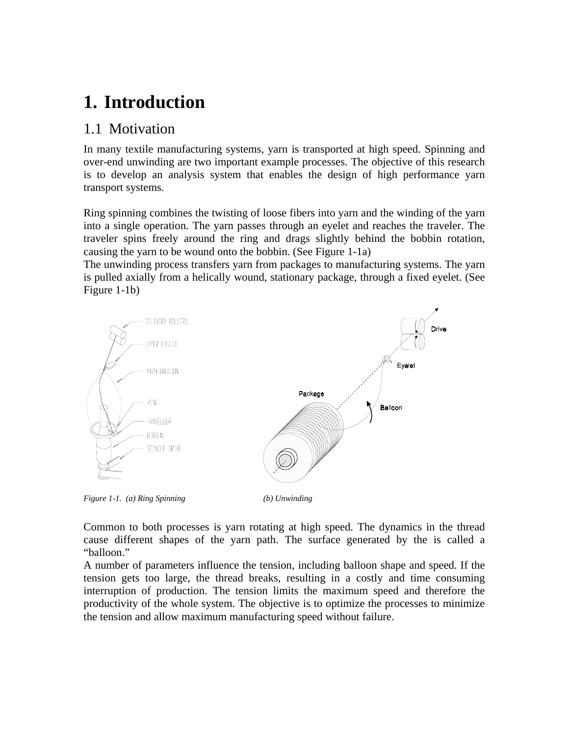# 1. Introduction

## 1.1 Motivation

In many textile manufacturing systems, yarn is transported at high speed. Spinning and over-end unwinding are two important example processes. The objective of this research is to develop an analysis system that enables the design of high performance yarn transport systems.

Ring spinning combines the twisting of loose fibers into yarn and the winding of the yarn into a single operation. The yarn passes through an eyelet and reaches the traveler. The traveler spins freely around the ring and drags slightly behind the bobbin rotation, causing the yarn to be wound onto the bobbin. (See Figure 1-1a)
The unwinding process transfers yarn from packages to manufacturing systems. The yarn is pulled axially from a helically wound, stationary package, through a fixed eyelet. (See Figure 1-1b)

*Figure 1-1. (a) Ring Spinning (b) Unwinding*

Common to both processes is yarn rotating at high speed. The dynamics in the thread cause different shapes of the yarn path. The surface generated by the is called a "balloon."
A number of parameters influence the tension, including balloon shape and speed. If the tension gets too large, the thread breaks, resulting in a costly and time consuming interruption of production. The tension limits the maximum speed and therefore the productivity of the whole system. The objective is to optimize the processes to minimize the tension and allow maximum manufacturing speed without failure.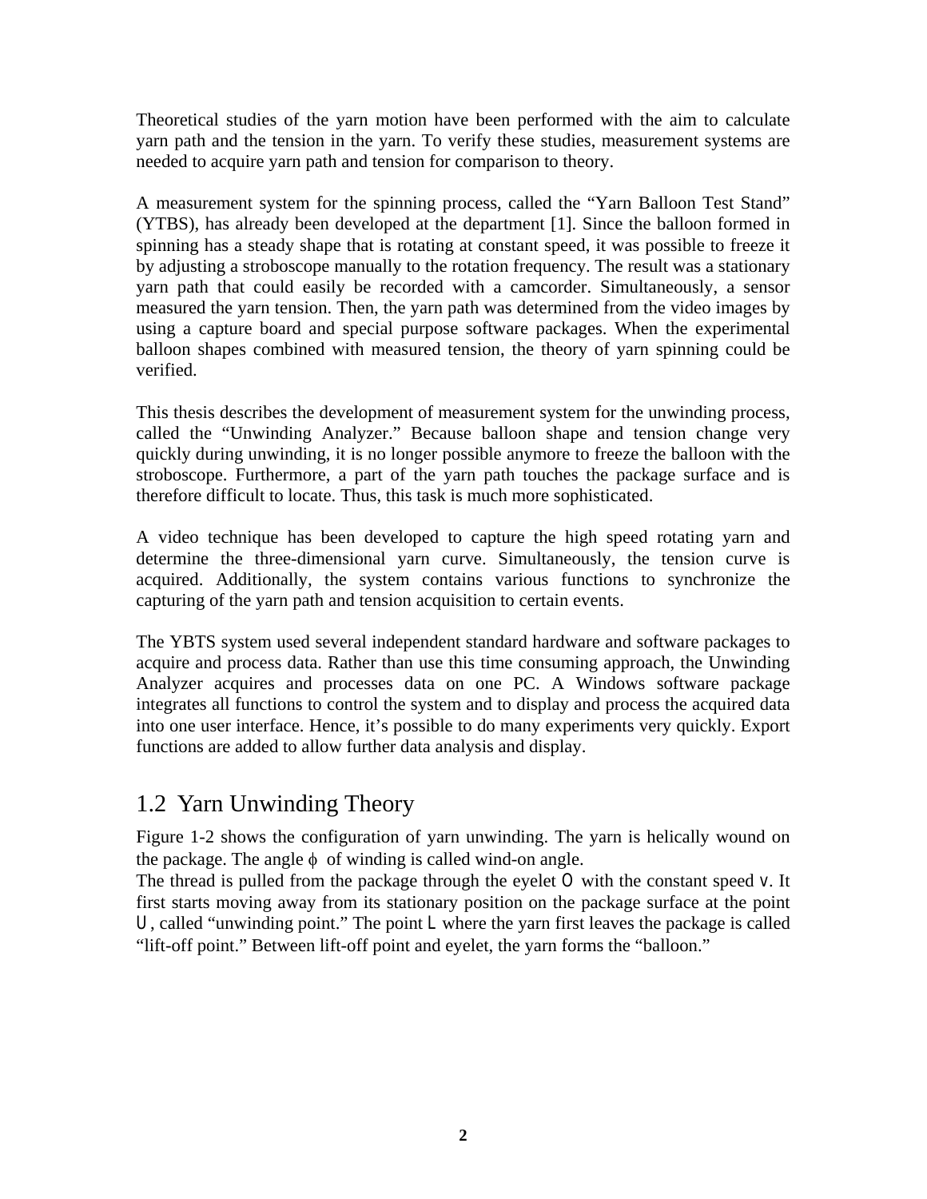Theoretical studies of the yarn motion have been performed with the aim to calculate yarn path and the tension in the yarn. To verify these studies, measurement systems are needed to acquire yarn path and tension for comparison to theory.

A measurement system for the spinning process, called the "Yarn Balloon Test Stand" (YTBS), has already been developed at the department [1]. Since the balloon formed in spinning has a steady shape that is rotating at constant speed, it was possible to freeze it by adjusting a stroboscope manually to the rotation frequency. The result was a stationary yarn path that could easily be recorded with a camcorder. Simultaneously, a sensor measured the yarn tension. Then, the yarn path was determined from the video images by using a capture board and special purpose software packages. When the experimental balloon shapes combined with measured tension, the theory of yarn spinning could be verified.

This thesis describes the development of measurement system for the unwinding process, called the "Unwinding Analyzer." Because balloon shape and tension change very quickly during unwinding, it is no longer possible anymore to freeze the balloon with the stroboscope. Furthermore, a part of the yarn path touches the package surface and is therefore difficult to locate. Thus, this task is much more sophisticated.

A video technique has been developed to capture the high speed rotating yarn and determine the three-dimensional yarn curve. Simultaneously, the tension curve is acquired. Additionally, the system contains various functions to synchronize the capturing of the yarn path and tension acquisition to certain events.

The YBTS system used several independent standard hardware and software packages to acquire and process data. Rather than use this time consuming approach, the Unwinding Analyzer acquires and processes data on one PC. A Windows software package integrates all functions to control the system and to display and process the acquired data into one user interface. Hence, it's possible to do many experiments very quickly. Export functions are added to allow further data analysis and display.

## 1.2 Yarn Unwinding Theory

Figure 1-2 shows the configuration of yarn unwinding. The yarn is helically wound on the package. The angle $\phi$ of winding is called wind-on angle.
The thread is pulled from the package through the eyelet $O$ with the constant speed $v$. It first starts moving away from its stationary position on the package surface at the point $U$, called "unwinding point." The point $L$ where the yarn first leaves the package is called "lift-off point." Between lift-off point and eyelet, the yarn forms the "balloon."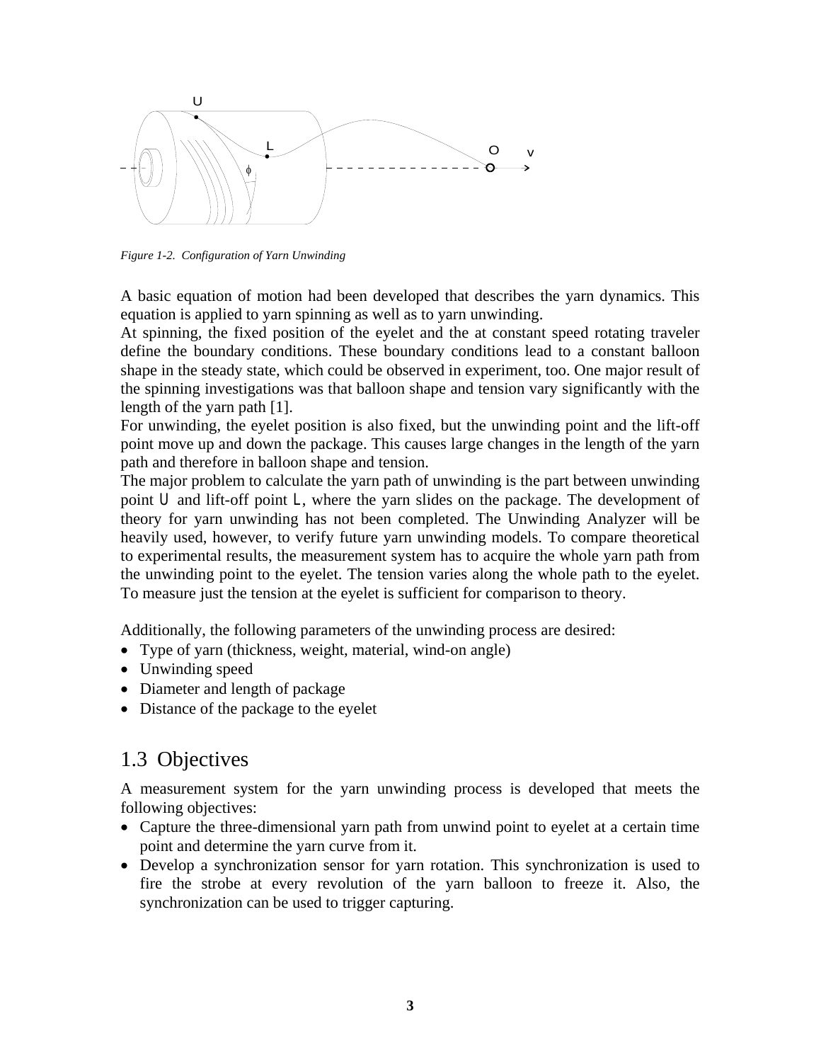*Figure 1-2. Configuration of Yarn Unwinding*

A basic equation of motion had been developed that describes the yarn dynamics. This equation is applied to yarn spinning as well as to yarn unwinding.
At spinning, the fixed position of the eyelet and the at constant speed rotating traveler define the boundary conditions. These boundary conditions lead to a constant balloon shape in the steady state, which could be observed in experiment, too. One major result of the spinning investigations was that balloon shape and tension vary significantly with the length of the yarn path [1].
For unwinding, the eyelet position is also fixed, but the unwinding point and the lift-off point move up and down the package. This causes large changes in the length of the yarn path and therefore in balloon shape and tension.
The major problem to calculate the yarn path of unwinding is the part between unwinding point U and lift-off point L, where the yarn slides on the package. The development of theory for yarn unwinding has not been completed. The Unwinding Analyzer will be heavily used, however, to verify future yarn unwinding models. To compare theoretical to experimental results, the measurement system has to acquire the whole yarn path from the unwinding point to the eyelet. The tension varies along the whole path to the eyelet. To measure just the tension at the eyelet is sufficient for comparison to theory.

Additionally, the following parameters of the unwinding process are desired:

- Type of yarn (thickness, weight, material, wind-on angle)
- Unwinding speed
- Diameter and length of package
- Distance of the package to the eyelet

## 1.3 Objectives

A measurement system for the yarn unwinding process is developed that meets the following objectives:

- Capture the three-dimensional yarn path from unwind point to eyelet at a certain time point and determine the yarn curve from it.
- Develop a synchronization sensor for yarn rotation. This synchronization is used to fire the strobe at every revolution of the yarn balloon to freeze it. Also, the synchronization can be used to trigger capturing.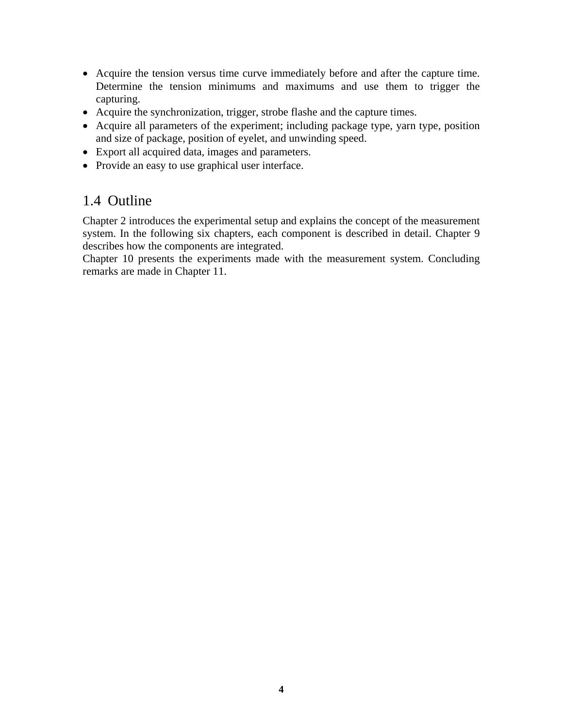- Acquire the tension versus time curve immediately before and after the capture time. Determine the tension minimums and maximums and use them to trigger the capturing.
- Acquire the synchronization, trigger, strobe flashe and the capture times.
- Acquire all parameters of the experiment; including package type, yarn type, position and size of package, position of eyelet, and unwinding speed.
- Export all acquired data, images and parameters.
- Provide an easy to use graphical user interface.

## 1.4 Outline

Chapter 2 introduces the experimental setup and explains the concept of the measurement system. In the following six chapters, each component is described in detail. Chapter 9 describes how the components are integrated.
Chapter 10 presents the experiments made with the measurement system. Concluding remarks are made in Chapter 11.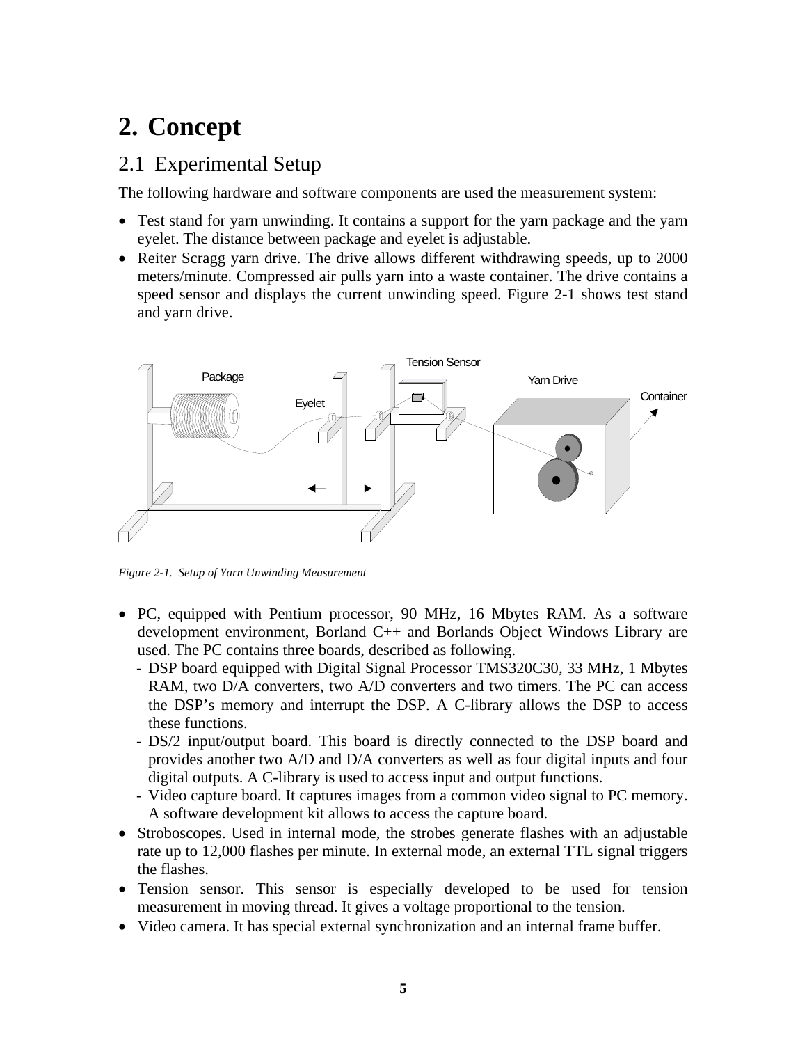# 2. Concept

## 2.1 Experimental Setup

The following hardware and software components are used the measurement system:

- Test stand for yarn unwinding. It contains a support for the yarn package and the yarn eyelet. The distance between package and eyelet is adjustable.
- Reiter Scragg yarn drive. The drive allows different withdrawing speeds, up to 2000 meters/minute. Compressed air pulls yarn into a waste container. The drive contains a speed sensor and displays the current unwinding speed. Figure 2-1 shows test stand and yarn drive.

*Figure 2-1. Setup of Yarn Unwinding Measurement*

- PC, equipped with Pentium processor, 90 MHz, 16 Mbytes RAM. As a software development environment, Borland C++ and Borlands Object Windows Library are used. The PC contains three boards, described as following.
  - DSP board equipped with Digital Signal Processor TMS320C30, 33 MHz, 1 Mbytes RAM, two D/A converters, two A/D converters and two timers. The PC can access the DSP's memory and interrupt the DSP. A C-library allows the DSP to access these functions.
  - DS/2 input/output board. This board is directly connected to the DSP board and provides another two A/D and D/A converters as well as four digital inputs and four digital outputs. A C-library is used to access input and output functions.
  - Video capture board. It captures images from a common video signal to PC memory. A software development kit allows to access the capture board.
- Stroboscopes. Used in internal mode, the strobes generate flashes with an adjustable rate up to 12,000 flashes per minute. In external mode, an external TTL signal triggers the flashes.
- Tension sensor. This sensor is especially developed to be used for tension measurement in moving thread. It gives a voltage proportional to the tension.
- Video camera. It has special external synchronization and an internal frame buffer.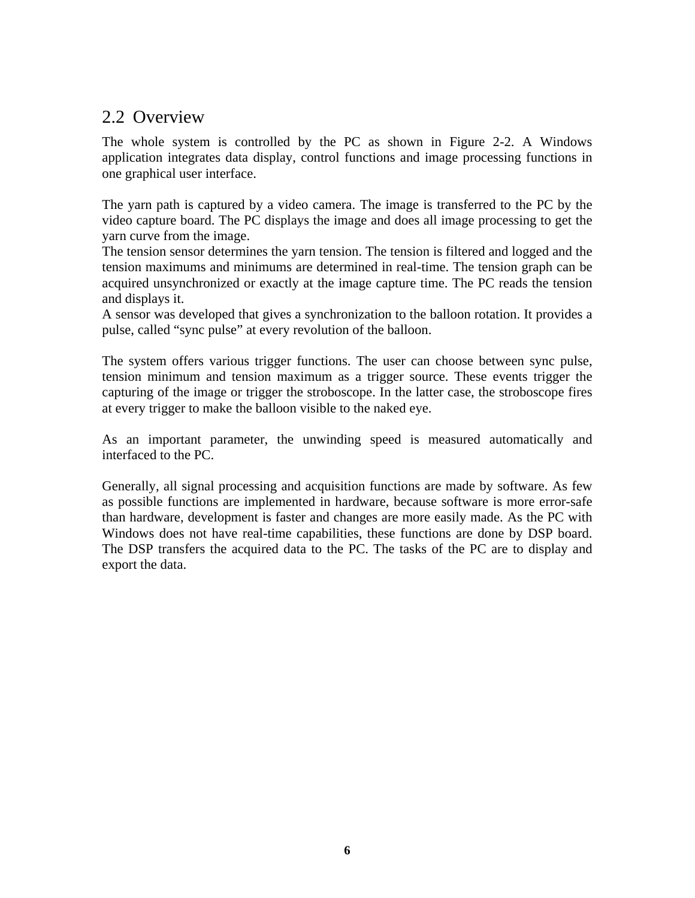## 2.2 Overview

The whole system is controlled by the PC as shown in Figure 2-2. A Windows application integrates data display, control functions and image processing functions in one graphical user interface.

The yarn path is captured by a video camera. The image is transferred to the PC by the video capture board. The PC displays the image and does all image processing to get the yarn curve from the image.
The tension sensor determines the yarn tension. The tension is filtered and logged and the tension maximums and minimums are determined in real-time. The tension graph can be acquired unsynchronized or exactly at the image capture time. The PC reads the tension and displays it.
A sensor was developed that gives a synchronization to the balloon rotation. It provides a pulse, called "sync pulse" at every revolution of the balloon.

The system offers various trigger functions. The user can choose between sync pulse, tension minimum and tension maximum as a trigger source. These events trigger the capturing of the image or trigger the stroboscope. In the latter case, the stroboscope fires at every trigger to make the balloon visible to the naked eye.

As an important parameter, the unwinding speed is measured automatically and interfaced to the PC.

Generally, all signal processing and acquisition functions are made by software. As few as possible functions are implemented in hardware, because software is more error-safe than hardware, development is faster and changes are more easily made. As the PC with Windows does not have real-time capabilities, these functions are done by DSP board. The DSP transfers the acquired data to the PC. The tasks of the PC are to display and export the data.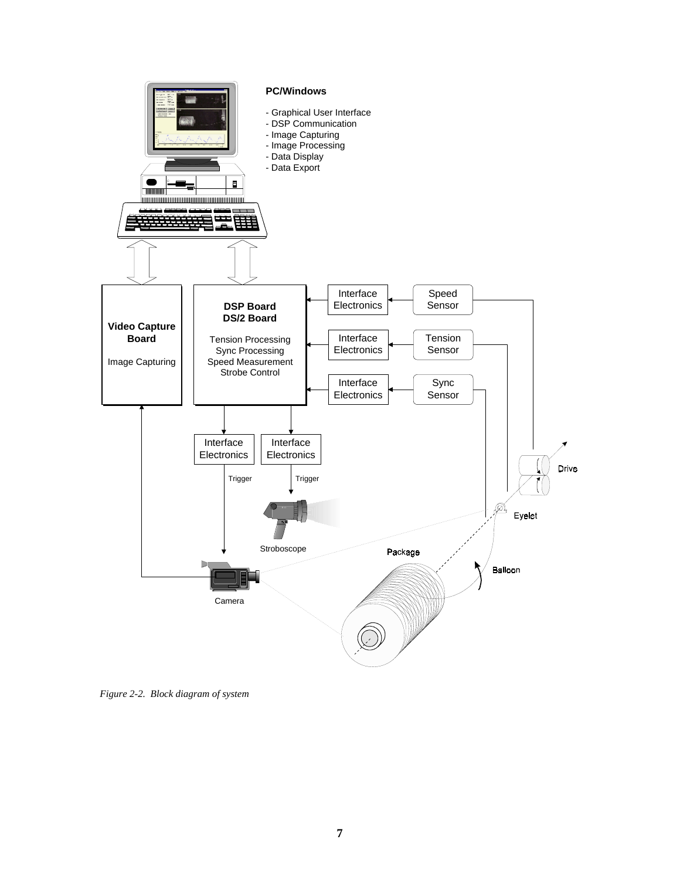*Figure 2-2. Block diagram of system*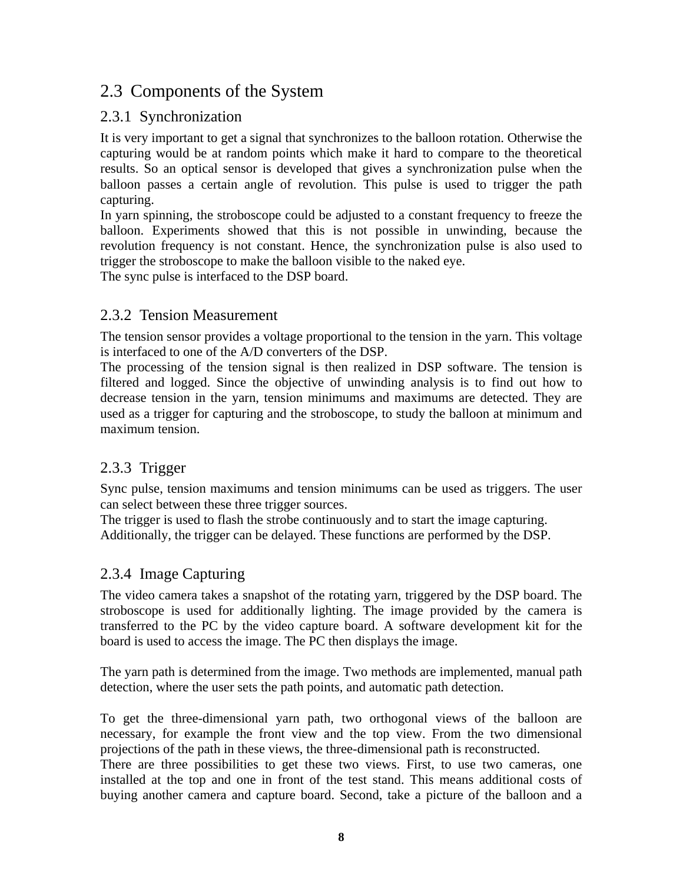## 2.3 Components of the System

### 2.3.1 Synchronization

It is very important to get a signal that synchronizes to the balloon rotation. Otherwise the capturing would be at random points which make it hard to compare to the theoretical results. So an optical sensor is developed that gives a synchronization pulse when the balloon passes a certain angle of revolution. This pulse is used to trigger the path capturing.
In yarn spinning, the stroboscope could be adjusted to a constant frequency to freeze the balloon. Experiments showed that this is not possible in unwinding, because the revolution frequency is not constant. Hence, the synchronization pulse is also used to trigger the stroboscope to make the balloon visible to the naked eye.
The sync pulse is interfaced to the DSP board.

### 2.3.2 Tension Measurement

The tension sensor provides a voltage proportional to the tension in the yarn. This voltage is interfaced to one of the A/D converters of the DSP.
The processing of the tension signal is then realized in DSP software. The tension is filtered and logged. Since the objective of unwinding analysis is to find out how to decrease tension in the yarn, tension minimums and maximums are detected. They are used as a trigger for capturing and the stroboscope, to study the balloon at minimum and maximum tension.

### 2.3.3 Trigger

Sync pulse, tension maximums and tension minimums can be used as triggers. The user can select between these three trigger sources.
The trigger is used to flash the strobe continuously and to start the image capturing.
Additionally, the trigger can be delayed. These functions are performed by the DSP.

### 2.3.4 Image Capturing

The video camera takes a snapshot of the rotating yarn, triggered by the DSP board. The stroboscope is used for additionally lighting. The image provided by the camera is transferred to the PC by the video capture board. A software development kit for the board is used to access the image. The PC then displays the image.

The yarn path is determined from the image. Two methods are implemented, manual path detection, where the user sets the path points, and automatic path detection.

To get the three-dimensional yarn path, two orthogonal views of the balloon are necessary, for example the front view and the top view. From the two dimensional projections of the path in these views, the three-dimensional path is reconstructed.
There are three possibilities to get these two views. First, to use two cameras, one installed at the top and one in front of the test stand. This means additional costs of buying another camera and capture board. Second, take a picture of the balloon and a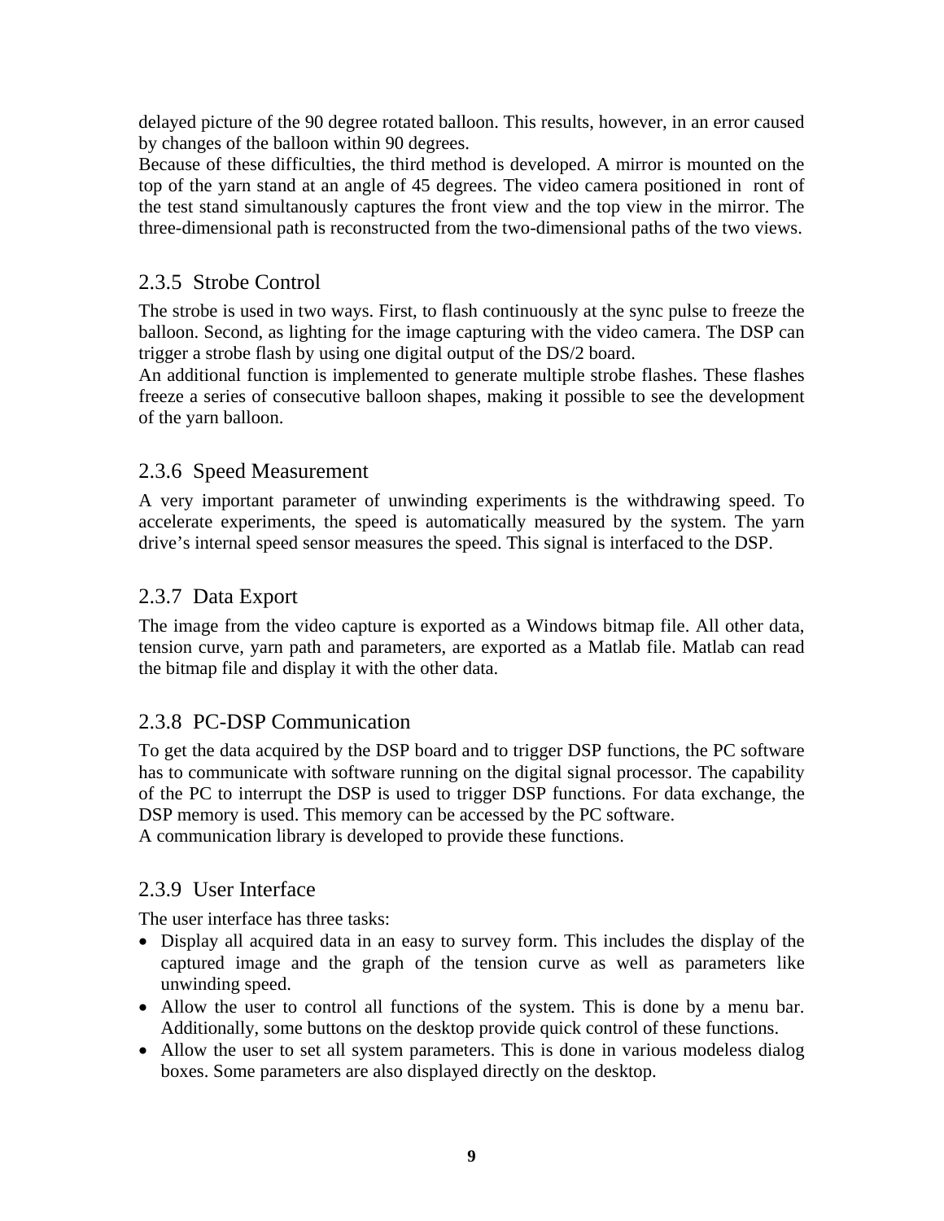delayed picture of the 90 degree rotated balloon. This results, however, in an error caused by changes of the balloon within 90 degrees.
Because of these difficulties, the third method is developed. A mirror is mounted on the top of the yarn stand at an angle of 45 degrees. The video camera positioned in  ront of the test stand simultanously captures the front view and the top view in the mirror. The three-dimensional path is reconstructed from the two-dimensional paths of the two views.

### 2.3.5 Strobe Control

The strobe is used in two ways. First, to flash continuously at the sync pulse to freeze the balloon. Second, as lighting for the image capturing with the video camera. The DSP can trigger a strobe flash by using one digital output of the DS/2 board.
An additional function is implemented to generate multiple strobe flashes. These flashes freeze a series of consecutive balloon shapes, making it possible to see the development of the yarn balloon.

### 2.3.6 Speed Measurement

A very important parameter of unwinding experiments is the withdrawing speed. To accelerate experiments, the speed is automatically measured by the system. The yarn drive's internal speed sensor measures the speed. This signal is interfaced to the DSP.

### 2.3.7 Data Export

The image from the video capture is exported as a Windows bitmap file. All other data, tension curve, yarn path and parameters, are exported as a Matlab file. Matlab can read the bitmap file and display it with the other data.

### 2.3.8 PC-DSP Communication

To get the data acquired by the DSP board and to trigger DSP functions, the PC software has to communicate with software running on the digital signal processor. The capability of the PC to interrupt the DSP is used to trigger DSP functions. For data exchange, the DSP memory is used. This memory can be accessed by the PC software.
A communication library is developed to provide these functions.

### 2.3.9 User Interface

The user interface has three tasks:

- Display all acquired data in an easy to survey form. This includes the display of the captured image and the graph of the tension curve as well as parameters like unwinding speed.
- Allow the user to control all functions of the system. This is done by a menu bar. Additionally, some buttons on the desktop provide quick control of these functions.
- Allow the user to set all system parameters. This is done in various modeless dialog boxes. Some parameters are also displayed directly on the desktop.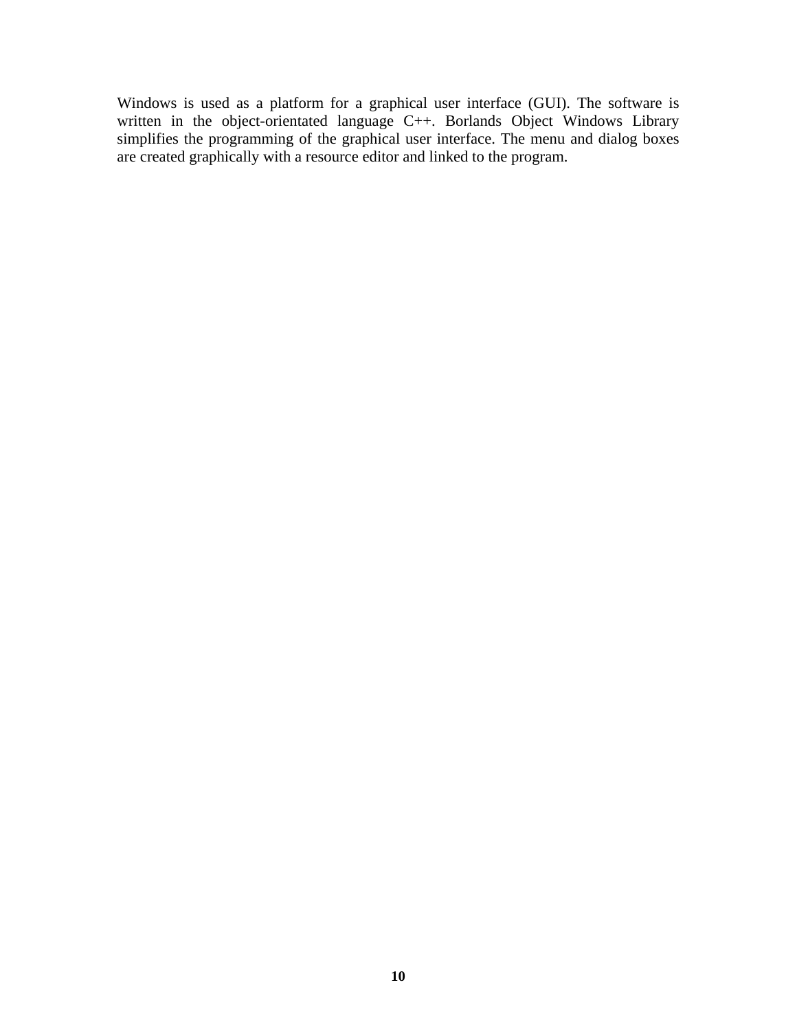Windows is used as a platform for a graphical user interface (GUI). The software is written in the object-orientated language C++. Borlands Object Windows Library simplifies the programming of the graphical user interface. The menu and dialog boxes are created graphically with a resource editor and linked to the program.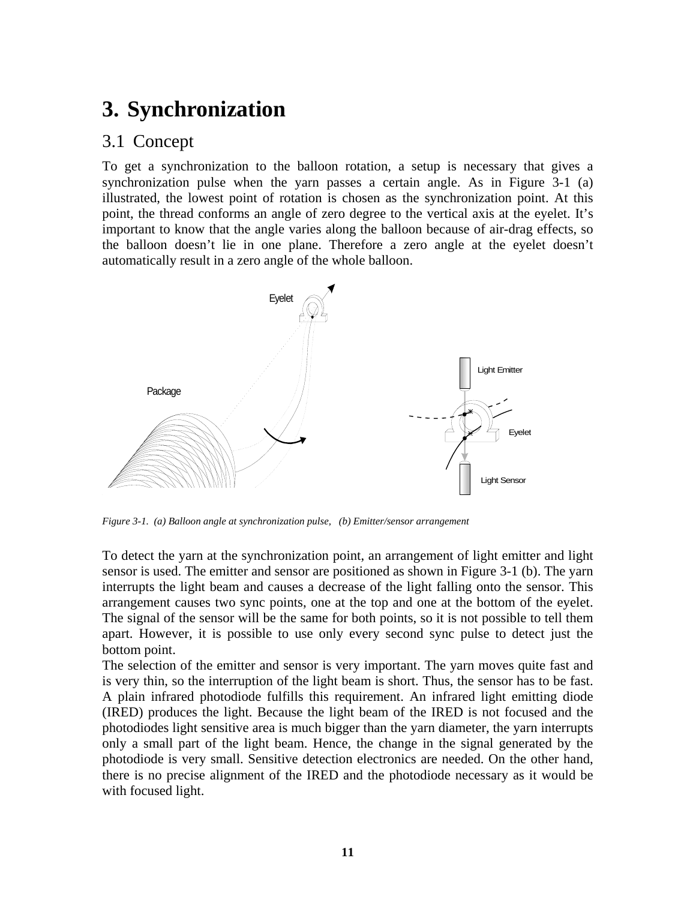# 3. Synchronization

## 3.1 Concept

To get a synchronization to the balloon rotation, a setup is necessary that gives a synchronization pulse when the yarn passes a certain angle. As in Figure 3-1 (a) illustrated, the lowest point of rotation is chosen as the synchronization point. At this point, the thread conforms an angle of zero degree to the vertical axis at the eyelet. It's important to know that the angle varies along the balloon because of air-drag effects, so the balloon doesn't lie in one plane. Therefore a zero angle at the eyelet doesn't automatically result in a zero angle of the whole balloon.

*Figure 3-1. (a) Balloon angle at synchronization pulse, (b) Emitter/sensor arrangement*

To detect the yarn at the synchronization point, an arrangement of light emitter and light sensor is used. The emitter and sensor are positioned as shown in Figure 3-1 (b). The yarn interrupts the light beam and causes a decrease of the light falling onto the sensor. This arrangement causes two sync points, one at the top and one at the bottom of the eyelet. The signal of the sensor will be the same for both points, so it is not possible to tell them apart. However, it is possible to use only every second sync pulse to detect just the bottom point.

The selection of the emitter and sensor is very important. The yarn moves quite fast and is very thin, so the interruption of the light beam is short. Thus, the sensor has to be fast. A plain infrared photodiode fulfills this requirement. An infrared light emitting diode (IRED) produces the light. Because the light beam of the IRED is not focused and the photodiodes light sensitive area is much bigger than the yarn diameter, the yarn interrupts only a small part of the light beam. Hence, the change in the signal generated by the photodiode is very small. Sensitive detection electronics are needed. On the other hand, there is no precise alignment of the IRED and the photodiode necessary as it would be with focused light.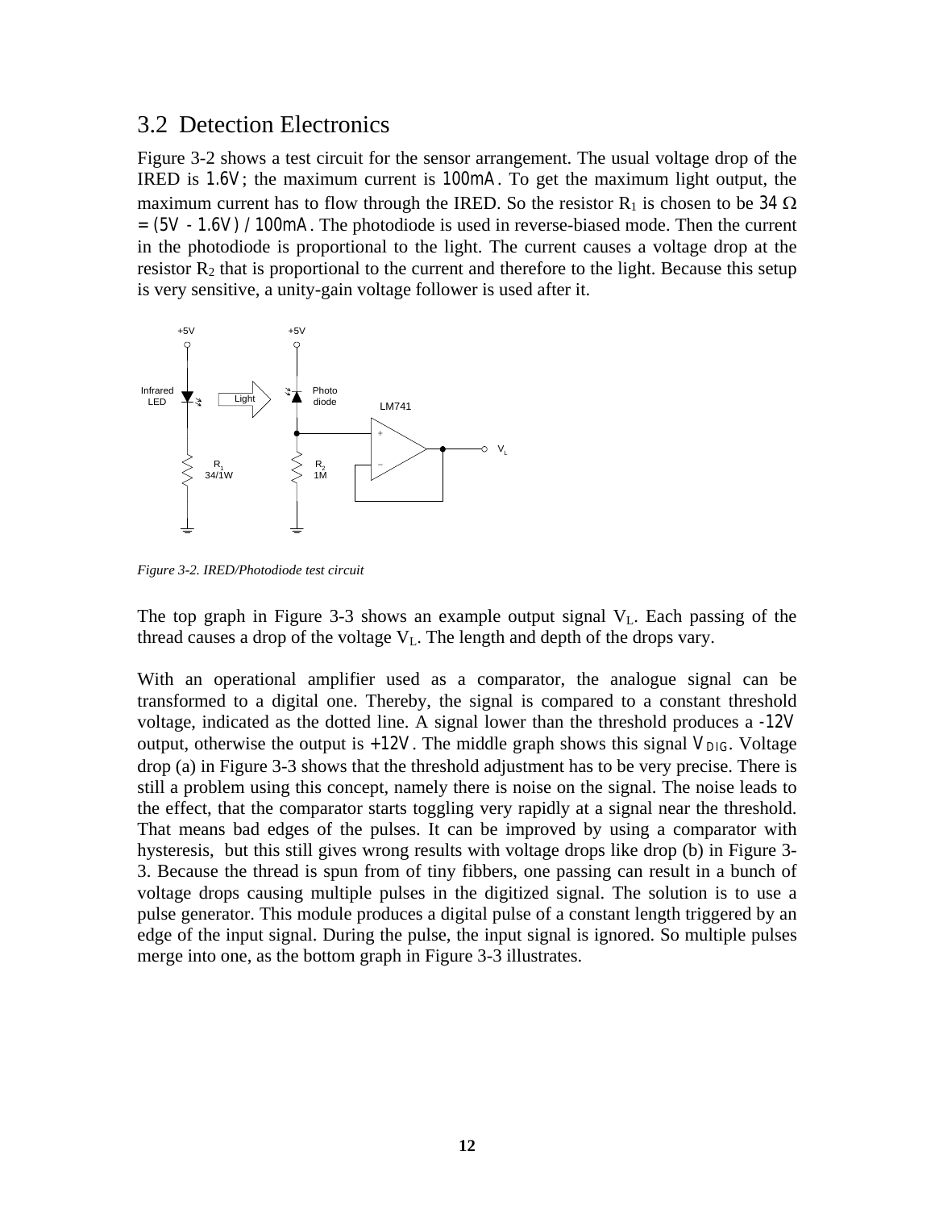## 3.2 Detection Electronics

Figure 3-2 shows a test circuit for the sensor arrangement. The usual voltage drop of the IRED is 1.6V; the maximum current is 100mA. To get the maximum light output, the maximum current has to flow through the IRED. So the resistor $R_1$ is chosen to be $34\ \Omega = (5V - 1.6V) / 100mA$. The photodiode is used in reverse-biased mode. Then the current in the photodiode is proportional to the light. The current causes a voltage drop at the resistor $R_2$ that is proportional to the current and therefore to the light. Because this setup is very sensitive, a unity-gain voltage follower is used after it.

*Figure 3-2. IRED/Photodiode test circuit*

The top graph in Figure 3-3 shows an example output signal $V_L$. Each passing of the thread causes a drop of the voltage $V_L$. The length and depth of the drops vary.

With an operational amplifier used as a comparator, the analogue signal can be transformed to a digital one. Thereby, the signal is compared to a constant threshold voltage, indicated as the dotted line. A signal lower than the threshold produces a -12V output, otherwise the output is +12V. The middle graph shows this signal $V_{DIG}$. Voltage drop (a) in Figure 3-3 shows that the threshold adjustment has to be very precise. There is still a problem using this concept, namely there is noise on the signal. The noise leads to the effect, that the comparator starts toggling very rapidly at a signal near the threshold. That means bad edges of the pulses. It can be improved by using a comparator with hysteresis, but this still gives wrong results with voltage drops like drop (b) in Figure 3-3. Because the thread is spun from of tiny fibbers, one passing can result in a bunch of voltage drops causing multiple pulses in the digitized signal. The solution is to use a pulse generator. This module produces a digital pulse of a constant length triggered by an edge of the input signal. During the pulse, the input signal is ignored. So multiple pulses merge into one, as the bottom graph in Figure 3-3 illustrates.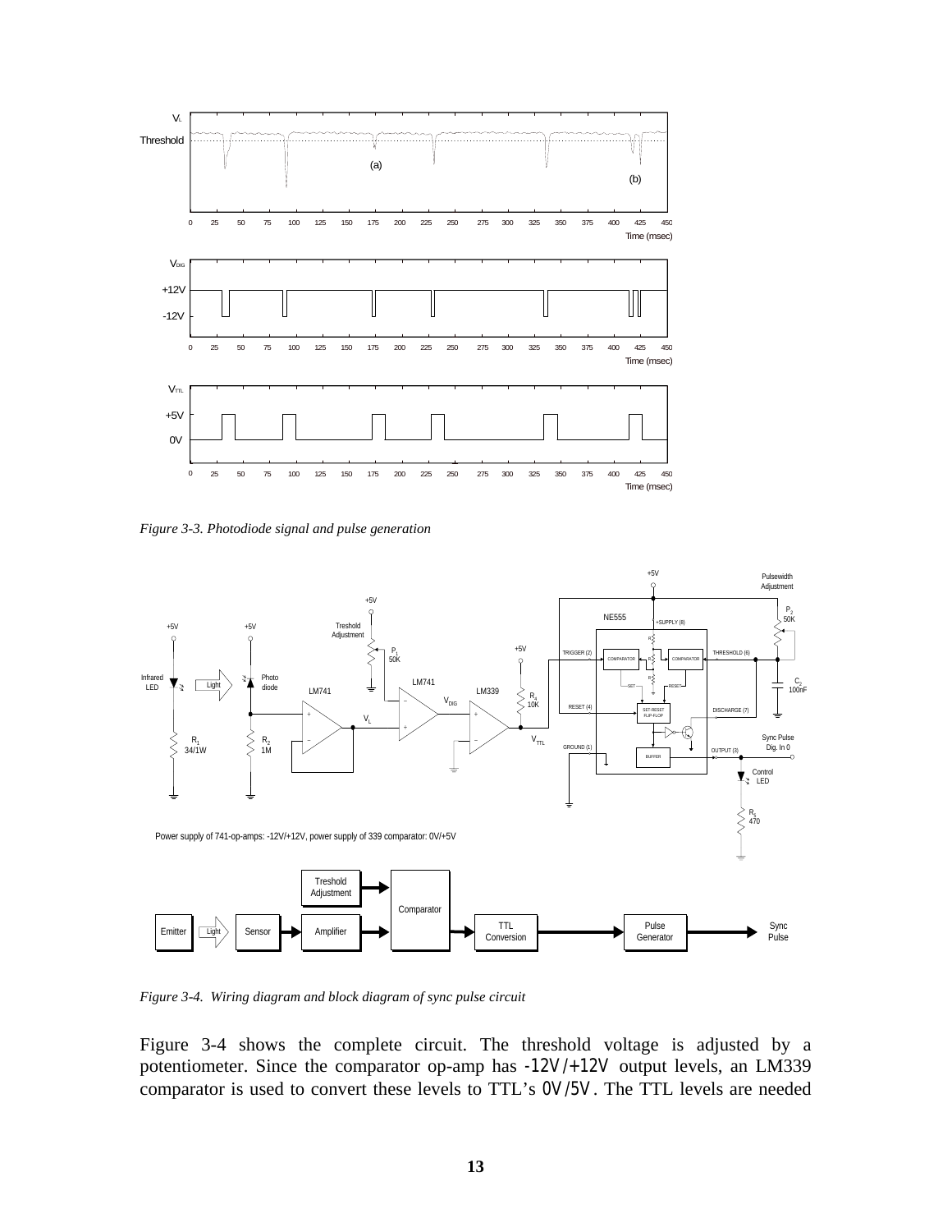*Figure 3-3. Photodiode signal and pulse generation*

*Figure 3-4. Wiring diagram and block diagram of sync pulse circuit*

Figure 3-4 shows the complete circuit. The threshold voltage is adjusted by a potentiometer. Since the comparator op-amp has -12V/+12V output levels, an LM339 comparator is used to convert these levels to TTL's 0V/5V. The TTL levels are needed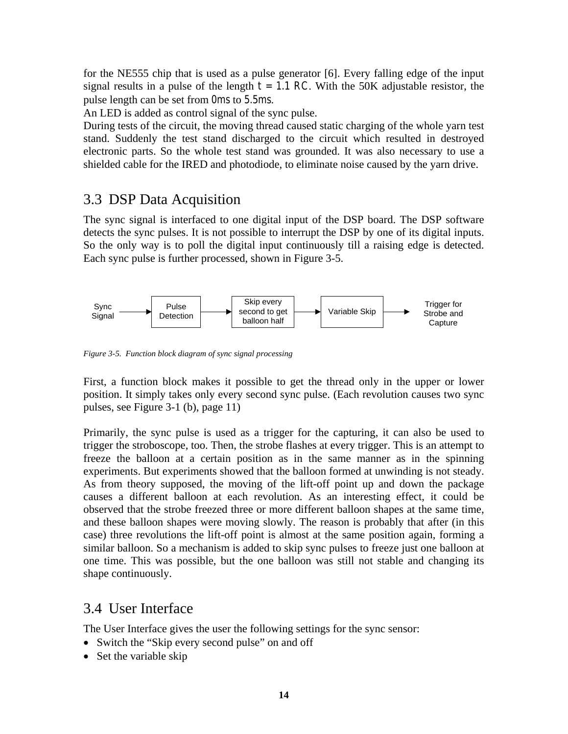for the NE555 chip that is used as a pulse generator [6]. Every falling edge of the input signal results in a pulse of the length $t = 1.1\ RC$. With the 50K adjustable resistor, the pulse length can be set from $0ms$ to $5.5ms$.
An LED is added as control signal of the sync pulse.
During tests of the circuit, the moving thread caused static charging of the whole yarn test stand. Suddenly the test stand discharged to the circuit which resulted in destroyed electronic parts. So the whole test stand was grounded. It was also necessary to use a shielded cable for the IRED and photodiode, to eliminate noise caused by the yarn drive.

## 3.3 DSP Data Acquisition

The sync signal is interfaced to one digital input of the DSP board. The DSP software detects the sync pulses. It is not possible to interrupt the DSP by one of its digital inputs. So the only way is to poll the digital input continuously till a raising edge is detected. Each sync pulse is further processed, shown in Figure 3-5.

Sync Signal → Pulse Detection → Skip every second to get balloon half → Variable Skip → Trigger for Strobe and Capture

*Figure 3-5. Function block diagram of sync signal processing*

First, a function block makes it possible to get the thread only in the upper or lower position. It simply takes only every second sync pulse. (Each revolution causes two sync pulses, see Figure 3-1 (b), page 11)

Primarily, the sync pulse is used as a trigger for the capturing, it can also be used to trigger the stroboscope, too. Then, the strobe flashes at every trigger. This is an attempt to freeze the balloon at a certain position as in the same manner as in the spinning experiments. But experiments showed that the balloon formed at unwinding is not steady. As from theory supposed, the moving of the lift-off point up and down the package causes a different balloon at each revolution. As an interesting effect, it could be observed that the strobe freezed three or more different balloon shapes at the same time, and these balloon shapes were moving slowly. The reason is probably that after (in this case) three revolutions the lift-off point is almost at the same position again, forming a similar balloon. So a mechanism is added to skip sync pulses to freeze just one balloon at one time. This was possible, but the one balloon was still not stable and changing its shape continuously.

## 3.4 User Interface

The User Interface gives the user the following settings for the sync sensor:

- Switch the “Skip every second pulse” on and off
- Set the variable skip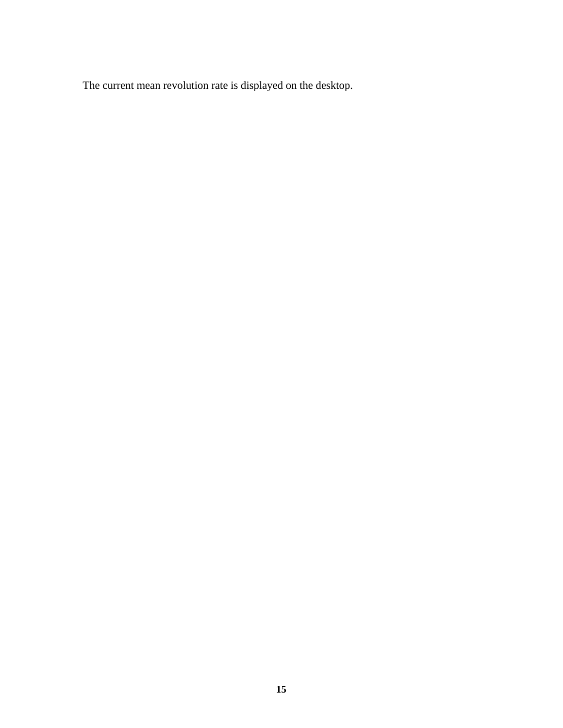The current mean revolution rate is displayed on the desktop.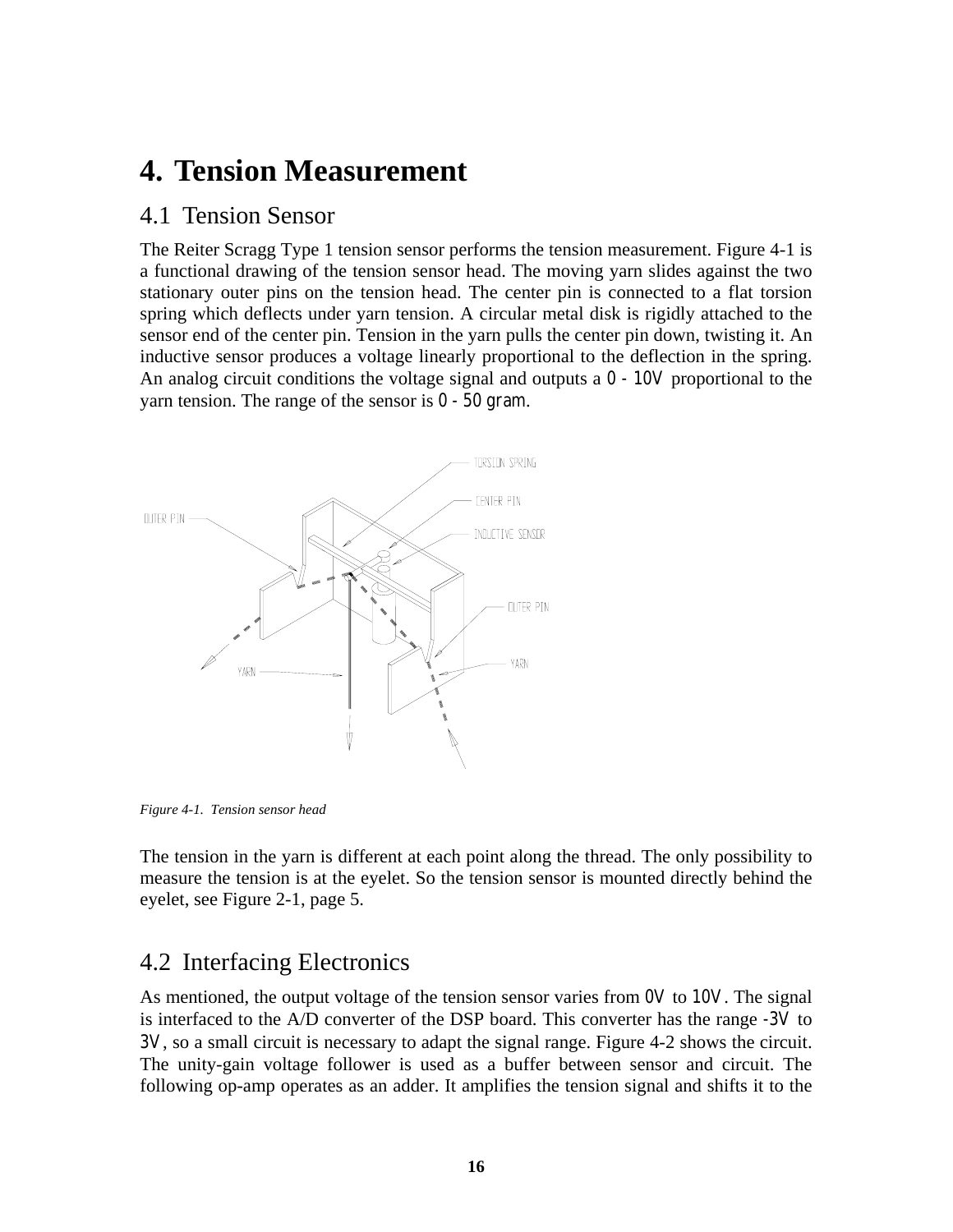# 4. Tension Measurement

## 4.1 Tension Sensor

The Reiter Scragg Type 1 tension sensor performs the tension measurement. Figure 4-1 is a functional drawing of the tension sensor head. The moving yarn slides against the two stationary outer pins on the tension head. The center pin is connected to a flat torsion spring which deflects under yarn tension. A circular metal disk is rigidly attached to the sensor end of the center pin. Tension in the yarn pulls the center pin down, twisting it. An inductive sensor produces a voltage linearly proportional to the deflection in the spring. An analog circuit conditions the voltage signal and outputs a 0 - 10V proportional to the yarn tension. The range of the sensor is 0 - 50 gram.

*Figure 4-1. Tension sensor head*

The tension in the yarn is different at each point along the thread. The only possibility to measure the tension is at the eyelet. So the tension sensor is mounted directly behind the eyelet, see Figure 2-1, page 5.

## 4.2 Interfacing Electronics

As mentioned, the output voltage of the tension sensor varies from 0V to 10V. The signal is interfaced to the A/D converter of the DSP board. This converter has the range -3V to 3V, so a small circuit is necessary to adapt the signal range. Figure 4-2 shows the circuit. The unity-gain voltage follower is used as a buffer between sensor and circuit. The following op-amp operates as an adder. It amplifies the tension signal and shifts it to the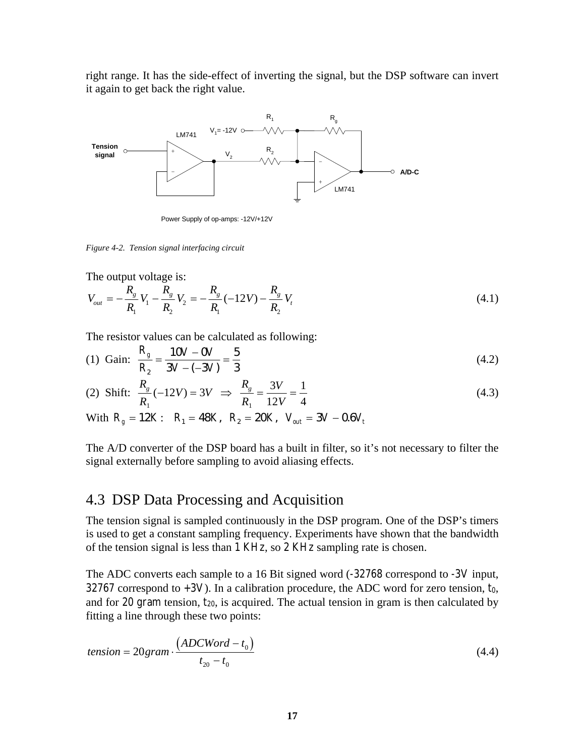right range. It has the side-effect of inverting the signal, but the DSP software can invert it again to get back the right value.

*Figure 4-2. Tension signal interfacing circuit*

The output voltage is:

$$V_{out} = -\frac{R_g}{R_1}V_1 - \frac{R_g}{R_2}V_2 = -\frac{R_g}{R_1}(-12V) - \frac{R_g}{R_2}V_t \tag{4.1}$$

The resistor values can be calculated as following:

(1) Gain: $$\frac{R_g}{R_2} = \frac{10V - 0V}{3V - (-3V)} = \frac{5}{3} \tag{4.2}$$

(2) Shift: $$\frac{R_g}{R_1}(-12V) = 3V \Rightarrow \frac{R_g}{R_1} = \frac{3V}{12V} = \frac{1}{4} \tag{4.3}$$

With $R_g = 12K$ : $R_1 = 48K$ , $R_2 = 20K$ , $V_{out} = 3V - 0.6V_t$

The A/D converter of the DSP board has a built in filter, so it's not necessary to filter the signal externally before sampling to avoid aliasing effects.

## 4.3 DSP Data Processing and Acquisition

The tension signal is sampled continuously in the DSP program. One of the DSP's timers is used to get a constant sampling frequency. Experiments have shown that the bandwidth of the tension signal is less than 1 KHz, so 2 KHz sampling rate is chosen.

The ADC converts each sample to a 16 Bit signed word (-32768 correspond to -3V input, 32767 correspond to +3V). In a calibration procedure, the ADC word for zero tension, $t_0$, and for 20 gram tension, $t_{20}$, is acquired. The actual tension in gram is then calculated by fitting a line through these two points:

$$tension = 20gram \cdot \frac{(ADCWord - t_0)}{t_{20} - t_0} \tag{4.4}$$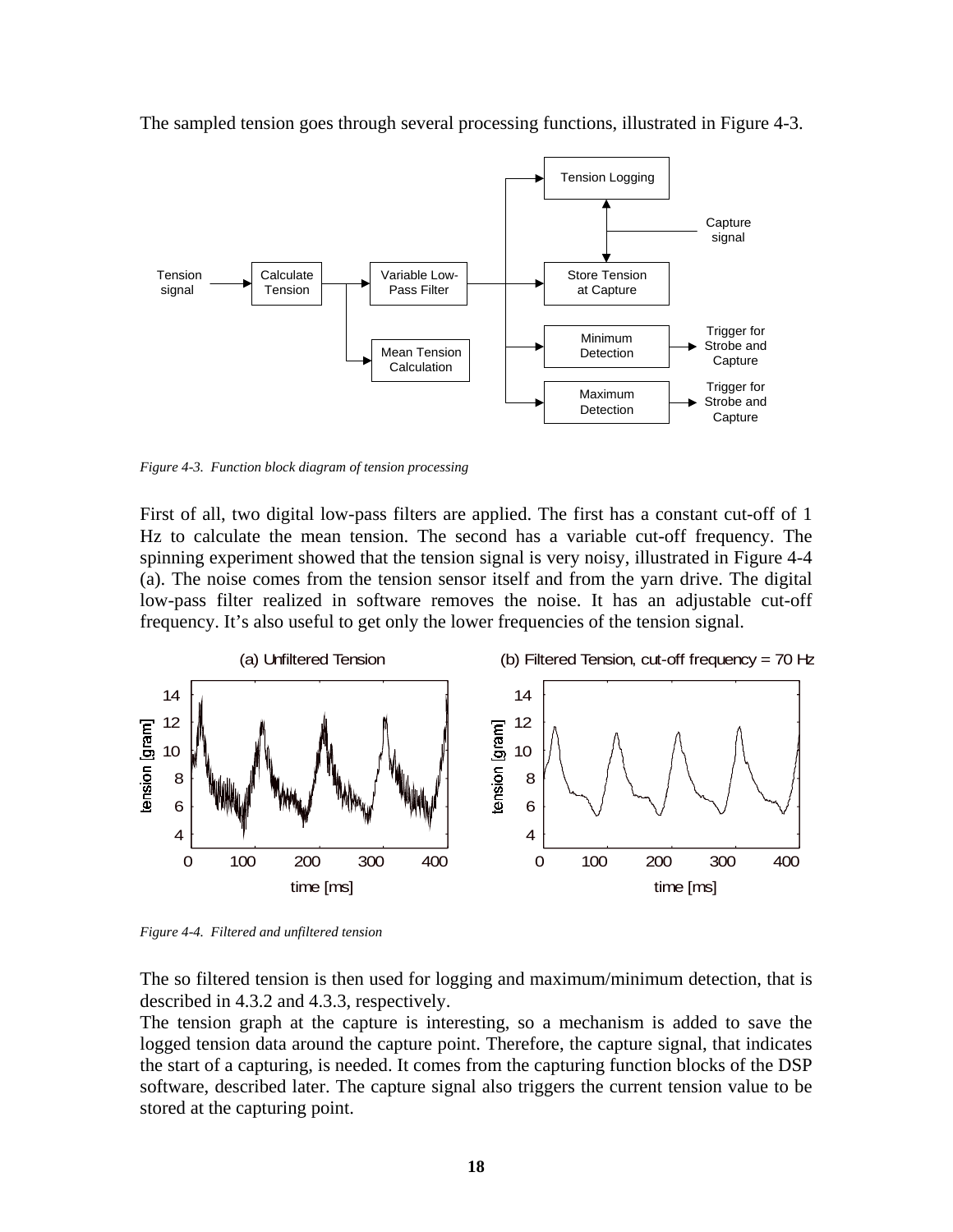The sampled tension goes through several processing functions, illustrated in Figure 4-3.

*Figure 4-3. Function block diagram of tension processing*

First of all, two digital low-pass filters are applied. The first has a constant cut-off of 1 Hz to calculate the mean tension. The second has a variable cut-off frequency. The spinning experiment showed that the tension signal is very noisy, illustrated in Figure 4-4 (a). The noise comes from the tension sensor itself and from the yarn drive. The digital low-pass filter realized in software removes the noise. It has an adjustable cut-off frequency. It's also useful to get only the lower frequencies of the tension signal.

*Figure 4-4. Filtered and unfiltered tension*

The so filtered tension is then used for logging and maximum/minimum detection, that is described in 4.3.2 and 4.3.3, respectively.

The tension graph at the capture is interesting, so a mechanism is added to save the logged tension data around the capture point. Therefore, the capture signal, that indicates the start of a capturing, is needed. It comes from the capturing function blocks of the DSP software, described later. The capture signal also triggers the current tension value to be stored at the capturing point.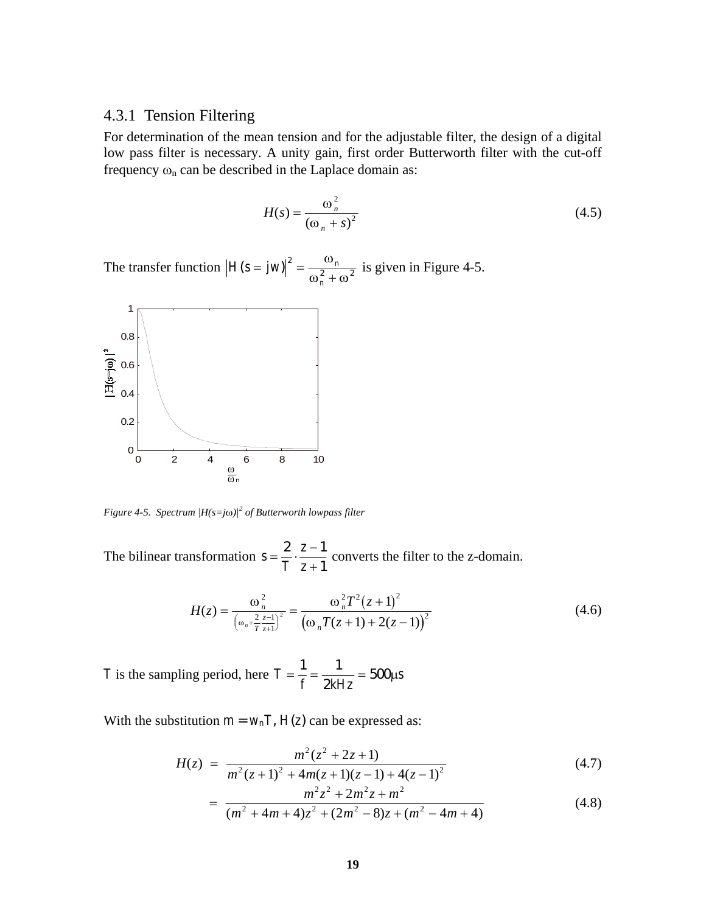### 4.3.1 Tension Filtering

For determination of the mean tension and for the adjustable filter, the design of a digital low pass filter is necessary. A unity gain, first order Butterworth filter with the cut-off frequency $\omega_n$ can be described in the Laplace domain as:

$$H(s) = \frac{\omega_n^2}{(\omega_n + s)^2} \tag{4.5}$$

The transfer function $\left|H(s = jw)\right|^2 = \frac{\omega_n}{\omega_n^2 + \omega^2}$ is given in Figure 4-5.

*Figure 4-5. Spectrum $|H(s=j\omega)|^2$ of Butterworth lowpass filter*

The bilinear transformation $s = \frac{2}{T} \cdot \frac{z-1}{z+1}$ converts the filter to the z-domain.

$$H(z) = \frac{\omega_n^2}{\left(\omega_n + \frac{2}{T}\frac{z-1}{z+1}\right)^2} = \frac{\omega_n^2 T^2 (z+1)^2}{\left(\omega_n T(z+1) + 2(z-1)\right)^2} \tag{4.6}$$

$T$ is the sampling period, here $T = \frac{1}{f} = \frac{1}{2kHz} = 500\mu s$

With the substitution $m = w_n T$, $H(z)$ can be expressed as:

$$H(z) = \frac{m^2(z^2 + 2z + 1)}{m^2(z+1)^2 + 4m(z+1)(z-1) + 4(z-1)^2} \tag{4.7}$$

$$= \frac{m^2 z^2 + 2m^2 z + m^2}{(m^2 + 4m + 4)z^2 + (2m^2 - 8)z + (m^2 - 4m + 4)} \tag{4.8}$$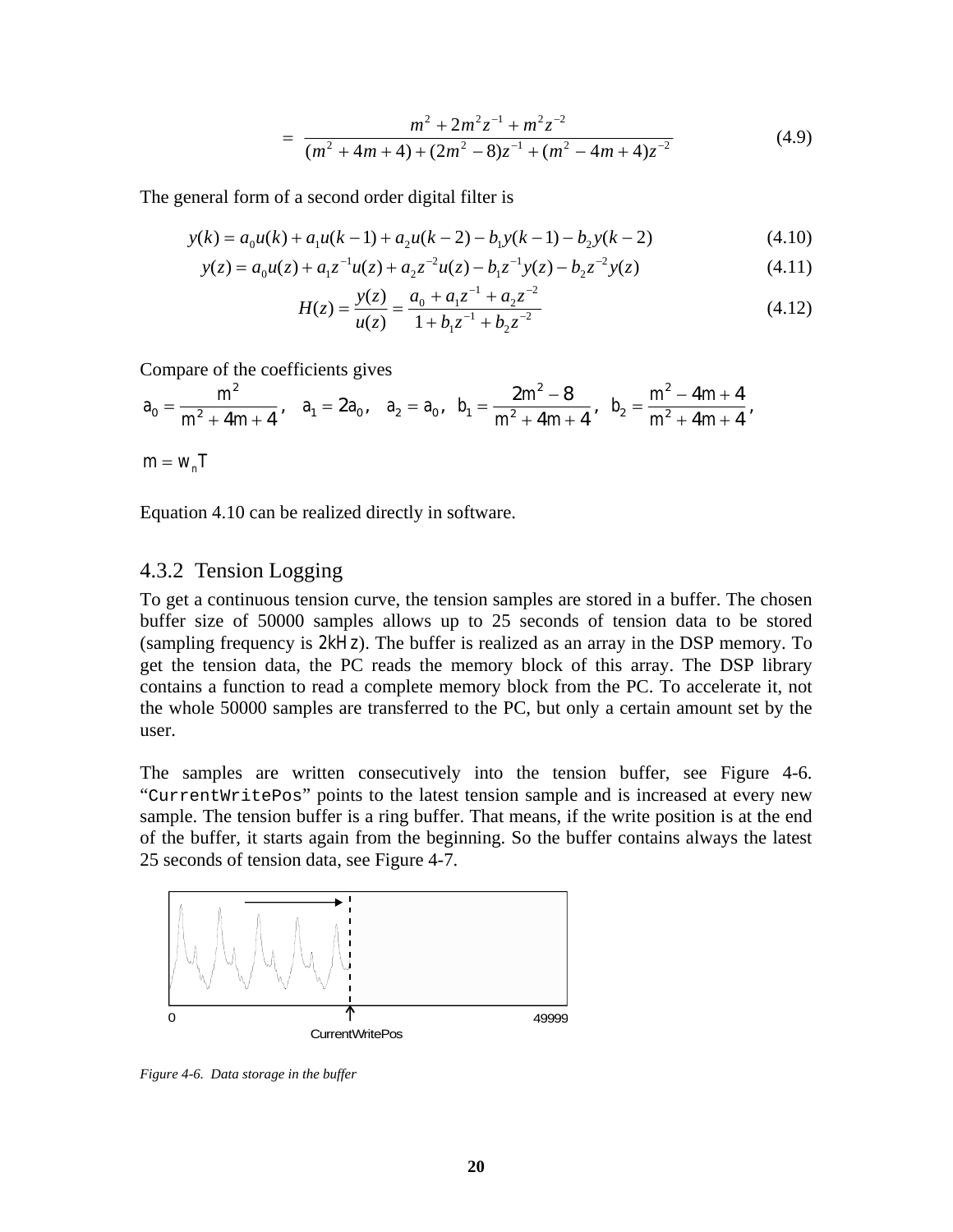$$= \frac{m^2 + 2m^2 z^{-1} + m^2 z^{-2}}{(m^2 + 4m + 4) + (2m^2 - 8)z^{-1} + (m^2 - 4m + 4)z^{-2}} \tag{4.9}$$

The general form of a second order digital filter is

$$y(k) = a_0 u(k) + a_1 u(k-1) + a_2 u(k-2) - b_1 y(k-1) - b_2 y(k-2) \tag{4.10}$$

$$y(z) = a_0 u(z) + a_1 z^{-1} u(z) + a_2 z^{-2} u(z) - b_1 z^{-1} y(z) - b_2 z^{-2} y(z) \tag{4.11}$$

$$H(z) = \frac{y(z)}{u(z)} = \frac{a_0 + a_1 z^{-1} + a_2 z^{-2}}{1 + b_1 z^{-1} + b_2 z^{-2}} \tag{4.12}$$

Compare of the coefficients gives

$$a_0 = \frac{m^2}{m^2 + 4m + 4}, \quad a_1 = 2a_0, \quad a_2 = a_0, \quad b_1 = \frac{2m^2 - 8}{m^2 + 4m + 4}, \quad b_2 = \frac{m^2 - 4m + 4}{m^2 + 4m + 4},$$

$$m = w_n T$$

Equation 4.10 can be realized directly in software.

### 4.3.2 Tension Logging

To get a continuous tension curve, the tension samples are stored in a buffer. The chosen buffer size of 50000 samples allows up to 25 seconds of tension data to be stored (sampling frequency is $2kHz$). The buffer is realized as an array in the DSP memory. To get the tension data, the PC reads the memory block of this array. The DSP library contains a function to read a complete memory block from the PC. To accelerate it, not the whole 50000 samples are transferred to the PC, but only a certain amount set by the user.

The samples are written consecutively into the tension buffer, see Figure 4-6. "`CurrentWritePos`" points to the latest tension sample and is increased at every new sample. The tension buffer is a ring buffer. That means, if the write position is at the end of the buffer, it starts again from the beginning. So the buffer contains always the latest 25 seconds of tension data, see Figure 4-7.

*Figure 4-6. Data storage in the buffer*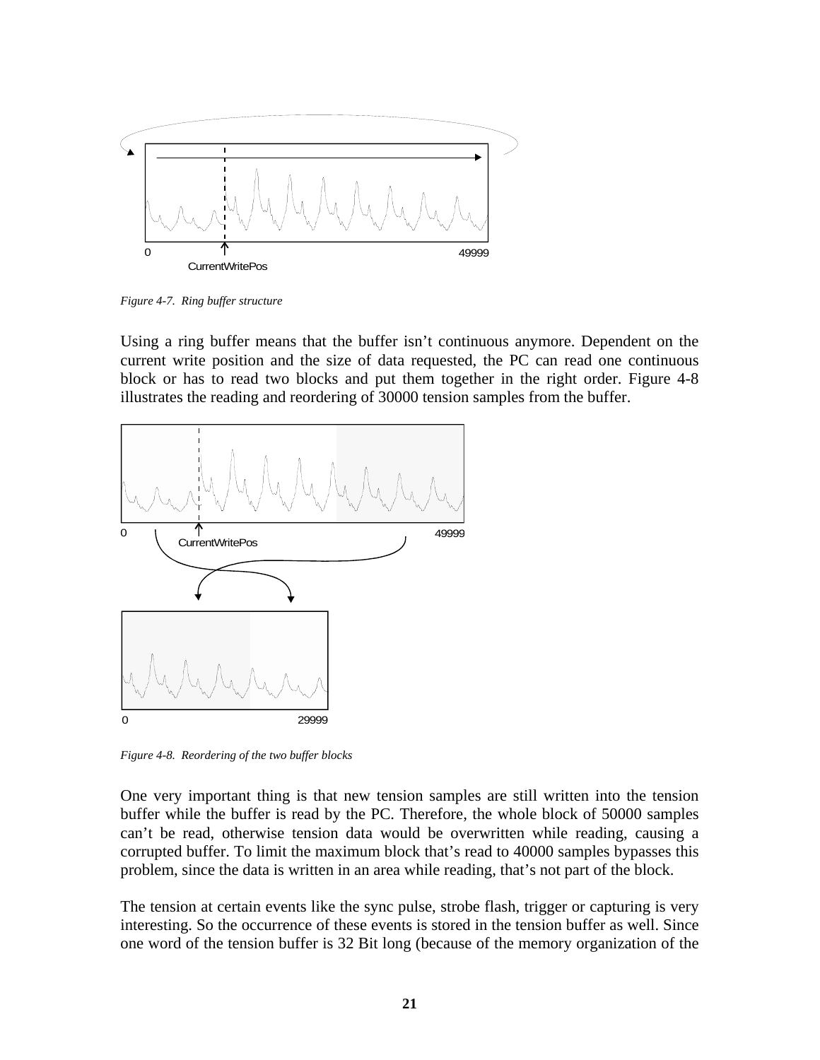Figure 4-7.  Ring buffer structure

Using a ring buffer means that the buffer isn't continuous anymore. Dependent on the current write position and the size of data requested, the PC can read one continuous block or has to read two blocks and put them together in the right order. Figure 4-8 illustrates the reading and reordering of 30000 tension samples from the buffer.

Figure 4-8.  Reordering of the two buffer blocks

One very important thing is that new tension samples are still written into the tension buffer while the buffer is read by the PC. Therefore, the whole block of 50000 samples can't be read, otherwise tension data would be overwritten while reading, causing a corrupted buffer. To limit the maximum block that's read to 40000 samples bypasses this problem, since the data is written in an area while reading, that's not part of the block.

The tension at certain events like the sync pulse, strobe flash, trigger or capturing is very interesting. So the occurrence of these events is stored in the tension buffer as well. Since one word of the tension buffer is 32 Bit long (because of the memory organization of the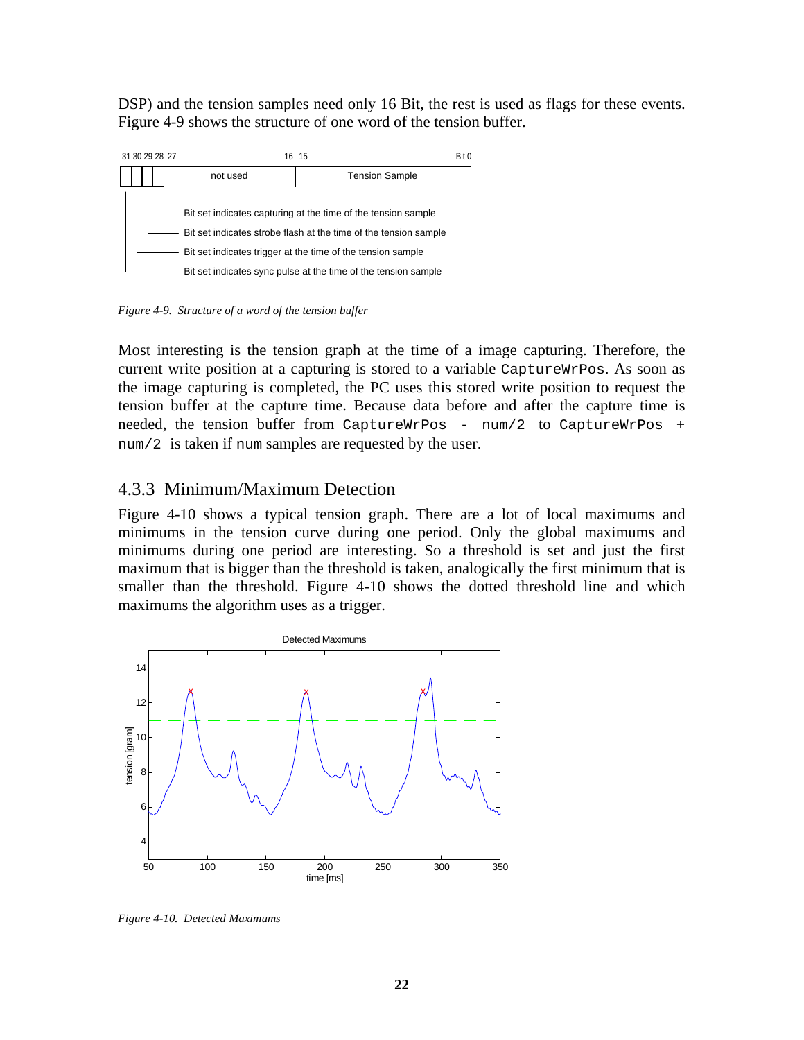DSP) and the tension samples need only 16 Bit, the rest is used as flags for these events. Figure 4-9 shows the structure of one word of the tension buffer.

Figure 4-9. *Structure of a word of the tension buffer*

Most interesting is the tension graph at the time of a image capturing. Therefore, the current write position at a capturing is stored to a variable `CaptureWrPos`. As soon as the image capturing is completed, the PC uses this stored write position to request the tension buffer at the capture time. Because data before and after the capture time is needed, the tension buffer from `CaptureWrPos - num/2` to `CaptureWrPos + num/2` is taken if `num` samples are requested by the user.

### 4.3.3 Minimum/Maximum Detection

Figure 4-10 shows a typical tension graph. There are a lot of local maximums and minimums in the tension curve during one period. Only the global maximums and minimums during one period are interesting. So a threshold is set and just the first maximum that is bigger than the threshold is taken, analogically the first minimum that is smaller than the threshold. Figure 4-10 shows the dotted threshold line and which maximums the algorithm uses as a trigger.

*Figure 4-10. Detected Maximums*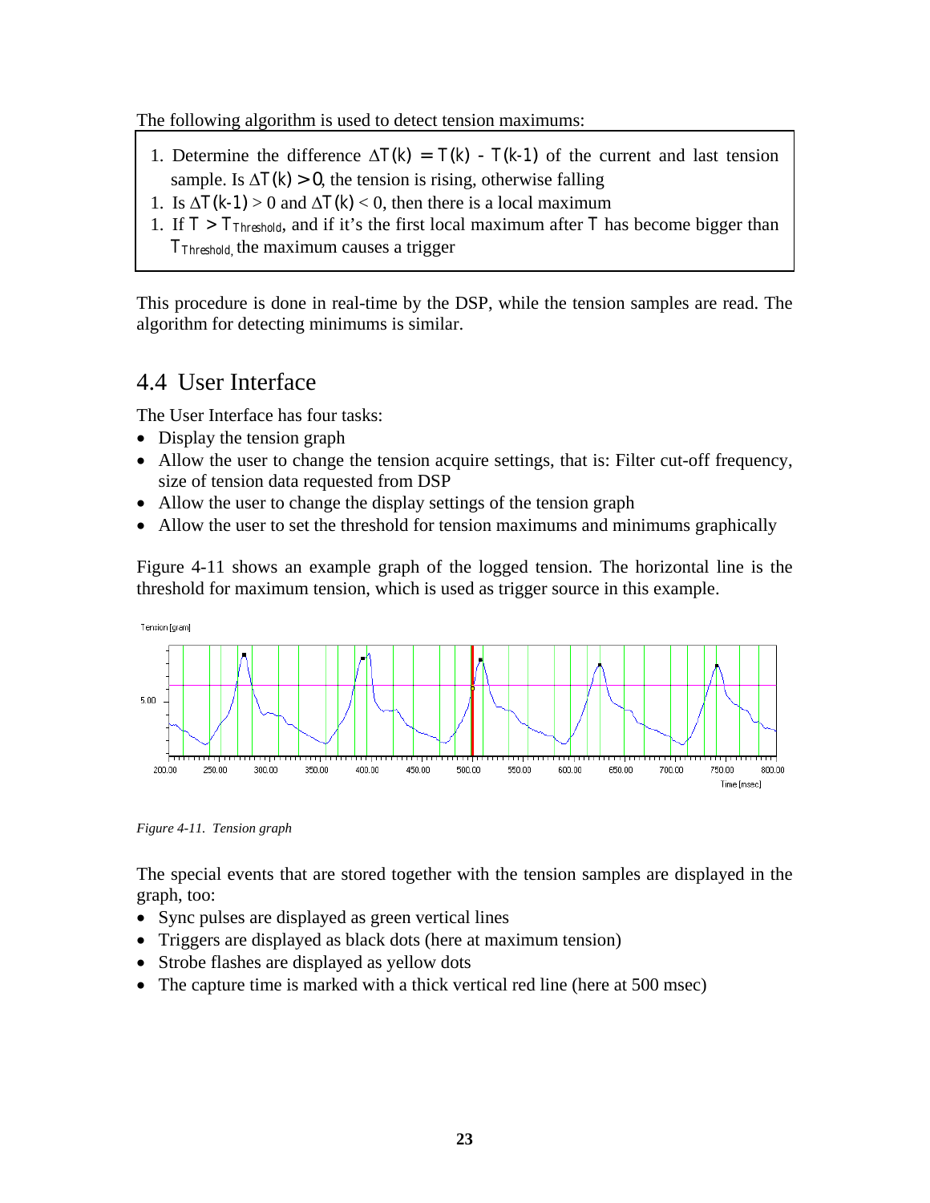The following algorithm is used to detect tension maximums:

1. Determine the difference $\Delta T(k) = T(k) - T(k-1)$ of the current and last tension sample. Is $\Delta T(k) > 0$, the tension is rising, otherwise falling
1. Is $\Delta T(k-1) > 0$ and $\Delta T(k) < 0$, then there is a local maximum
1. If $T > T_{Threshold}$, and if it's the first local maximum after $T$ has become bigger than $T_{Threshold}$, the maximum causes a trigger

This procedure is done in real-time by the DSP, while the tension samples are read. The algorithm for detecting minimums is similar.

## 4.4 User Interface

The User Interface has four tasks:

- Display the tension graph
- Allow the user to change the tension acquire settings, that is: Filter cut-off frequency, size of tension data requested from DSP
- Allow the user to change the display settings of the tension graph
- Allow the user to set the threshold for tension maximums and minimums graphically

Figure 4-11 shows an example graph of the logged tension. The horizontal line is the threshold for maximum tension, which is used as trigger source in this example.

*Figure 4-11. Tension graph*

The special events that are stored together with the tension samples are displayed in the graph, too:

- Sync pulses are displayed as green vertical lines
- Triggers are displayed as black dots (here at maximum tension)
- Strobe flashes are displayed as yellow dots
- The capture time is marked with a thick vertical red line (here at 500 msec)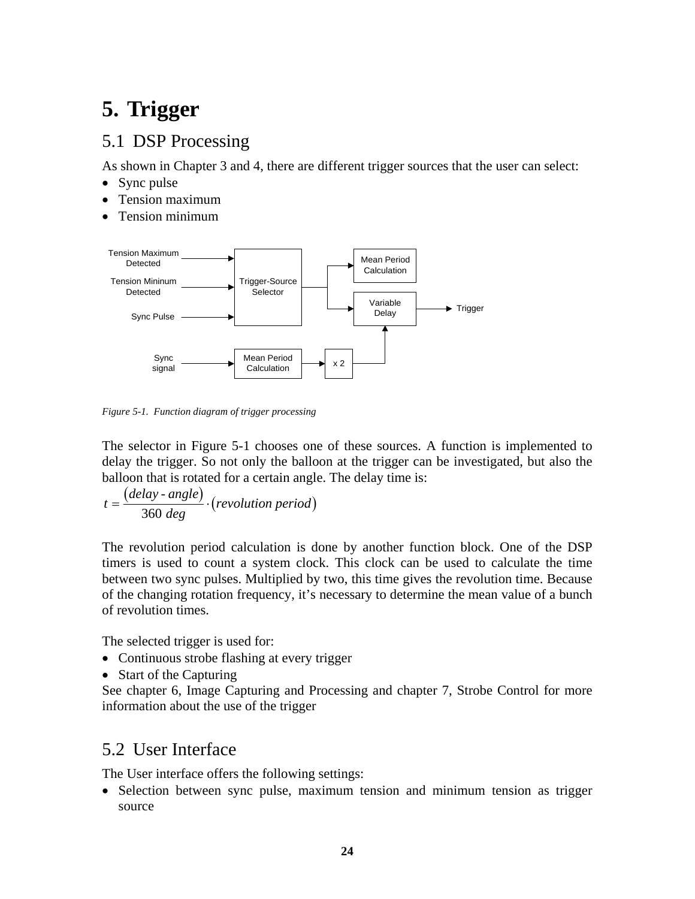# 5. Trigger

## 5.1 DSP Processing

As shown in Chapter 3 and 4, there are different trigger sources that the user can select:

- Sync pulse
- Tension maximum
- Tension minimum

*Figure 5-1. Function diagram of trigger processing*

The selector in Figure 5-1 chooses one of these sources. A function is implemented to delay the trigger. So not only the balloon at the trigger can be investigated, but also the balloon that is rotated for a certain angle. The delay time is:

$$t = \frac{(delay\text{ - }angle)}{360\ deg} \cdot (revolution\ period)$$

The revolution period calculation is done by another function block. One of the DSP timers is used to count a system clock. This clock can be used to calculate the time between two sync pulses. Multiplied by two, this time gives the revolution time. Because of the changing rotation frequency, it's necessary to determine the mean value of a bunch of revolution times.

The selected trigger is used for:

- Continuous strobe flashing at every trigger
- Start of the Capturing

See chapter 6, Image Capturing and Processing and chapter 7, Strobe Control for more information about the use of the trigger

## 5.2 User Interface

The User interface offers the following settings:

- Selection between sync pulse, maximum tension and minimum tension as trigger source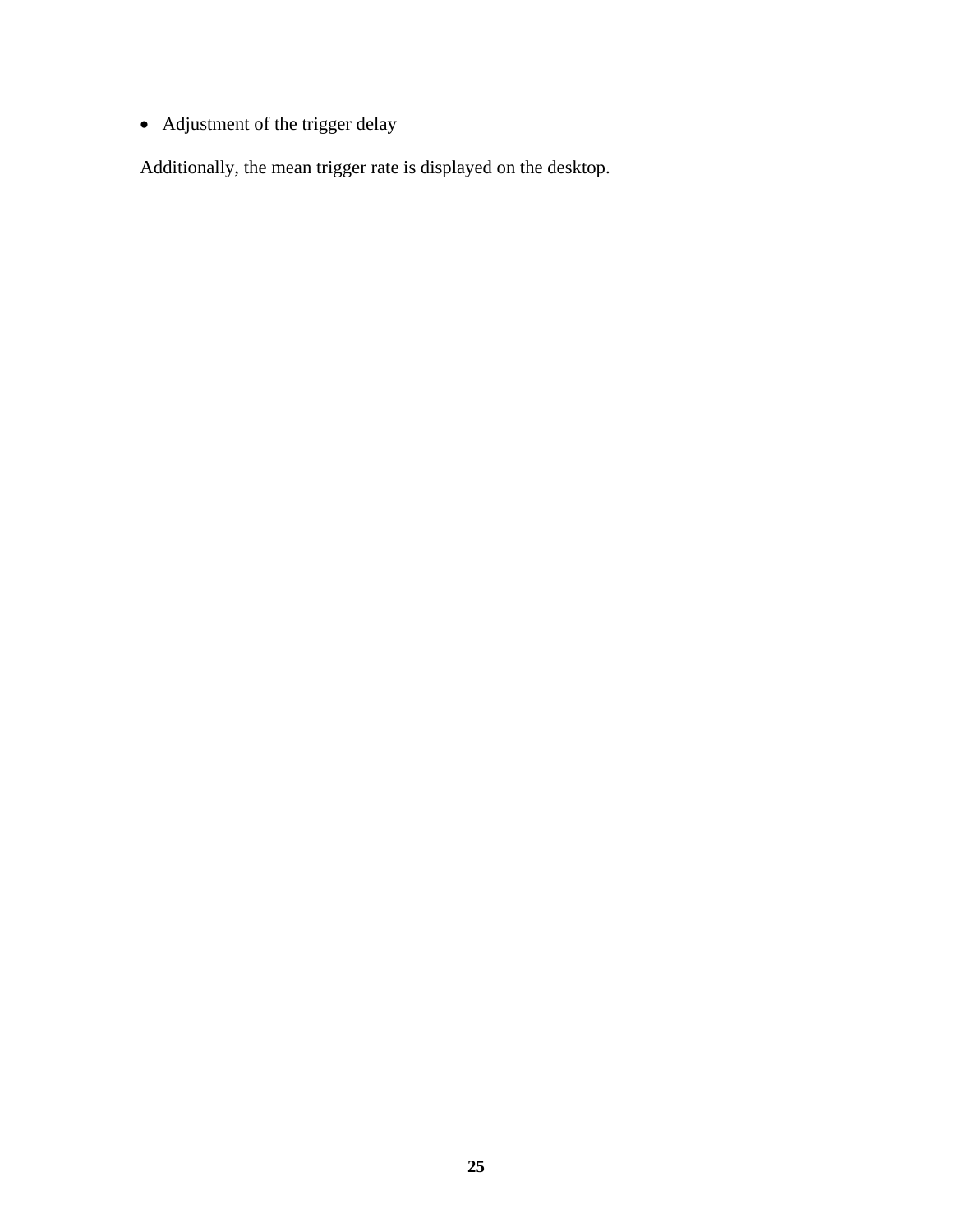- Adjustment of the trigger delay

Additionally, the mean trigger rate is displayed on the desktop.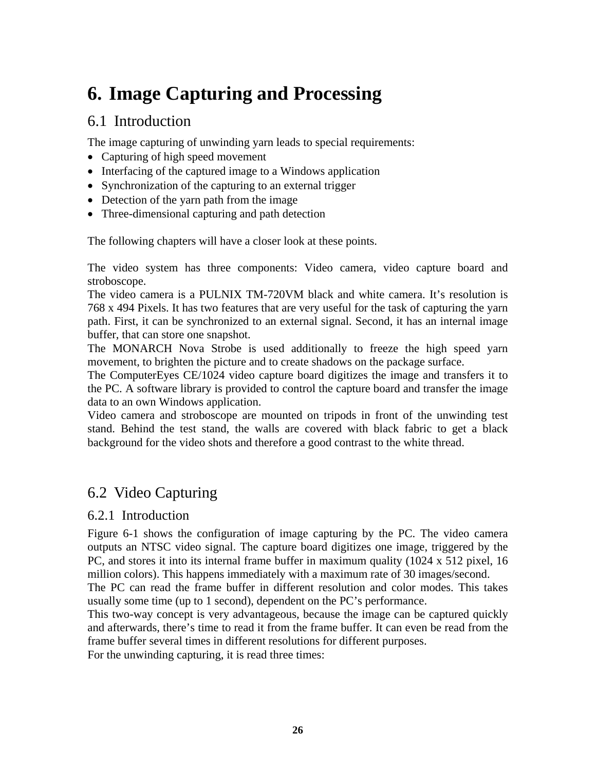# 6. Image Capturing and Processing

## 6.1 Introduction

The image capturing of unwinding yarn leads to special requirements:

- Capturing of high speed movement
- Interfacing of the captured image to a Windows application
- Synchronization of the capturing to an external trigger
- Detection of the yarn path from the image
- Three-dimensional capturing and path detection

The following chapters will have a closer look at these points.

The video system has three components: Video camera, video capture board and stroboscope.
The video camera is a PULNIX TM-720VM black and white camera. It's resolution is 768 x 494 Pixels. It has two features that are very useful for the task of capturing the yarn path. First, it can be synchronized to an external signal. Second, it has an internal image buffer, that can store one snapshot.
The MONARCH Nova Strobe is used additionally to freeze the high speed yarn movement, to brighten the picture and to create shadows on the package surface.
The ComputerEyes CE/1024 video capture board digitizes the image and transfers it to the PC. A software library is provided to control the capture board and transfer the image data to an own Windows application.
Video camera and stroboscope are mounted on tripods in front of the unwinding test stand. Behind the test stand, the walls are covered with black fabric to get a black background for the video shots and therefore a good contrast to the white thread.

## 6.2 Video Capturing

### 6.2.1 Introduction

Figure 6-1 shows the configuration of image capturing by the PC. The video camera outputs an NTSC video signal. The capture board digitizes one image, triggered by the PC, and stores it into its internal frame buffer in maximum quality (1024 x 512 pixel, 16 million colors). This happens immediately with a maximum rate of 30 images/second.
The PC can read the frame buffer in different resolution and color modes. This takes usually some time (up to 1 second), dependent on the PC's performance.
This two-way concept is very advantageous, because the image can be captured quickly and afterwards, there's time to read it from the frame buffer. It can even be read from the frame buffer several times in different resolutions for different purposes.
For the unwinding capturing, it is read three times: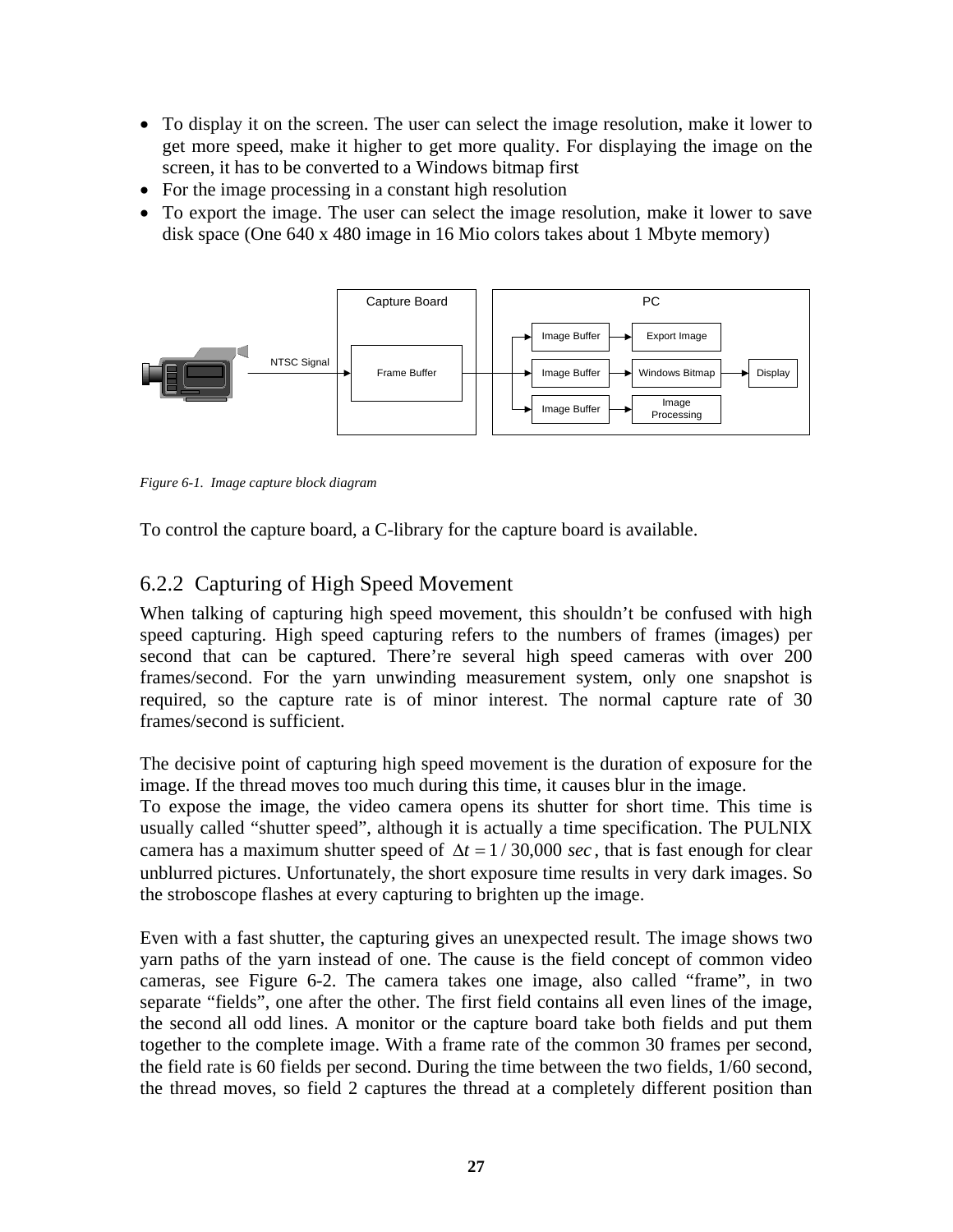- To display it on the screen. The user can select the image resolution, make it lower to get more speed, make it higher to get more quality. For displaying the image on the screen, it has to be converted to a Windows bitmap first
- For the image processing in a constant high resolution
- To export the image. The user can select the image resolution, make it lower to save disk space (One 640 x 480 image in 16 Mio colors takes about 1 Mbyte memory)

*Figure 6-1. Image capture block diagram*

To control the capture board, a C-library for the capture board is available.

### 6.2.2 Capturing of High Speed Movement

When talking of capturing high speed movement, this shouldn't be confused with high speed capturing. High speed capturing refers to the numbers of frames (images) per second that can be captured. There're several high speed cameras with over 200 frames/second. For the yarn unwinding measurement system, only one snapshot is required, so the capture rate is of minor interest. The normal capture rate of 30 frames/second is sufficient.

The decisive point of capturing high speed movement is the duration of exposure for the image. If the thread moves too much during this time, it causes blur in the image.
To expose the image, the video camera opens its shutter for short time. This time is usually called "shutter speed", although it is actually a time specification. The PULNIX camera has a maximum shutter speed of $\Delta t = 1/30{,}000\ sec$, that is fast enough for clear unblurred pictures. Unfortunately, the short exposure time results in very dark images. So the stroboscope flashes at every capturing to brighten up the image.

Even with a fast shutter, the capturing gives an unexpected result. The image shows two yarn paths of the yarn instead of one. The cause is the field concept of common video cameras, see Figure 6-2. The camera takes one image, also called "frame", in two separate "fields", one after the other. The first field contains all even lines of the image, the second all odd lines. A monitor or the capture board take both fields and put them together to the complete image. With a frame rate of the common 30 frames per second, the field rate is 60 fields per second. During the time between the two fields, 1/60 second, the thread moves, so field 2 captures the thread at a completely different position than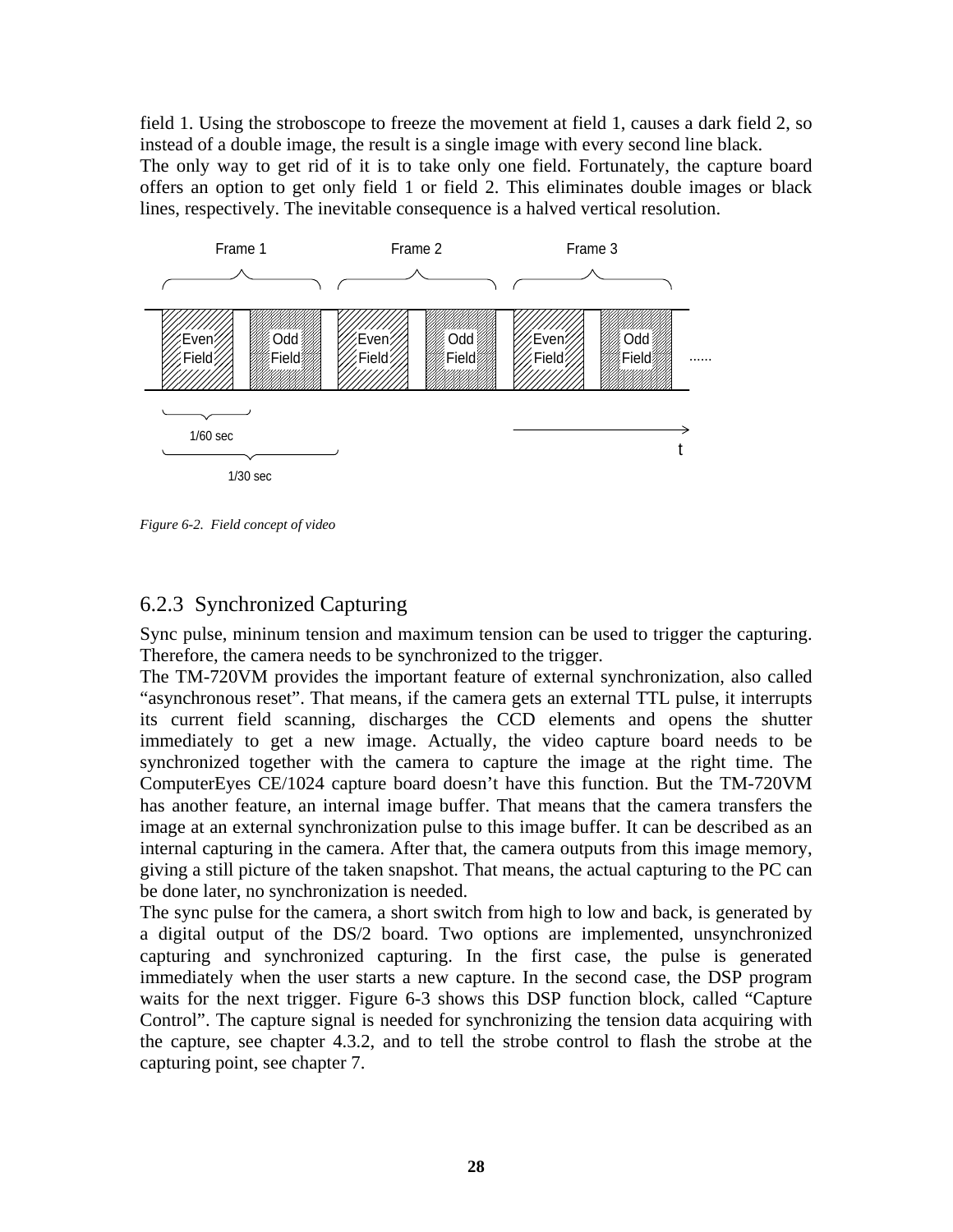field 1. Using the stroboscope to freeze the movement at field 1, causes a dark field 2, so instead of a double image, the result is a single image with every second line black.
The only way to get rid of it is to take only one field. Fortunately, the capture board offers an option to get only field 1 or field 2. This eliminates double images or black lines, respectively. The inevitable consequence is a halved vertical resolution.

Frame 1 Frame 2 Frame 3

Even Field Odd Field Even Field Odd Field Even Field Odd Field ......

1/60 sec

1/30 sec

t

*Figure 6-2. Field concept of video*

## 6.2.3 Synchronized Capturing

Sync pulse, mininum tension and maximum tension can be used to trigger the capturing. Therefore, the camera needs to be synchronized to the trigger.
The TM-720VM provides the important feature of external synchronization, also called "asynchronous reset". That means, if the camera gets an external TTL pulse, it interrupts its current field scanning, discharges the CCD elements and opens the shutter immediately to get a new image. Actually, the video capture board needs to be synchronized together with the camera to capture the image at the right time. The ComputerEyes CE/1024 capture board doesn't have this function. But the TM-720VM has another feature, an internal image buffer. That means that the camera transfers the image at an external synchronization pulse to this image buffer. It can be described as an internal capturing in the camera. After that, the camera outputs from this image memory, giving a still picture of the taken snapshot. That means, the actual capturing to the PC can be done later, no synchronization is needed.
The sync pulse for the camera, a short switch from high to low and back, is generated by a digital output of the DS/2 board. Two options are implemented, unsynchronized capturing and synchronized capturing. In the first case, the pulse is generated immediately when the user starts a new capture. In the second case, the DSP program waits for the next trigger. Figure 6-3 shows this DSP function block, called "Capture Control". The capture signal is needed for synchronizing the tension data acquiring with the capture, see chapter 4.3.2, and to tell the strobe control to flash the strobe at the capturing point, see chapter 7.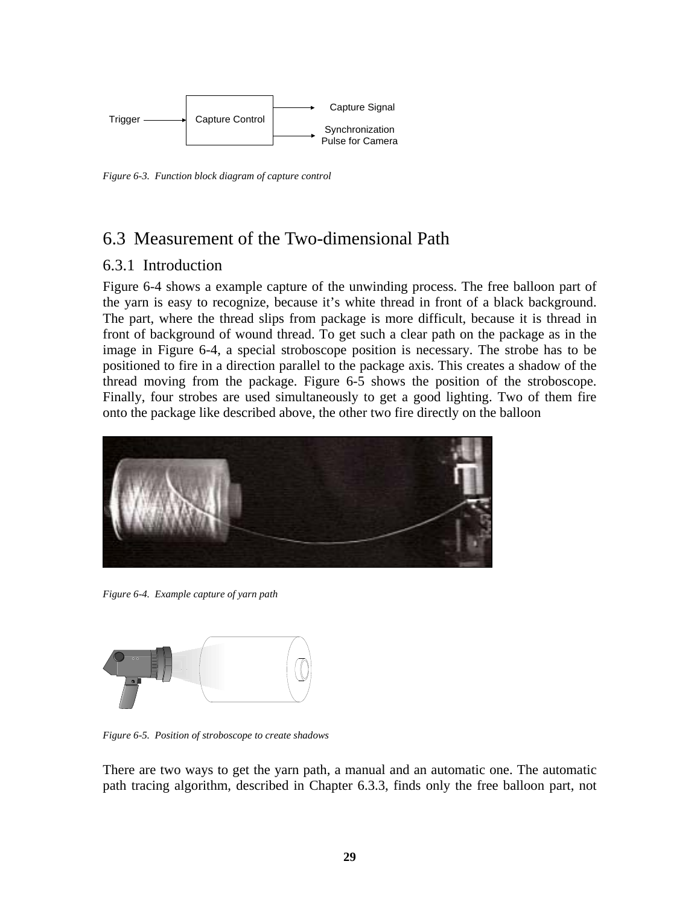Figure 6-3. *Function block diagram of capture control*

## 6.3 Measurement of the Two-dimensional Path

### 6.3.1 Introduction

Figure 6-4 shows a example capture of the unwinding process. The free balloon part of the yarn is easy to recognize, because it's white thread in front of a black background. The part, where the thread slips from package is more difficult, because it is thread in front of background of wound thread. To get such a clear path on the package as in the image in Figure 6-4, a special stroboscope position is necessary. The strobe has to be positioned to fire in a direction parallel to the package axis. This creates a shadow of the thread moving from the package. Figure 6-5 shows the position of the stroboscope. Finally, four strobes are used simultaneously to get a good lighting. Two of them fire onto the package like described above, the other two fire directly on the balloon

*Figure 6-4. Example capture of yarn path*

*Figure 6-5. Position of stroboscope to create shadows*

There are two ways to get the yarn path, a manual and an automatic one. The automatic path tracing algorithm, described in Chapter 6.3.3, finds only the free balloon part, not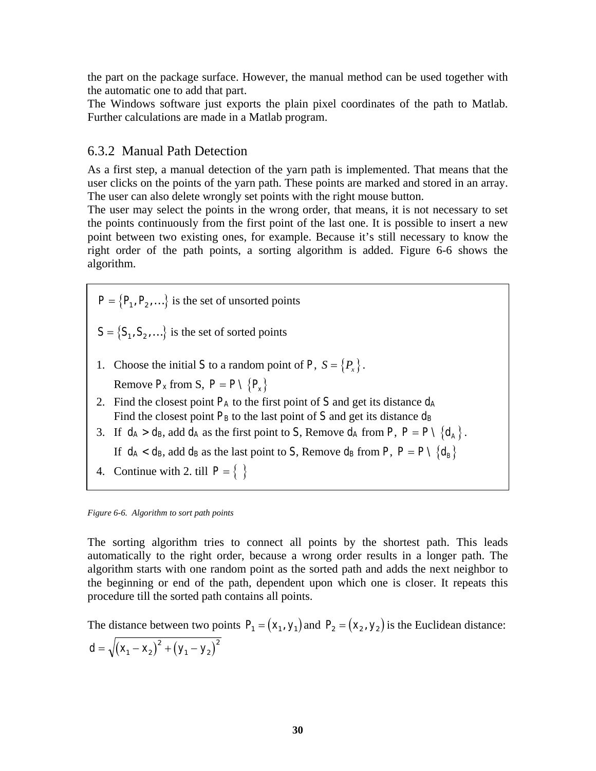the part on the package surface. However, the manual method can be used together with the automatic one to add that part.
The Windows software just exports the plain pixel coordinates of the path to Matlab. Further calculations are made in a Matlab program.

### 6.3.2 Manual Path Detection

As a first step, a manual detection of the yarn path is implemented. That means that the user clicks on the points of the yarn path. These points are marked and stored in an array. The user can also delete wrongly set points with the right mouse button.
The user may select the points in the wrong order, that means, it is not necessary to set the points continuously from the first point of the last one. It is possible to insert a new point between two existing ones, for example. Because it's still necessary to know the right order of the path points, a sorting algorithm is added. Figure 6-6 shows the algorithm.

$P = \{P_1, P_2, \ldots\}$ is the set of unsorted points

$S = \{S_1, S_2, \ldots\}$ is the set of sorted points

1. Choose the initial $S$ to a random point of $P$, $S = \{P_x\}$.
   Remove $P_x$ from S, $P = P \setminus \{P_x\}$
2. Find the closest point $P_A$ to the first point of $S$ and get its distance $d_A$
   Find the closest point $P_B$ to the last point of $S$ and get its distance $d_B$
3. If $d_A > d_B$, add $d_A$ as the first point to $S$, Remove $d_A$ from $P$, $P = P \setminus \{d_A\}$.
   If $d_A < d_B$, add $d_B$ as the last point to $S$, Remove $d_B$ from $P$, $P = P \setminus \{d_B\}$
4. Continue with 2. till $P = \{\ \}$

*Figure 6-6. Algorithm to sort path points*

The sorting algorithm tries to connect all points by the shortest path. This leads automatically to the right order, because a wrong order results in a longer path. The algorithm starts with one random point as the sorted path and adds the next neighbor to the beginning or end of the path, dependent upon which one is closer. It repeats this procedure till the sorted path contains all points.

The distance between two points $P_1 = (x_1, y_1)$ and $P_2 = (x_2, y_2)$ is the Euclidean distance:
$d = \sqrt{(x_1 - x_2)^2 + (y_1 - y_2)^2}$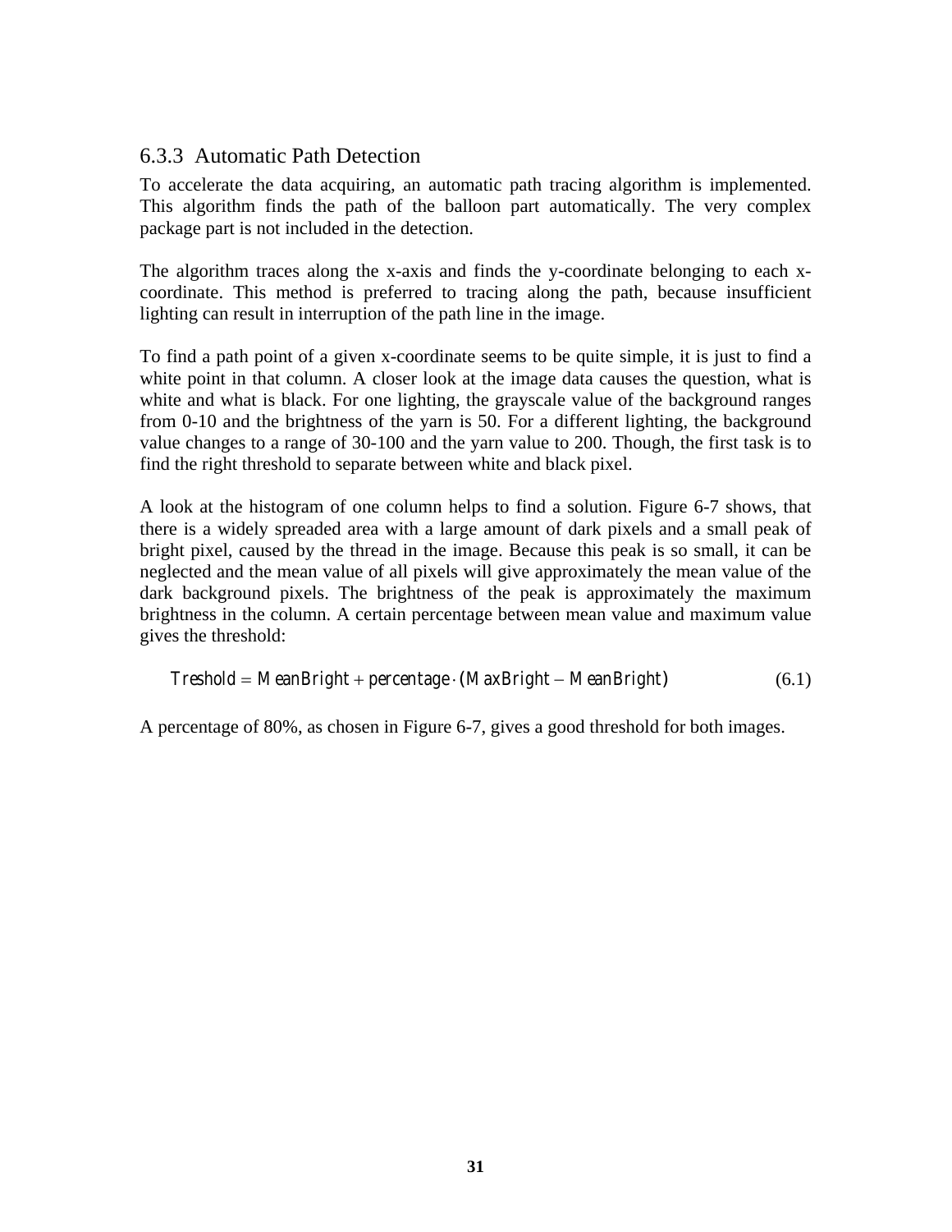### 6.3.3 Automatic Path Detection

To accelerate the data acquiring, an automatic path tracing algorithm is implemented. This algorithm finds the path of the balloon part automatically. The very complex package part is not included in the detection.

The algorithm traces along the x-axis and finds the y-coordinate belonging to each x-coordinate. This method is preferred to tracing along the path, because insufficient lighting can result in interruption of the path line in the image.

To find a path point of a given x-coordinate seems to be quite simple, it is just to find a white point in that column. A closer look at the image data causes the question, what is white and what is black. For one lighting, the grayscale value of the background ranges from 0-10 and the brightness of the yarn is 50. For a different lighting, the background value changes to a range of 30-100 and the yarn value to 200. Though, the first task is to find the right threshold to separate between white and black pixel.

A look at the histogram of one column helps to find a solution. Figure 6-7 shows, that there is a widely spreaded area with a large amount of dark pixels and a small peak of bright pixel, caused by the thread in the image. Because this peak is so small, it can be neglected and the mean value of all pixels will give approximately the mean value of the dark background pixels. The brightness of the peak is approximately the maximum brightness in the column. A certain percentage between mean value and maximum value gives the threshold:

$$Treshold = MeanBright + percentage \cdot (MaxBright - MeanBright) \tag{6.1}$$

A percentage of 80%, as chosen in Figure 6-7, gives a good threshold for both images.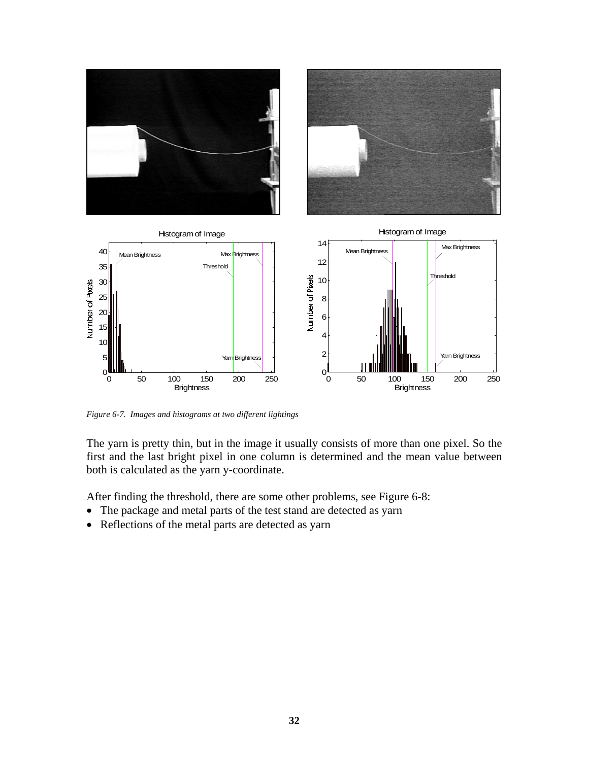*Figure 6-7. Images and histograms at two different lightings*

The yarn is pretty thin, but in the image it usually consists of more than one pixel. So the first and the last bright pixel in one column is determined and the mean value between both is calculated as the yarn y-coordinate.

After finding the threshold, there are some other problems, see Figure 6-8:

- The package and metal parts of the test stand are detected as yarn
- Reflections of the metal parts are detected as yarn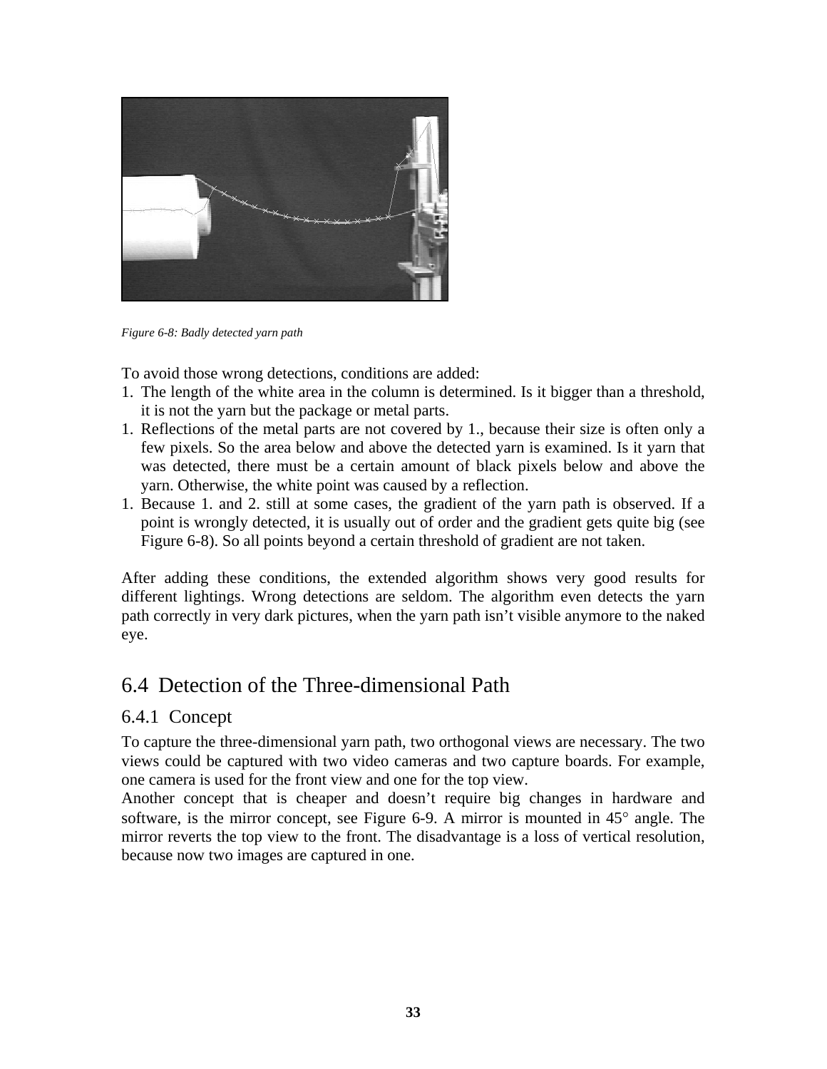*Figure 6-8: Badly detected yarn path*

To avoid those wrong detections, conditions are added:

1. The length of the white area in the column is determined. Is it bigger than a threshold, it is not the yarn but the package or metal parts.
1. Reflections of the metal parts are not covered by 1., because their size is often only a few pixels. So the area below and above the detected yarn is examined. Is it yarn that was detected, there must be a certain amount of black pixels below and above the yarn. Otherwise, the white point was caused by a reflection.
1. Because 1. and 2. still at some cases, the gradient of the yarn path is observed. If a point is wrongly detected, it is usually out of order and the gradient gets quite big (see Figure 6-8). So all points beyond a certain threshold of gradient are not taken.

After adding these conditions, the extended algorithm shows very good results for different lightings. Wrong detections are seldom. The algorithm even detects the yarn path correctly in very dark pictures, when the yarn path isn't visible anymore to the naked eye.

## 6.4 Detection of the Three-dimensional Path

### 6.4.1 Concept

To capture the three-dimensional yarn path, two orthogonal views are necessary. The two views could be captured with two video cameras and two capture boards. For example, one camera is used for the front view and one for the top view.

Another concept that is cheaper and doesn't require big changes in hardware and software, is the mirror concept, see Figure 6-9. A mirror is mounted in 45° angle. The mirror reverts the top view to the front. The disadvantage is a loss of vertical resolution, because now two images are captured in one.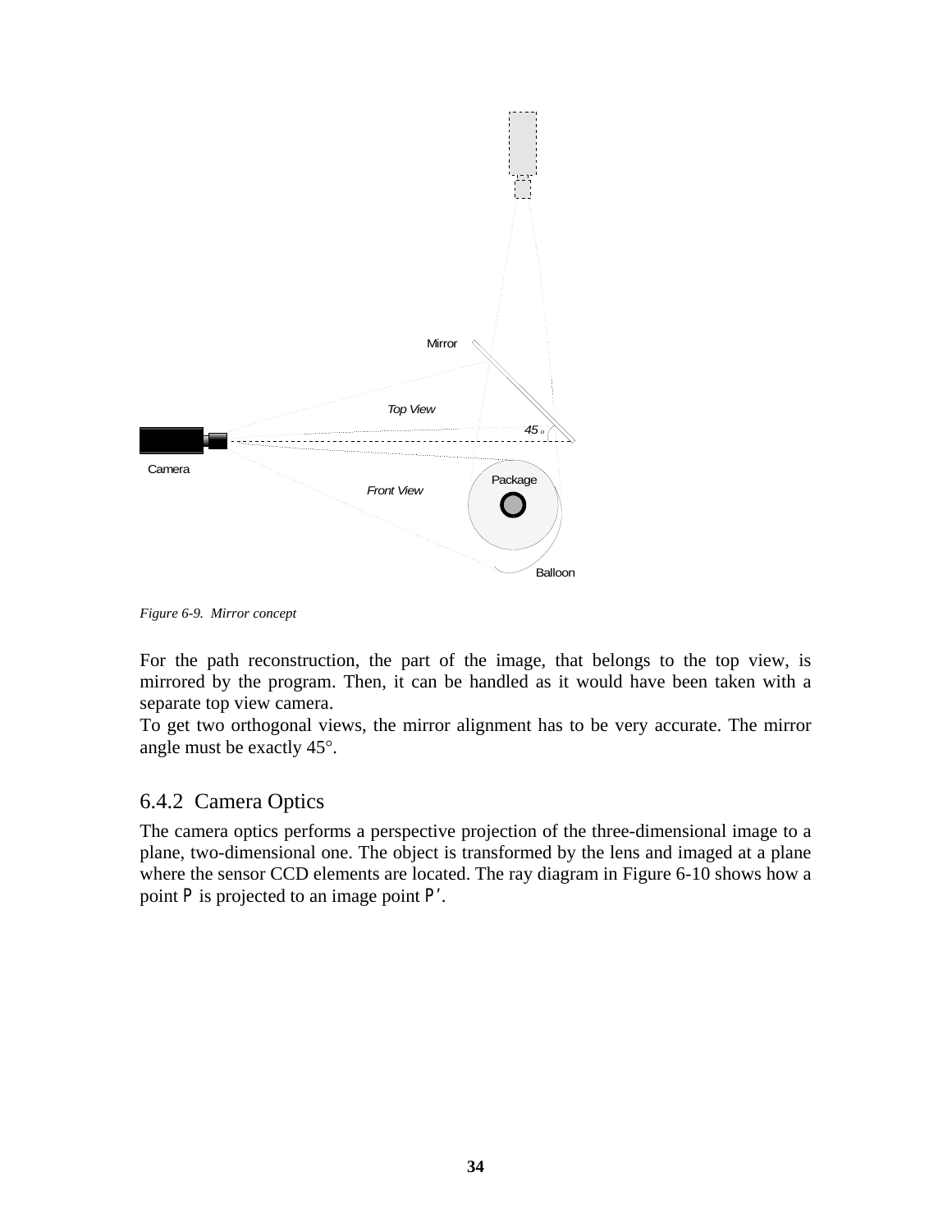Figure 6-9.  Mirror concept

For the path reconstruction, the part of the image, that belongs to the top view, is mirrored by the program. Then, it can be handled as it would have been taken with a separate top view camera.
To get two orthogonal views, the mirror alignment has to be very accurate. The mirror angle must be exactly 45°.

### 6.4.2 Camera Optics

The camera optics performs a perspective projection of the three-dimensional image to a plane, two-dimensional one. The object is transformed by the lens and imaged at a plane where the sensor CCD elements are located. The ray diagram in Figure 6-10 shows how a point $P$ is projected to an image point $P'$.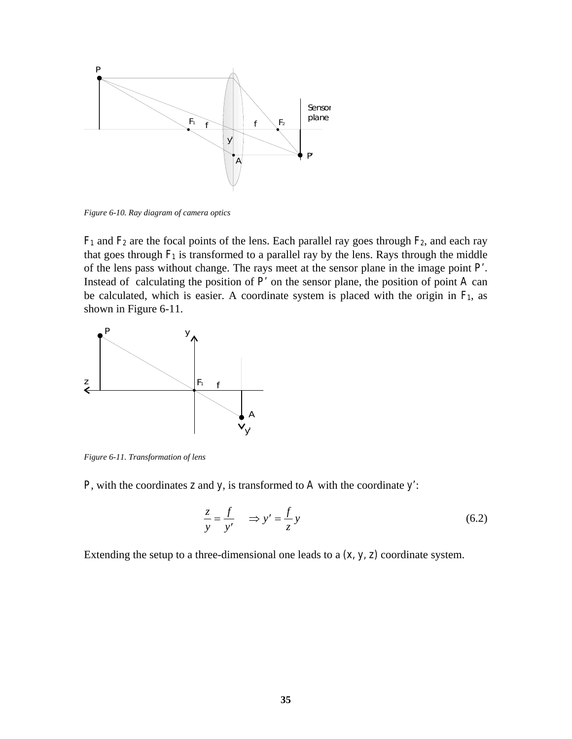*Figure 6-10. Ray diagram of camera optics*

$F_1$ and $F_2$ are the focal points of the lens. Each parallel ray goes through $F_2$, and each ray that goes through $F_1$ is transformed to a parallel ray by the lens. Rays through the middle of the lens pass without change. The rays meet at the sensor plane in the image point $P'$. Instead of calculating the position of $P'$ on the sensor plane, the position of point $A$ can be calculated, which is easier. A coordinate system is placed with the origin in $F_1$, as shown in Figure 6-11.

*Figure 6-11. Transformation of lens*

$P$, with the coordinates $z$ and $y$, is transformed to $A$ with the coordinate $y'$:

$$\frac{z}{y} = \frac{f}{y'} \quad \Rightarrow y' = \frac{f}{z}y \tag{6.2}$$

Extending the setup to a three-dimensional one leads to a $(x, y, z)$ coordinate system.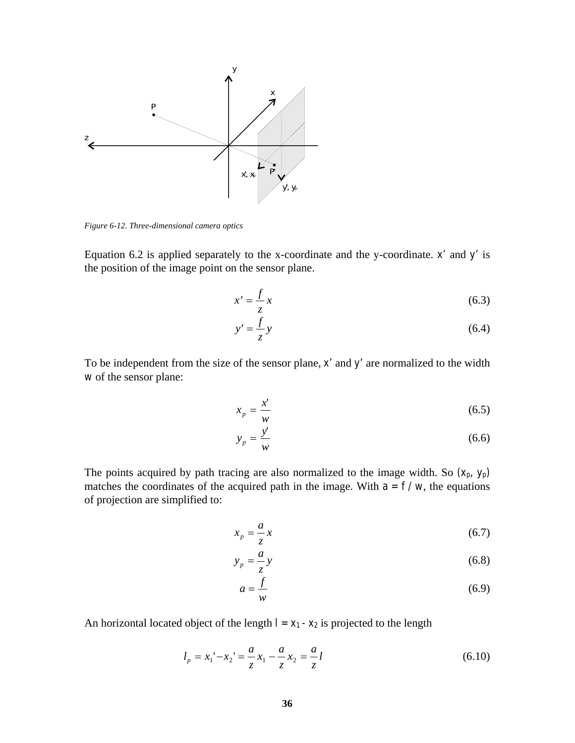*Figure 6-12. Three-dimensional camera optics*

Equation 6.2 is applied separately to the x-coordinate and the y-coordinate. $x'$ and $y'$ is the position of the image point on the sensor plane.

$$x' = \frac{f}{z} x \tag{6.3}$$

$$y' = \frac{f}{z} y \tag{6.4}$$

To be independent from the size of the sensor plane, $x'$ and $y'$ are normalized to the width $w$ of the sensor plane:

$$x_p = \frac{x'}{w} \tag{6.5}$$

$$y_p = \frac{y'}{w} \tag{6.6}$$

The points acquired by path tracing are also normalized to the image width. So $(x_p, y_p)$ matches the coordinates of the acquired path in the image. With $a = f / w$, the equations of projection are simplified to:

$$x_p = \frac{a}{z} x \tag{6.7}$$

$$y_p = \frac{a}{z} y \tag{6.8}$$

$$a = \frac{f}{w} \tag{6.9}$$

An horizontal located object of the length $l = x_1 - x_2$ is projected to the length

$$l_p = x_1' - x_2' = \frac{a}{z} x_1 - \frac{a}{z} x_2 = \frac{a}{z} l \tag{6.10}$$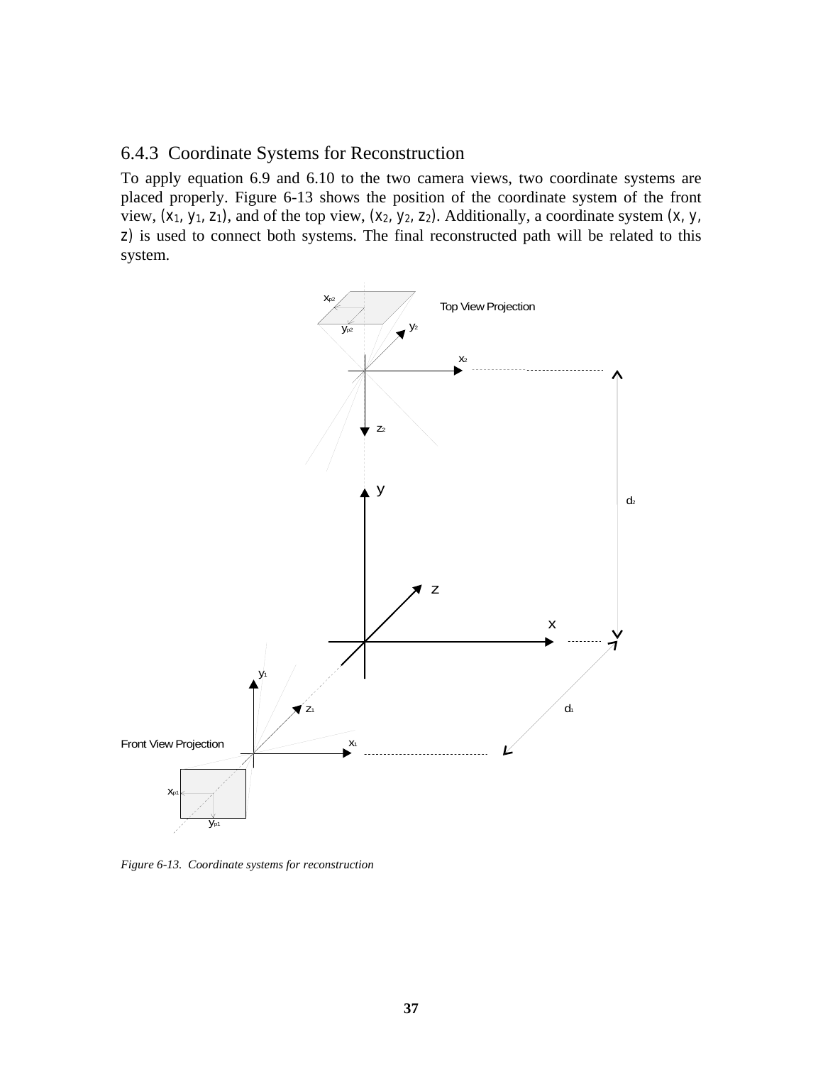### 6.4.3 Coordinate Systems for Reconstruction

To apply equation 6.9 and 6.10 to the two camera views, two coordinate systems are placed properly. Figure 6-13 shows the position of the coordinate system of the front view, $(x_1, y_1, z_1)$, and of the top view, $(x_2, y_2, z_2)$. Additionally, a coordinate system $(x, y, z)$ is used to connect both systems. The final reconstructed path will be related to this system.

*Figure 6-13. Coordinate systems for reconstruction*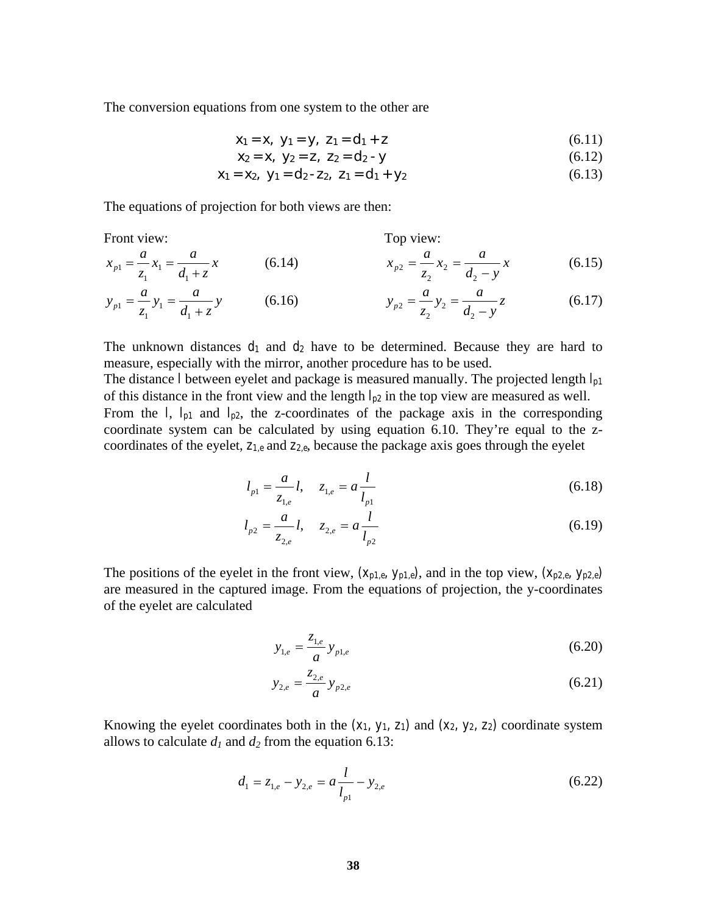The conversion equations from one system to the other are

$$x_1 = x,\; y_1 = y,\; z_1 = d_1 + z \tag{6.11}$$

$$x_2 = x,\; y_2 = z,\; z_2 = d_2 - y \tag{6.12}$$

$$x_1 = x_2,\; y_1 = d_2 - z_2,\; z_1 = d_1 + y_2 \tag{6.13}$$

The equations of projection for both views are then:

Front view:

$$x_{p1} = \frac{a}{z_1} x_1 = \frac{a}{d_1 + z} x \tag{6.14}$$

$$y_{p1} = \frac{a}{z_1} y_1 = \frac{a}{d_1 + z} y \tag{6.16}$$

Top view:

$$x_{p2} = \frac{a}{z_2} x_2 = \frac{a}{d_2 - y} x \tag{6.15}$$

$$y_{p2} = \frac{a}{z_2} y_2 = \frac{a}{d_2 - y} z \tag{6.17}$$

The unknown distances $d_1$ and $d_2$ have to be determined. Because they are hard to measure, especially with the mirror, another procedure has to be used.
The distance $l$ between eyelet and package is measured manually. The projected length $l_{p1}$ of this distance in the front view and the length $l_{p2}$ in the top view are measured as well.
From the $l$, $l_{p1}$ and $l_{p2}$, the z-coordinates of the package axis in the corresponding coordinate system can be calculated by using equation 6.10. They're equal to the z-coordinates of the eyelet, $z_{1,e}$ and $z_{2,e}$, because the package axis goes through the eyelet

$$l_{p1} = \frac{a}{z_{1,e}} l, \quad z_{1,e} = a \frac{l}{l_{p1}} \tag{6.18}$$

$$l_{p2} = \frac{a}{z_{2,e}} l, \quad z_{2,e} = a \frac{l}{l_{p2}} \tag{6.19}$$

The positions of the eyelet in the front view, $(x_{p1,e}, y_{p1,e})$, and in the top view, $(x_{p2,e}, y_{p2,e})$ are measured in the captured image. From the equations of projection, the y-coordinates of the eyelet are calculated

$$y_{1,e} = \frac{z_{1,e}}{a} y_{p1,e} \tag{6.20}$$

$$y_{2,e} = \frac{z_{2,e}}{a} y_{p2,e} \tag{6.21}$$

Knowing the eyelet coordinates both in the $(x_1, y_1, z_1)$ and $(x_2, y_2, z_2)$ coordinate system allows to calculate $d_1$ and $d_2$ from the equation 6.13:

$$d_1 = z_{1,e} - y_{2,e} = a \frac{l}{l_{p1}} - y_{2,e} \tag{6.22}$$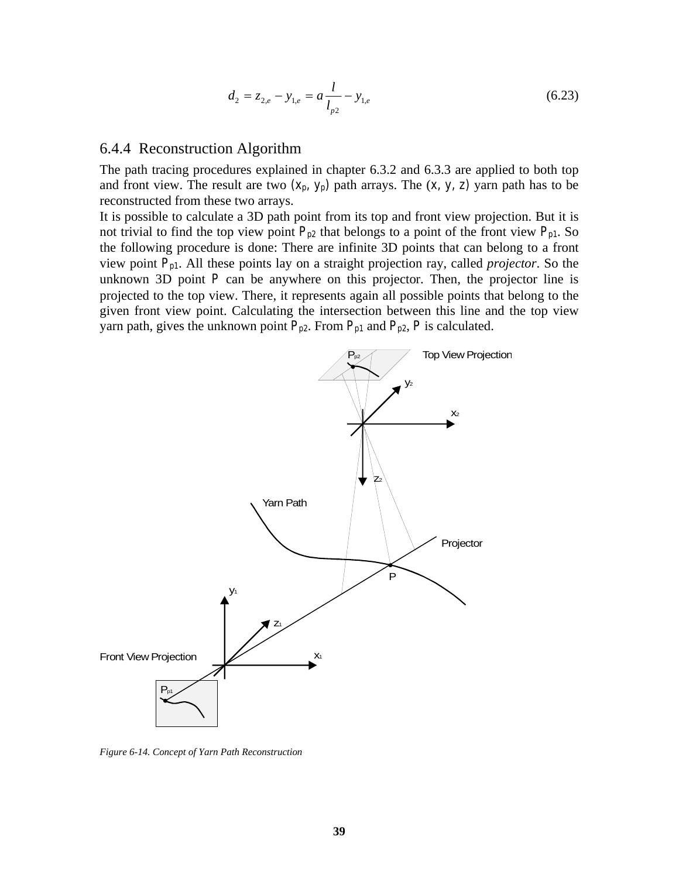$$d_2 = z_{2,e} - y_{1,e} = a\frac{l}{l_{p2}} - y_{1,e} \tag{6.23}$$

### 6.4.4 Reconstruction Algorithm

The path tracing procedures explained in chapter 6.3.2 and 6.3.3 are applied to both top and front view. The result are two $(x_p, y_p)$ path arrays. The $(x, y, z)$ yarn path has to be reconstructed from these two arrays.

It is possible to calculate a 3D path point from its top and front view projection. But it is not trivial to find the top view point $P_{p2}$ that belongs to a point of the front view $P_{p1}$. So the following procedure is done: There are infinite 3D points that can belong to a front view point $P_{p1}$. All these points lay on a straight projection ray, called *projector*. So the unknown 3D point $P$ can be anywhere on this projector. Then, the projector line is projected to the top view. There, it represents again all possible points that belong to the given front view point. Calculating the intersection between this line and the top view yarn path, gives the unknown point $P_{p2}$. From $P_{p1}$ and $P_{p2}$, $P$ is calculated.

*Figure 6-14. Concept of Yarn Path Reconstruction*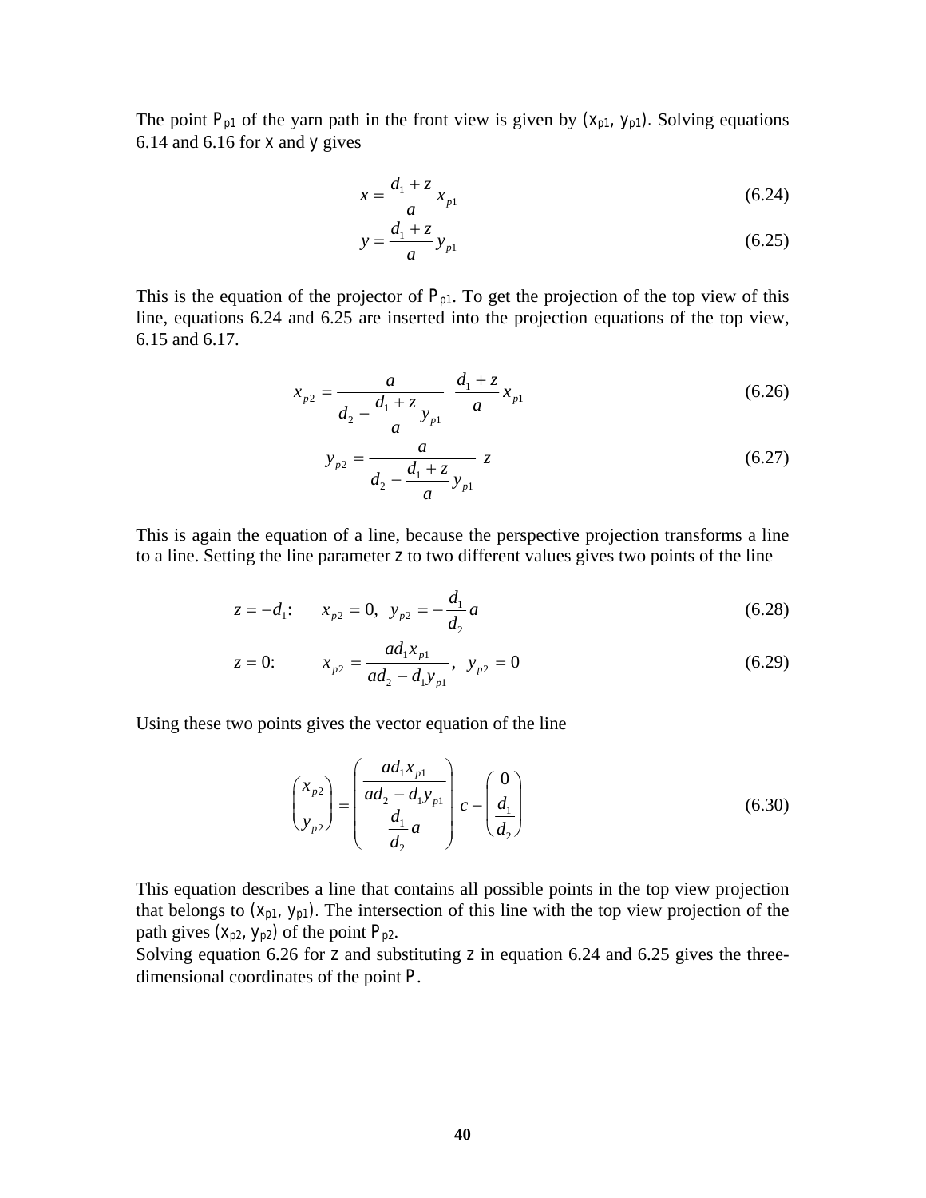The point $P_{p1}$ of the yarn path in the front view is given by ($x_{p1}$, $y_{p1}$). Solving equations 6.14 and 6.16 for $x$ and $y$ gives

$$x = \frac{d_1 + z}{a} x_{p1} \tag{6.24}$$

$$y = \frac{d_1 + z}{a} y_{p1} \tag{6.25}$$

This is the equation of the projector of $P_{p1}$. To get the projection of the top view of this line, equations 6.24 and 6.25 are inserted into the projection equations of the top view, 6.15 and 6.17.

$$x_{p2} = \frac{a}{d_2 - \frac{d_1 + z}{a} y_{p1}} \quad \frac{d_1 + z}{a} x_{p1} \tag{6.26}$$

$$y_{p2} = \frac{a}{d_2 - \frac{d_1 + z}{a} y_{p1}} \; z \tag{6.27}$$

This is again the equation of a line, because the perspective projection transforms a line to a line. Setting the line parameter $z$ to two different values gives two points of the line

$$z = -d_1: \qquad x_{p2} = 0, \;\; y_{p2} = -\frac{d_1}{d_2} a \tag{6.28}$$

$$z = 0: \qquad x_{p2} = \frac{a d_1 x_{p1}}{a d_2 - d_1 y_{p1}}, \;\; y_{p2} = 0 \tag{6.29}$$

Using these two points gives the vector equation of the line

$$\begin{pmatrix} x_{p2} \\ y_{p2} \end{pmatrix} = \begin{pmatrix} \dfrac{a d_1 x_{p1}}{a d_2 - d_1 y_{p1}} \\ \dfrac{d_1}{d_2} a \end{pmatrix} c - \begin{pmatrix} 0 \\ \dfrac{d_1}{d_2} \end{pmatrix} \tag{6.30}$$

This equation describes a line that contains all possible points in the top view projection that belongs to ($x_{p1}$, $y_{p1}$). The intersection of this line with the top view projection of the path gives ($x_{p2}$, $y_{p2}$) of the point $P_{p2}$.

Solving equation 6.26 for $z$ and substituting $z$ in equation 6.24 and 6.25 gives the three-dimensional coordinates of the point $P$.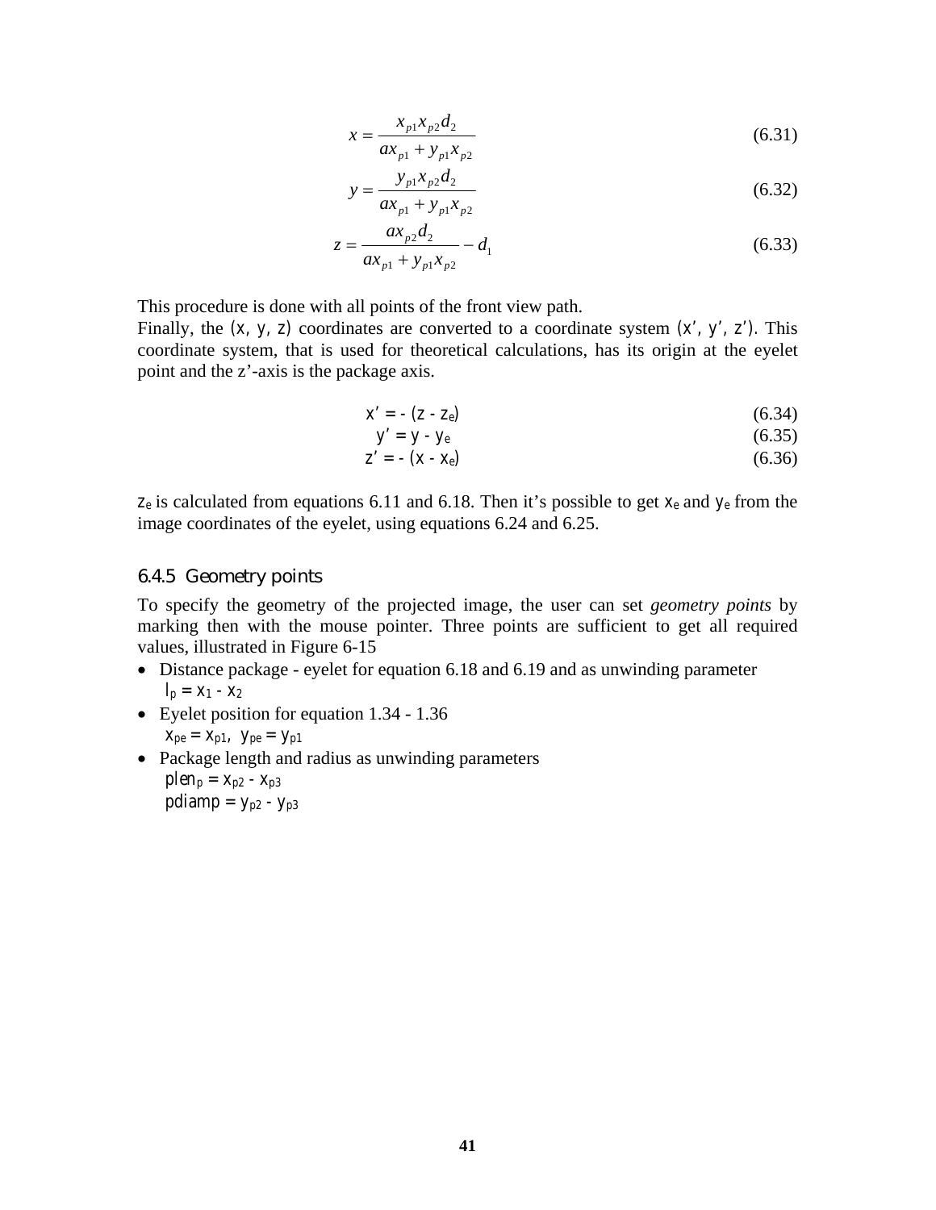$$x = \frac{x_{p1} x_{p2} d_2}{a x_{p1} + y_{p1} x_{p2}} \tag{6.31}$$

$$y = \frac{y_{p1} x_{p2} d_2}{a x_{p1} + y_{p1} x_{p2}} \tag{6.32}$$

$$z = \frac{a x_{p2} d_2}{a x_{p1} + y_{p1} x_{p2}} - d_1 \tag{6.33}$$

This procedure is done with all points of the front view path.
Finally, the $(x, y, z)$ coordinates are converted to a coordinate system $(x', y', z')$. This coordinate system, that is used for theoretical calculations, has its origin at the eyelet point and the z'-axis is the package axis.

$$x' = -(z - z_e) \tag{6.34}$$

$$y' = y - y_e \tag{6.35}$$

$$z' = -(x - x_e) \tag{6.36}$$

$z_e$ is calculated from equations 6.11 and 6.18. Then it's possible to get $x_e$ and $y_e$ from the image coordinates of the eyelet, using equations 6.24 and 6.25.

### 6.4.5 Geometry points

To specify the geometry of the projected image, the user can set *geometry points* by marking then with the mouse pointer. Three points are sufficient to get all required values, illustrated in Figure 6-15

- Distance package - eyelet for equation 6.18 and 6.19 and as unwinding parameter
  $l_p = x_1 - x_2$
- Eyelet position for equation 1.34 - 1.36
  $x_{pe} = x_{p1}$, $y_{pe} = y_{p1}$
- Package length and radius as unwinding parameters
  $plen_p = x_{p2} - x_{p3}$
  $pdiamp = y_{p2} - y_{p3}$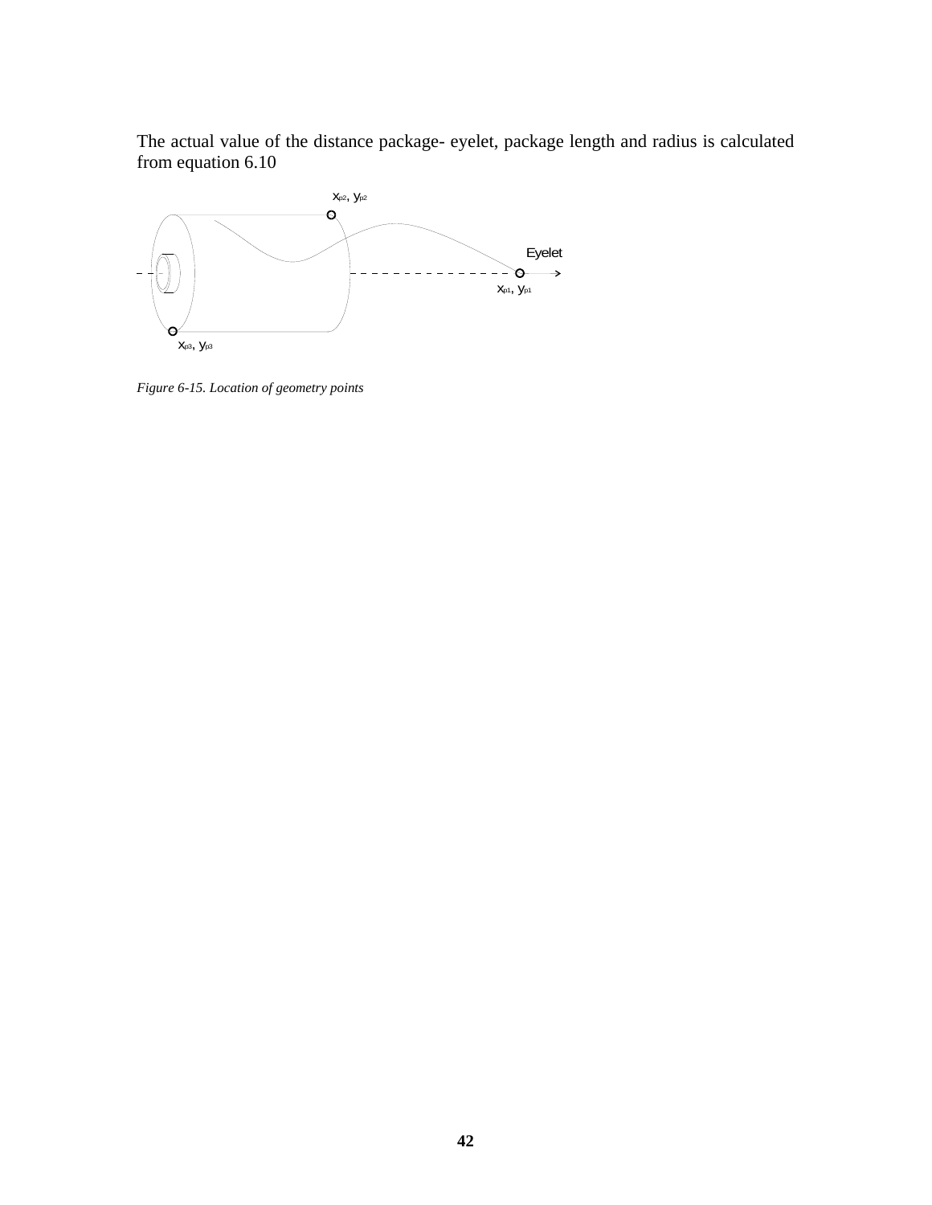The actual value of the distance package- eyelet, package length and radius is calculated from equation 6.10

*Figure 6-15. Location of geometry points*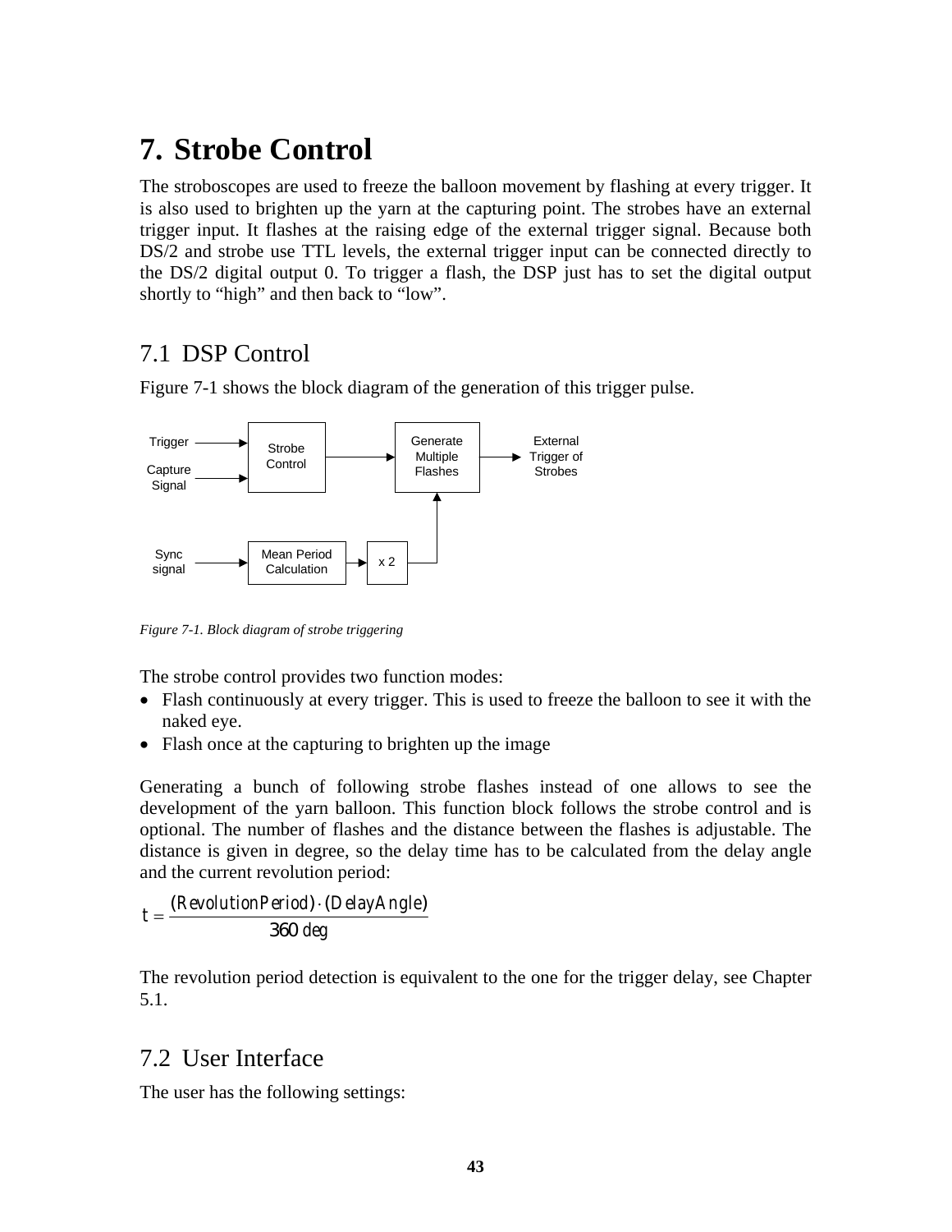# 7. Strobe Control

The stroboscopes are used to freeze the balloon movement by flashing at every trigger. It is also used to brighten up the yarn at the capturing point. The strobes have an external trigger input. It flashes at the raising edge of the external trigger signal. Because both DS/2 and strobe use TTL levels, the external trigger input can be connected directly to the DS/2 digital output 0. To trigger a flash, the DSP just has to set the digital output shortly to "high" and then back to "low".

## 7.1 DSP Control

Figure 7-1 shows the block diagram of the generation of this trigger pulse.

*Figure 7-1. Block diagram of strobe triggering*

The strobe control provides two function modes:

- Flash continuously at every trigger. This is used to freeze the balloon to see it with the naked eye.
- Flash once at the capturing to brighten up the image

Generating a bunch of following strobe flashes instead of one allows to see the development of the yarn balloon. This function block follows the strobe control and is optional. The number of flashes and the distance between the flashes is adjustable. The distance is given in degree, so the delay time has to be calculated from the delay angle and the current revolution period:

$$t = \frac{(RevolutionPeriod) \cdot (DelayAngle)}{360\ deg}$$

The revolution period detection is equivalent to the one for the trigger delay, see Chapter 5.1.

## 7.2 User Interface

The user has the following settings: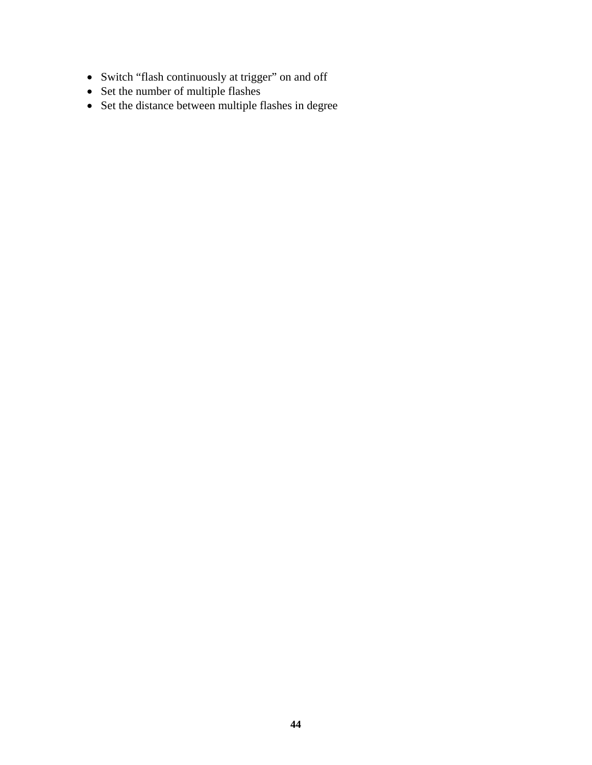- Switch “flash continuously at trigger” on and off
- Set the number of multiple flashes
- Set the distance between multiple flashes in degree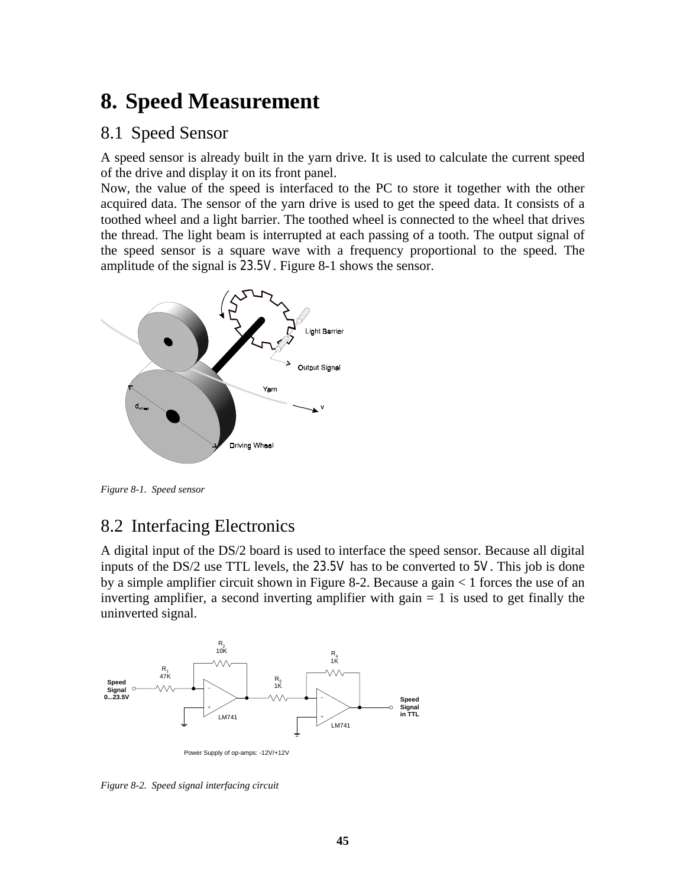# 8. Speed Measurement

## 8.1 Speed Sensor

A speed sensor is already built in the yarn drive. It is used to calculate the current speed of the drive and display it on its front panel.
Now, the value of the speed is interfaced to the PC to store it together with the other acquired data. The sensor of the yarn drive is used to get the speed data. It consists of a toothed wheel and a light barrier. The toothed wheel is connected to the wheel that drives the thread. The light beam is interrupted at each passing of a tooth. The output signal of the speed sensor is a square wave with a frequency proportional to the speed. The amplitude of the signal is $23.5V$. Figure 8-1 shows the sensor.

*Figure 8-1. Speed sensor*

## 8.2 Interfacing Electronics

A digital input of the DS/2 board is used to interface the speed sensor. Because all digital inputs of the DS/2 use TTL levels, the $23.5V$ has to be converted to $5V$. This job is done by a simple amplifier circuit shown in Figure 8-2. Because a gain < 1 forces the use of an inverting amplifier, a second inverting amplifier with gain = 1 is used to get finally the uninverted signal.

*Figure 8-2. Speed signal interfacing circuit*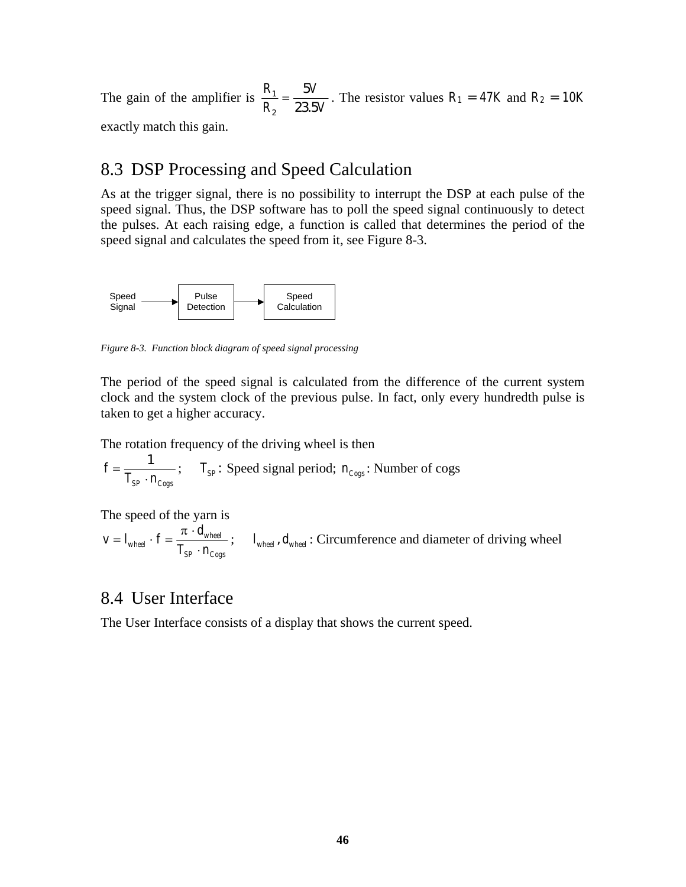The gain of the amplifier is $\frac{R_1}{R_2} = \frac{5V}{23.5V}$. The resistor values $R_1 = 47K$ and $R_2 = 10K$ exactly match this gain.

## 8.3 DSP Processing and Speed Calculation

As at the trigger signal, there is no possibility to interrupt the DSP at each pulse of the speed signal. Thus, the DSP software has to poll the speed signal continuously to detect the pulses. At each raising edge, a function is called that determines the period of the speed signal and calculates the speed from it, see Figure 8-3.

Speed Signal → Pulse Detection → Speed Calculation

*Figure 8-3. Function block diagram of speed signal processing*

The period of the speed signal is calculated from the difference of the current system clock and the system clock of the previous pulse. In fact, only every hundredth pulse is taken to get a higher accuracy.

The rotation frequency of the driving wheel is then

$$f = \frac{1}{T_{SP} \cdot n_{Cogs}};$$ $T_{SP}$: Speed signal period; $n_{Cogs}$: Number of cogs

The speed of the yarn is

$$v = l_{wheel} \cdot f = \frac{\pi \cdot d_{wheel}}{T_{SP} \cdot n_{Cogs}};$$ $l_{wheel}, d_{wheel}$: Circumference and diameter of driving wheel

## 8.4 User Interface

The User Interface consists of a display that shows the current speed.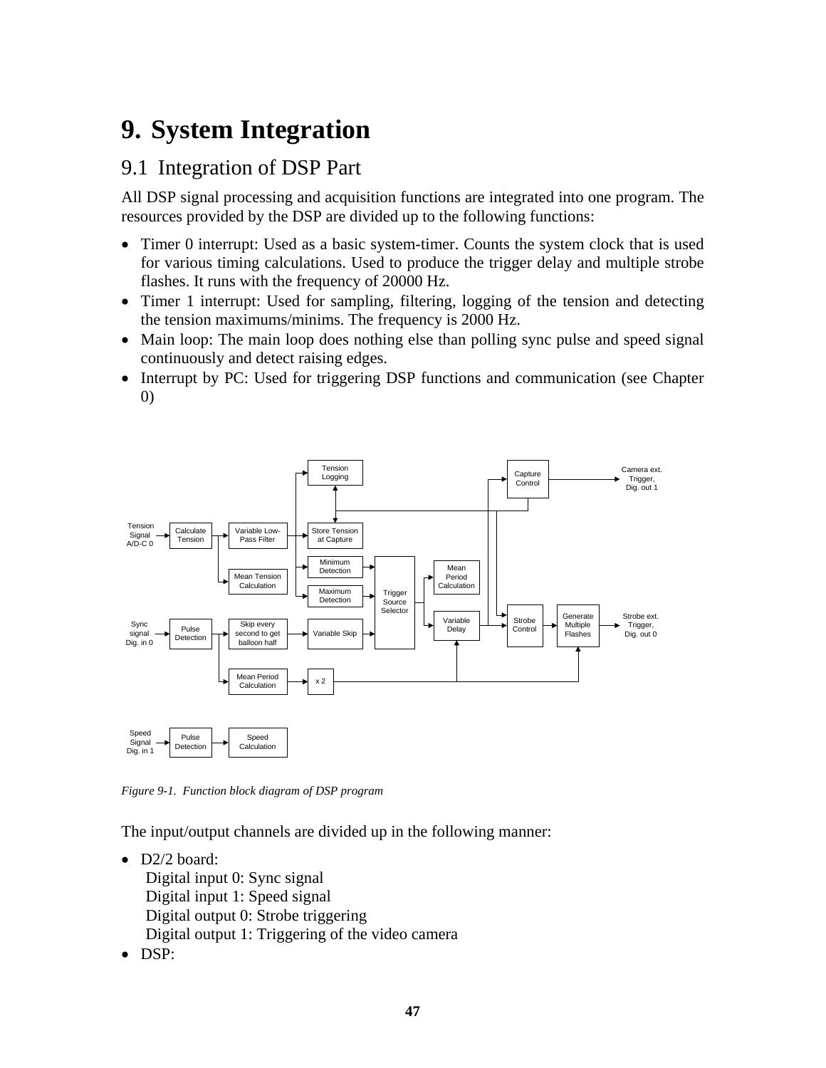# 9. System Integration

## 9.1 Integration of DSP Part

All DSP signal processing and acquisition functions are integrated into one program. The resources provided by the DSP are divided up to the following functions:

- Timer 0 interrupt: Used as a basic system-timer. Counts the system clock that is used for various timing calculations. Used to produce the trigger delay and multiple strobe flashes. It runs with the frequency of 20000 Hz.
- Timer 1 interrupt: Used for sampling, filtering, logging of the tension and detecting the tension maximums/minims. The frequency is 2000 Hz.
- Main loop: The main loop does nothing else than polling sync pulse and speed signal continuously and detect raising edges.
- Interrupt by PC: Used for triggering DSP functions and communication (see Chapter 0)

*Figure 9-1. Function block diagram of DSP program*

The input/output channels are divided up in the following manner:

- D2/2 board:
  Digital input 0: Sync signal
  Digital input 1: Speed signal
  Digital output 0: Strobe triggering
  Digital output 1: Triggering of the video camera
- DSP: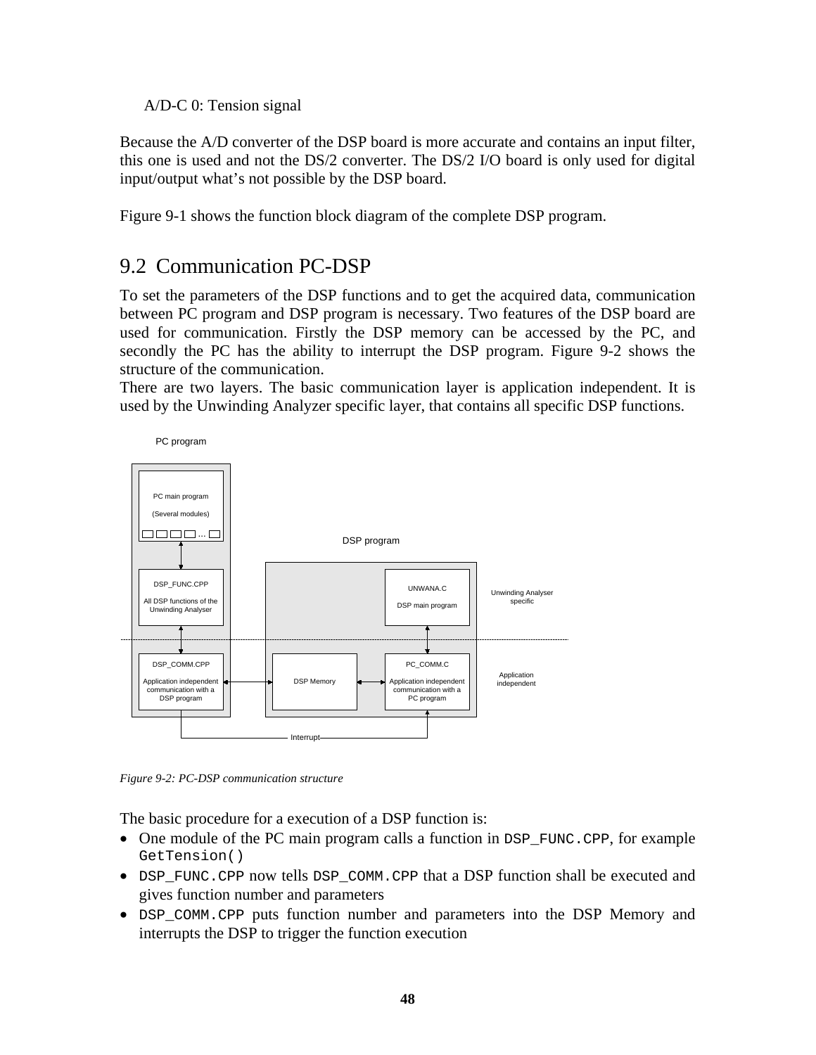A/D-C 0: Tension signal

Because the A/D converter of the DSP board is more accurate and contains an input filter, this one is used and not the DS/2 converter. The DS/2 I/O board is only used for digital input/output what's not possible by the DSP board.

Figure 9-1 shows the function block diagram of the complete DSP program.

## 9.2 Communication PC-DSP

To set the parameters of the DSP functions and to get the acquired data, communication between PC program and DSP program is necessary. Two features of the DSP board are used for communication. Firstly the DSP memory can be accessed by the PC, and secondly the PC has the ability to interrupt the DSP program. Figure 9-2 shows the structure of the communication.

There are two layers. The basic communication layer is application independent. It is used by the Unwinding Analyzer specific layer, that contains all specific DSP functions.

PC program

PC main program

(Several modules)

DSP program

DSP_FUNC.CPP

All DSP functions of the Unwinding Analyser

UNWANA.C

DSP main program

Unwinding Analyser specific

DSP_COMM.CPP

Application independent communication with a DSP program

DSP Memory

PC_COMM.C

Application independent communication with a PC program

Application independent

Interrupt

*Figure 9-2: PC-DSP communication structure*

The basic procedure for a execution of a DSP function is:

- One module of the PC main program calls a function in `DSP_FUNC.CPP`, for example `GetTension()`
- `DSP_FUNC.CPP` now tells `DSP_COMM.CPP` that a DSP function shall be executed and gives function number and parameters
- `DSP_COMM.CPP` puts function number and parameters into the DSP Memory and interrupts the DSP to trigger the function execution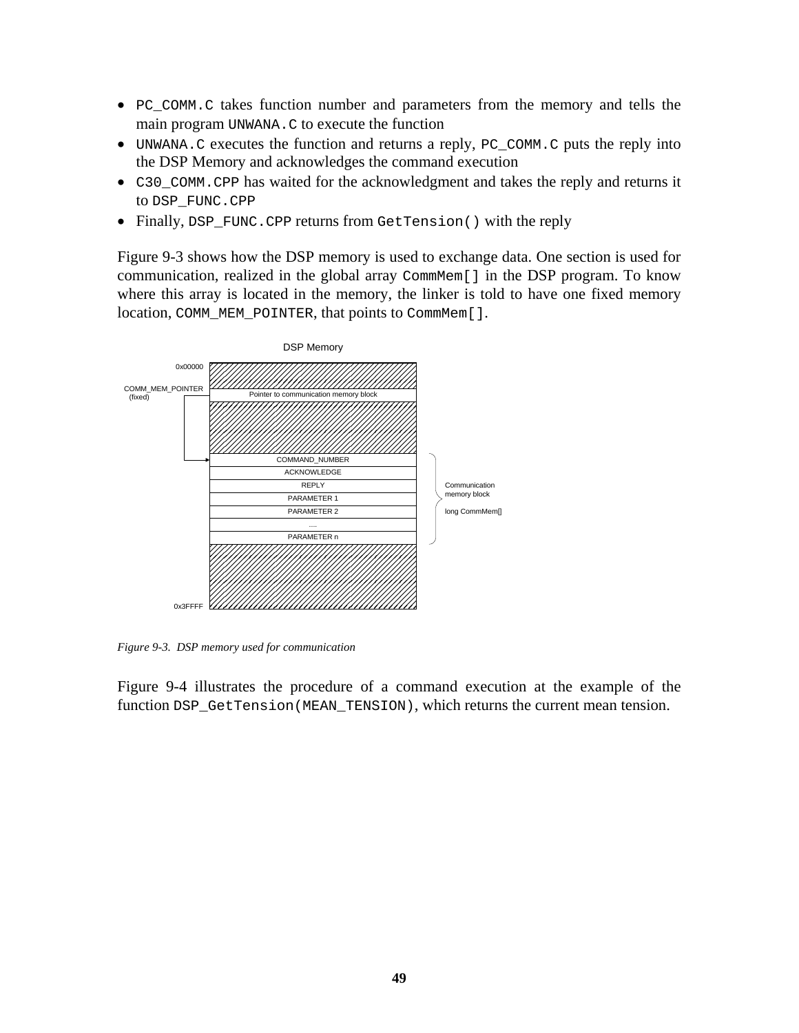- PC_COMM.C takes function number and parameters from the memory and tells the main program UNWANA.C to execute the function
- UNWANA.C executes the function and returns a reply, PC_COMM.C puts the reply into the DSP Memory and acknowledges the command execution
- C30_COMM.CPP has waited for the acknowledgment and takes the reply and returns it to DSP_FUNC.CPP
- Finally, DSP_FUNC.CPP returns from GetTension() with the reply

Figure 9-3 shows how the DSP memory is used to exchange data. One section is used for communication, realized in the global array CommMem[] in the DSP program. To know where this array is located in the memory, the linker is told to have one fixed memory location, COMM_MEM_POINTER, that points to CommMem[].

*Figure 9-3. DSP memory used for communication*

Figure 9-4 illustrates the procedure of a command execution at the example of the function DSP_GetTension(MEAN_TENSION), which returns the current mean tension.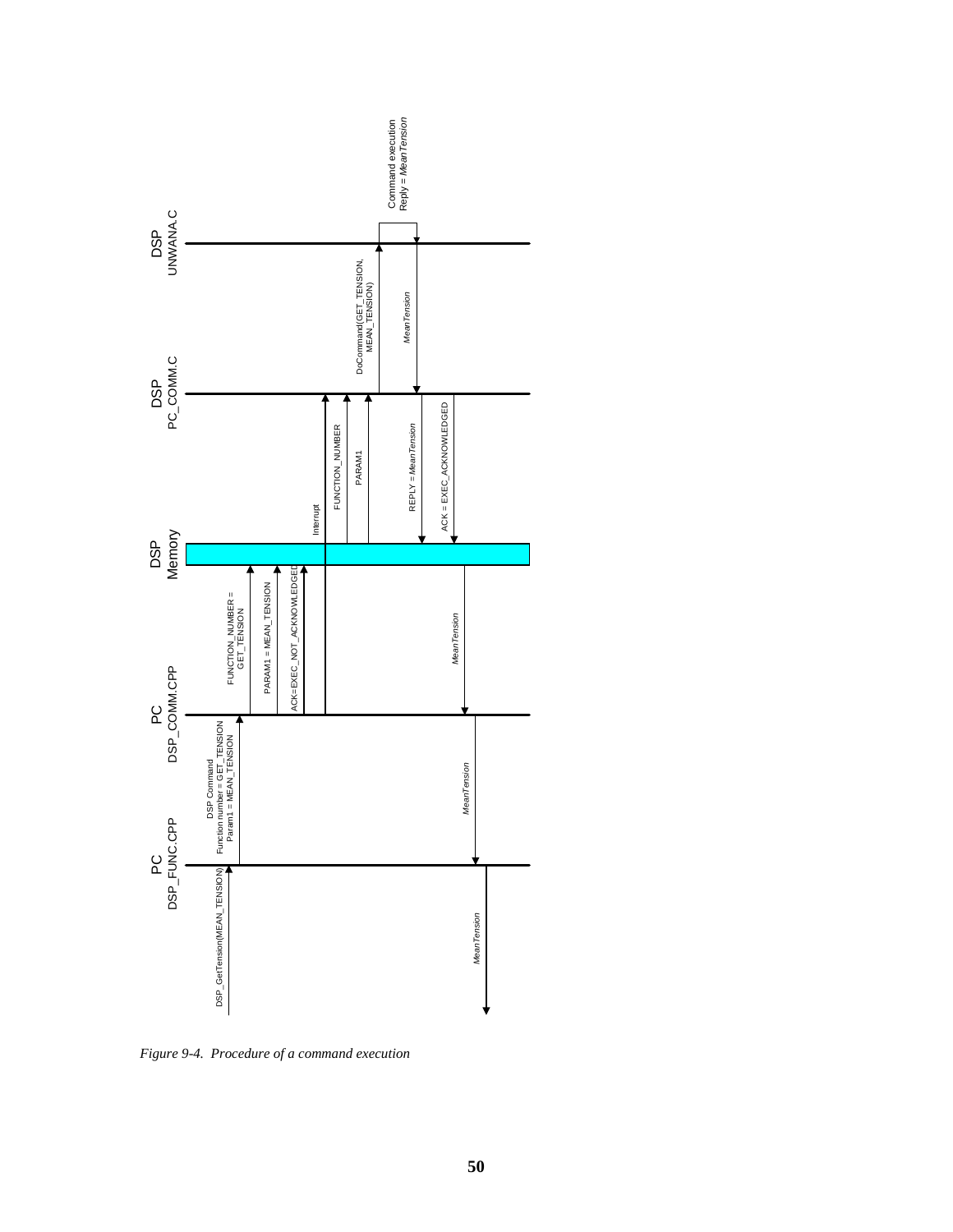*Figure 9-4. Procedure of a command execution*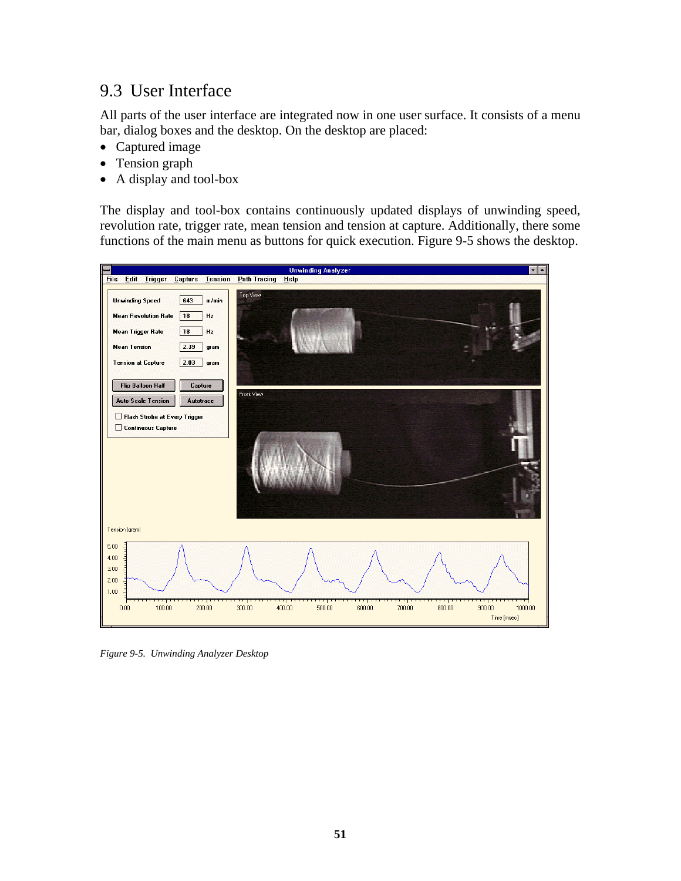## 9.3 User Interface

All parts of the user interface are integrated now in one user surface. It consists of a menu bar, dialog boxes and the desktop. On the desktop are placed:

- Captured image
- Tension graph
- A display and tool-box

The display and tool-box contains continuously updated displays of unwinding speed, revolution rate, trigger rate, mean tension and tension at capture. Additionally, there some functions of the main menu as buttons for quick execution. Figure 9-5 shows the desktop.

*Figure 9-5. Unwinding Analyzer Desktop*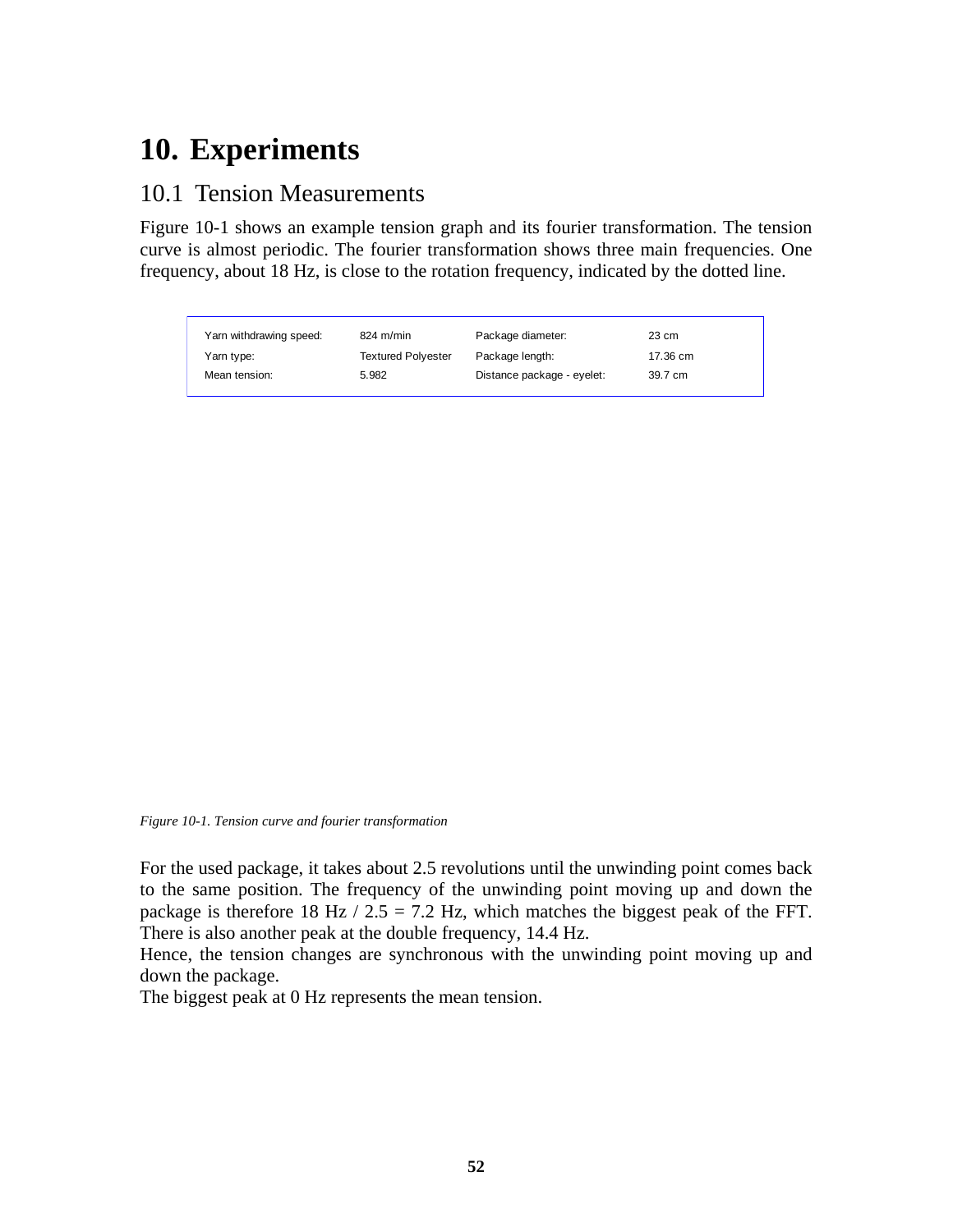# 10. Experiments

## 10.1 Tension Measurements

Figure 10-1 shows an example tension graph and its fourier transformation. The tension curve is almost periodic. The fourier transformation shows three main frequencies. One frequency, about 18 Hz, is close to the rotation frequency, indicated by the dotted line.

| | | | |
|---|---|---|---|
| Yarn withdrawing speed: | 824 m/min | Package diameter: | 23 cm |
| Yarn type: | Textured Polyester | Package length: | 17.36 cm |
| Mean tension: | 5.982 | Distance package - eyelet: | 39.7 cm |

*Figure 10-1. Tension curve and fourier transformation*

For the used package, it takes about 2.5 revolutions until the unwinding point comes back to the same position. The frequency of the unwinding point moving up and down the package is therefore 18 Hz / 2.5 = 7.2 Hz, which matches the biggest peak of the FFT. There is also another peak at the double frequency, 14.4 Hz.

Hence, the tension changes are synchronous with the unwinding point moving up and down the package.

The biggest peak at 0 Hz represents the mean tension.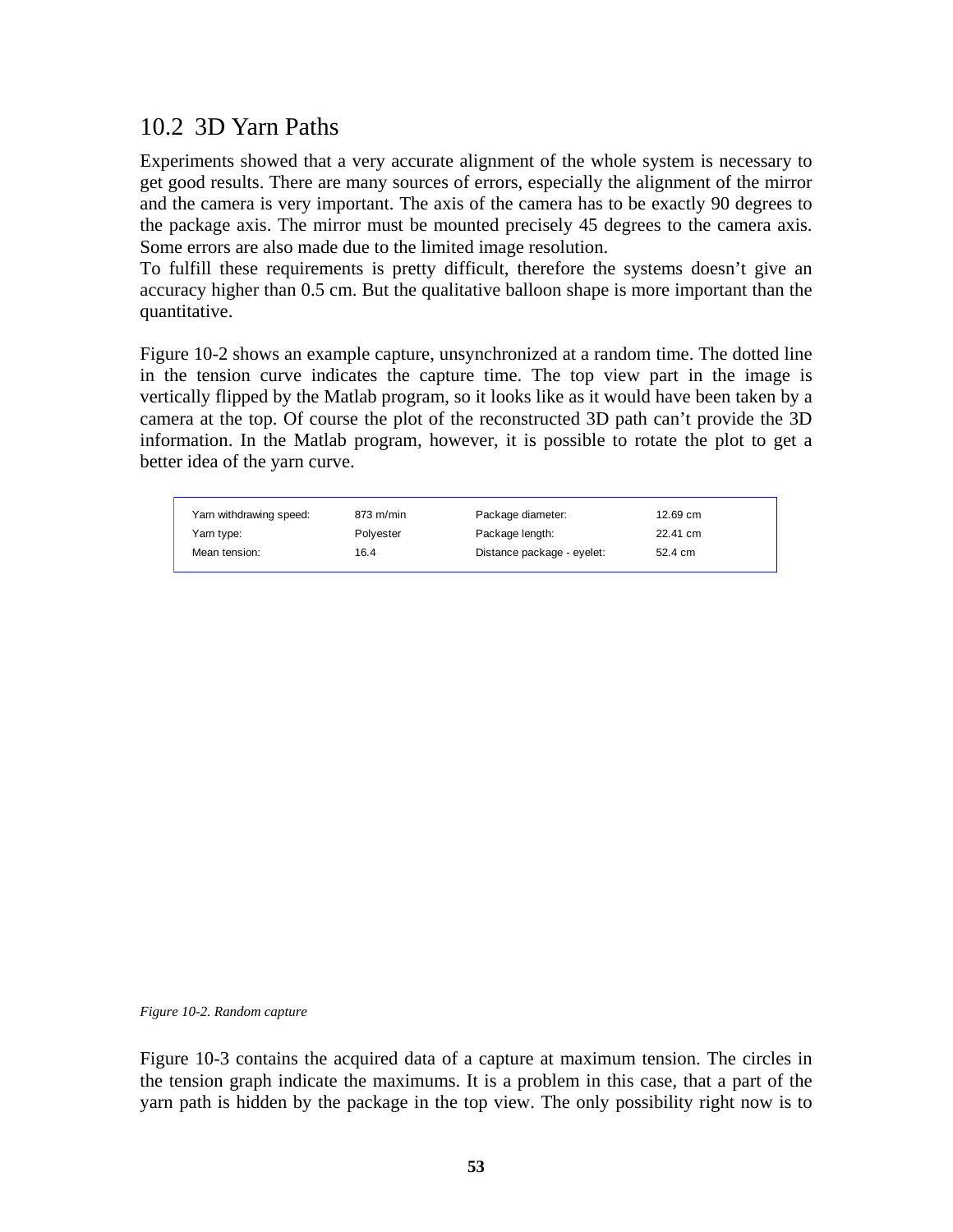## 10.2 3D Yarn Paths

Experiments showed that a very accurate alignment of the whole system is necessary to get good results. There are many sources of errors, especially the alignment of the mirror and the camera is very important. The axis of the camera has to be exactly 90 degrees to the package axis. The mirror must be mounted precisely 45 degrees to the camera axis. Some errors are also made due to the limited image resolution.

To fulfill these requirements is pretty difficult, therefore the systems doesn't give an accuracy higher than 0.5 cm. But the qualitative balloon shape is more important than the quantitative.

Figure 10-2 shows an example capture, unsynchronized at a random time. The dotted line in the tension curve indicates the capture time. The top view part in the image is vertically flipped by the Matlab program, so it looks like as it would have been taken by a camera at the top. Of course the plot of the reconstructed 3D path can't provide the 3D information. In the Matlab program, however, it is possible to rotate the plot to get a better idea of the yarn curve.

| | | | |
|---|---|---|---|
| Yarn withdrawing speed: | 873 m/min | Package diameter: | 12.69 cm |
| Yarn type: | Polyester | Package length: | 22.41 cm |
| Mean tension: | 16.4 | Distance package - eyelet: | 52.4 cm |

*Figure 10-2. Random capture*

Figure 10-3 contains the acquired data of a capture at maximum tension. The circles in the tension graph indicate the maximums. It is a problem in this case, that a part of the yarn path is hidden by the package in the top view. The only possibility right now is to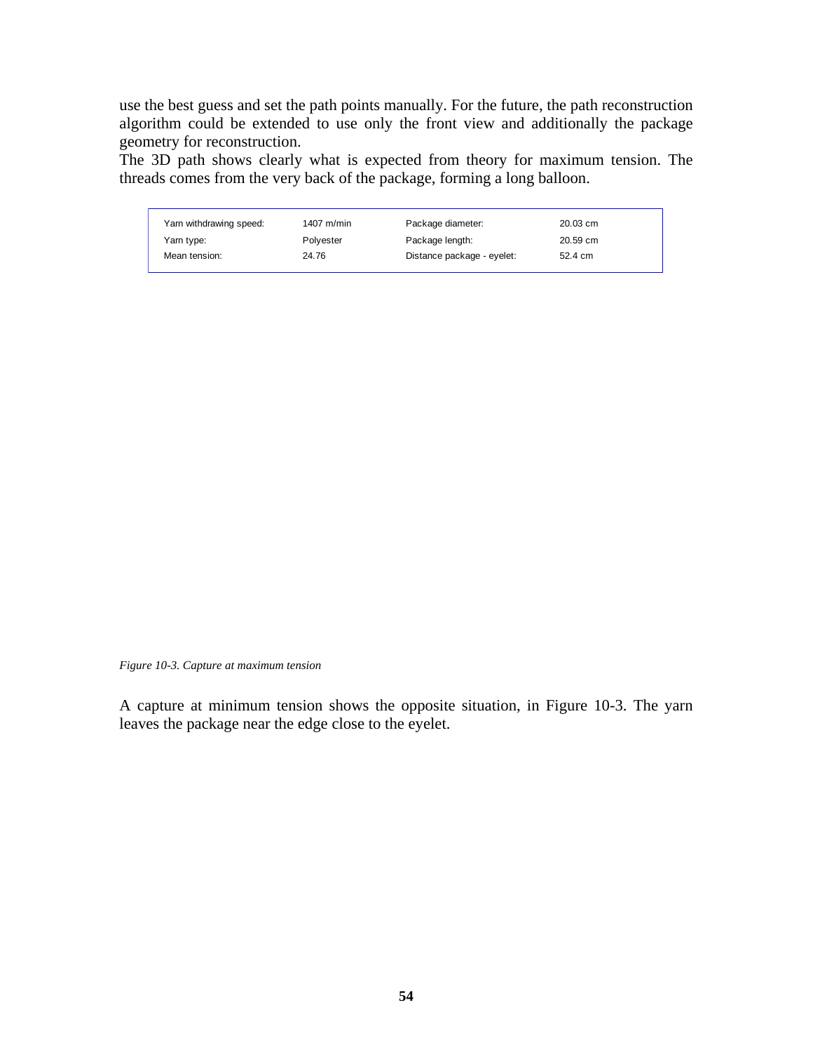use the best guess and set the path points manually. For the future, the path reconstruction algorithm could be extended to use only the front view and additionally the package geometry for reconstruction.

The 3D path shows clearly what is expected from theory for maximum tension. The threads comes from the very back of the package, forming a long balloon.

| Yarn withdrawing speed: | 1407 m/min | Package diameter: | 20.03 cm |
|---|---|---|---|
| Yarn type: | Polyester | Package length: | 20.59 cm |
| Mean tension: | 24.76 | Distance package - eyelet: | 52.4 cm |

*Figure 10-3. Capture at maximum tension*

A capture at minimum tension shows the opposite situation, in Figure 10-3. The yarn leaves the package near the edge close to the eyelet.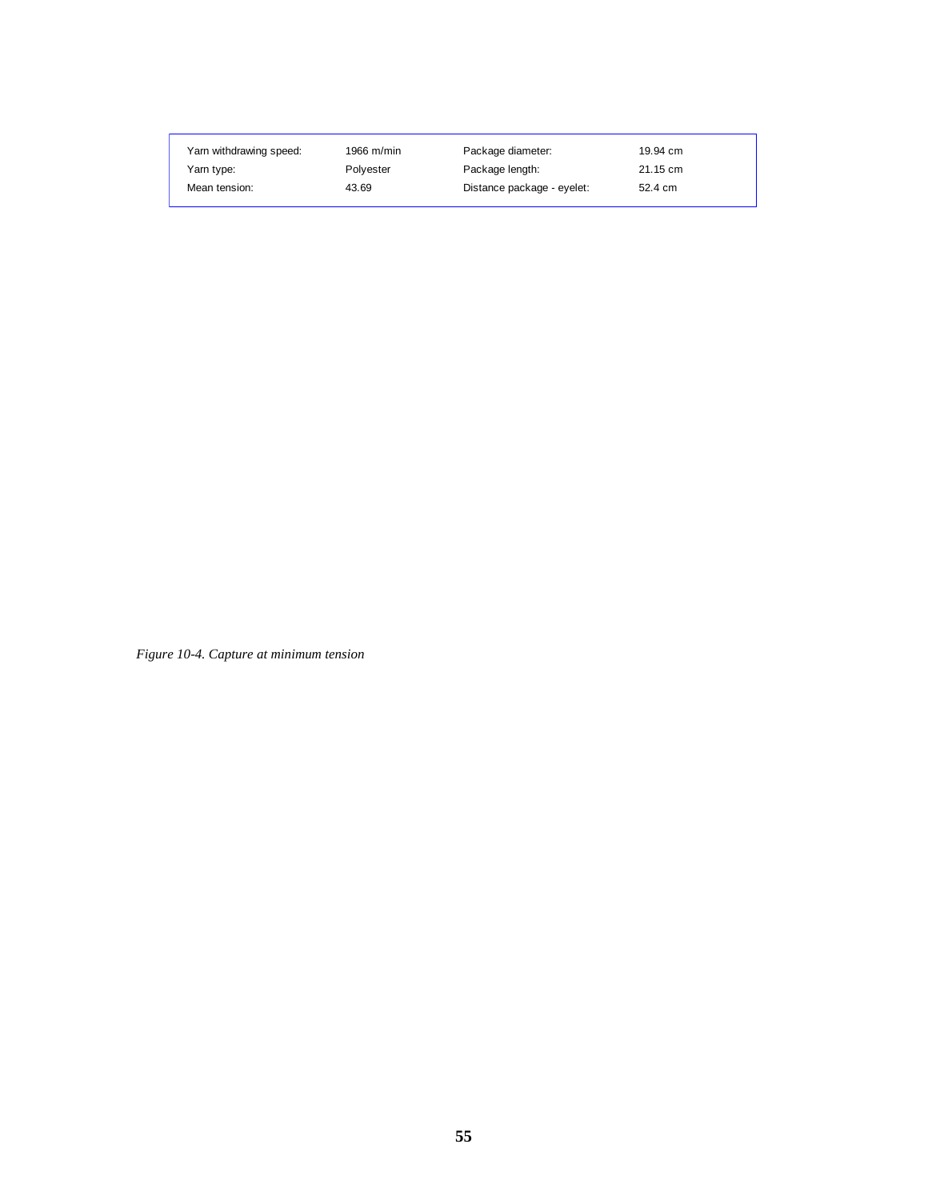| Yarn withdrawing speed: | 1966 m/min | Package diameter: | 19.94 cm |
|---|---|---|---|
| Yarn type: | Polyester | Package length: | 21.15 cm |
| Mean tension: | 43.69 | Distance package - eyelet: | 52.4 cm |

*Figure 10-4. Capture at minimum tension*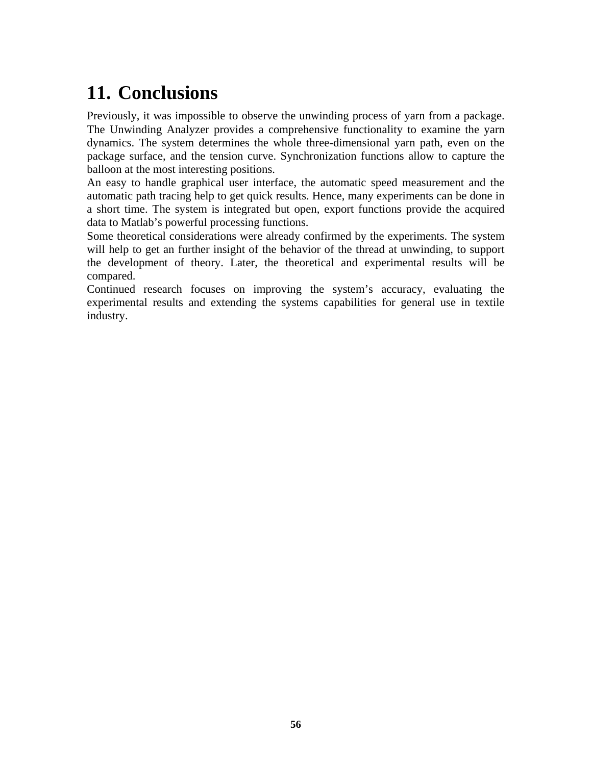# 11. Conclusions

Previously, it was impossible to observe the unwinding process of yarn from a package. The Unwinding Analyzer provides a comprehensive functionality to examine the yarn dynamics. The system determines the whole three-dimensional yarn path, even on the package surface, and the tension curve. Synchronization functions allow to capture the balloon at the most interesting positions.

An easy to handle graphical user interface, the automatic speed measurement and the automatic path tracing help to get quick results. Hence, many experiments can be done in a short time. The system is integrated but open, export functions provide the acquired data to Matlab's powerful processing functions.

Some theoretical considerations were already confirmed by the experiments. The system will help to get an further insight of the behavior of the thread at unwinding, to support the development of theory. Later, the theoretical and experimental results will be compared.

Continued research focuses on improving the system's accuracy, evaluating the experimental results and extending the systems capabilities for general use in textile industry.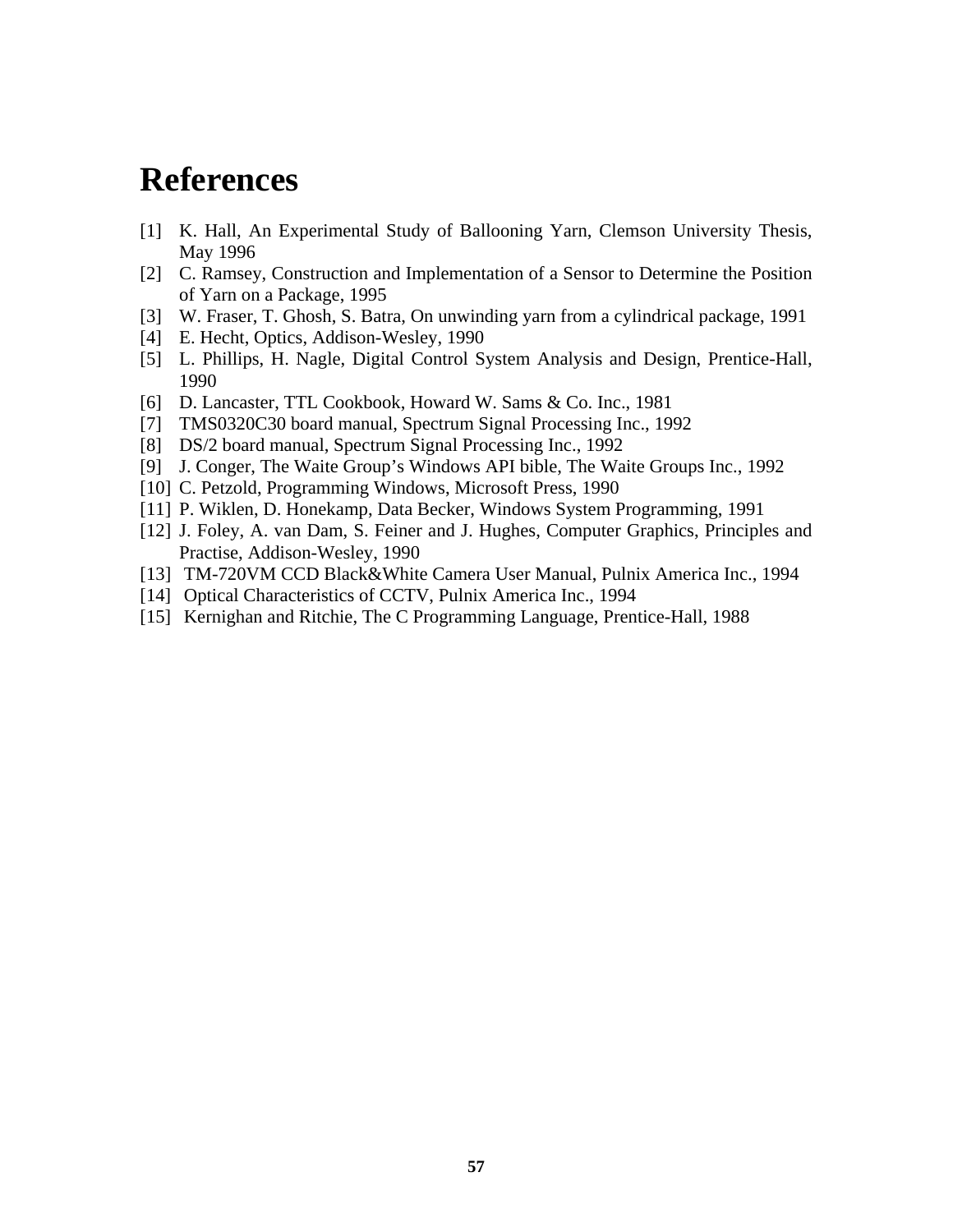# References

[1] K. Hall, An Experimental Study of Ballooning Yarn, Clemson University Thesis, May 1996

[2] C. Ramsey, Construction and Implementation of a Sensor to Determine the Position of Yarn on a Package, 1995

[3] W. Fraser, T. Ghosh, S. Batra, On unwinding yarn from a cylindrical package, 1991

[4] E. Hecht, Optics, Addison-Wesley, 1990

[5] L. Phillips, H. Nagle, Digital Control System Analysis and Design, Prentice-Hall, 1990

[6] D. Lancaster, TTL Cookbook, Howard W. Sams & Co. Inc., 1981

[7] TMS0320C30 board manual, Spectrum Signal Processing Inc., 1992

[8] DS/2 board manual, Spectrum Signal Processing Inc., 1992

[9] J. Conger, The Waite Group's Windows API bible, The Waite Groups Inc., 1992

[10] C. Petzold, Programming Windows, Microsoft Press, 1990

[11] P. Wiklen, D. Honekamp, Data Becker, Windows System Programming, 1991

[12] J. Foley, A. van Dam, S. Feiner and J. Hughes, Computer Graphics, Principles and Practise, Addison-Wesley, 1990

[13] TM-720VM CCD Black&White Camera User Manual, Pulnix America Inc., 1994

[14] Optical Characteristics of CCTV, Pulnix America Inc., 1994

[15] Kernighan and Ritchie, The C Programming Language, Prentice-Hall, 1988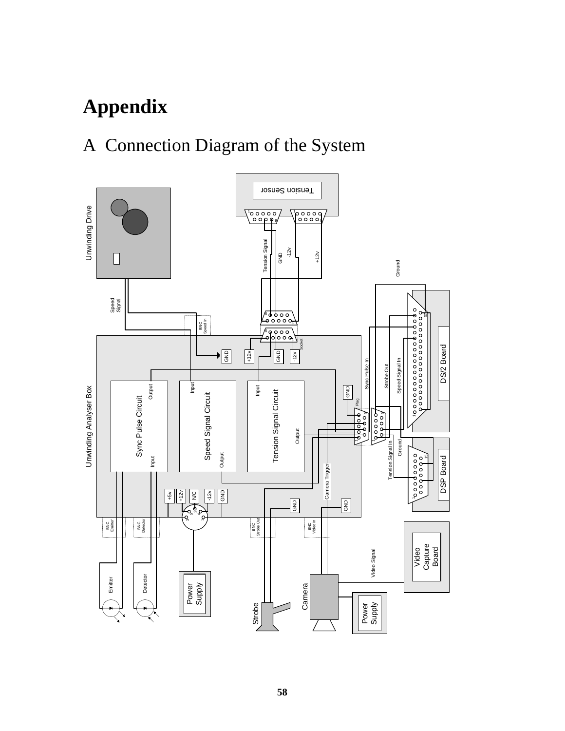# Appendix

## A Connection Diagram of the System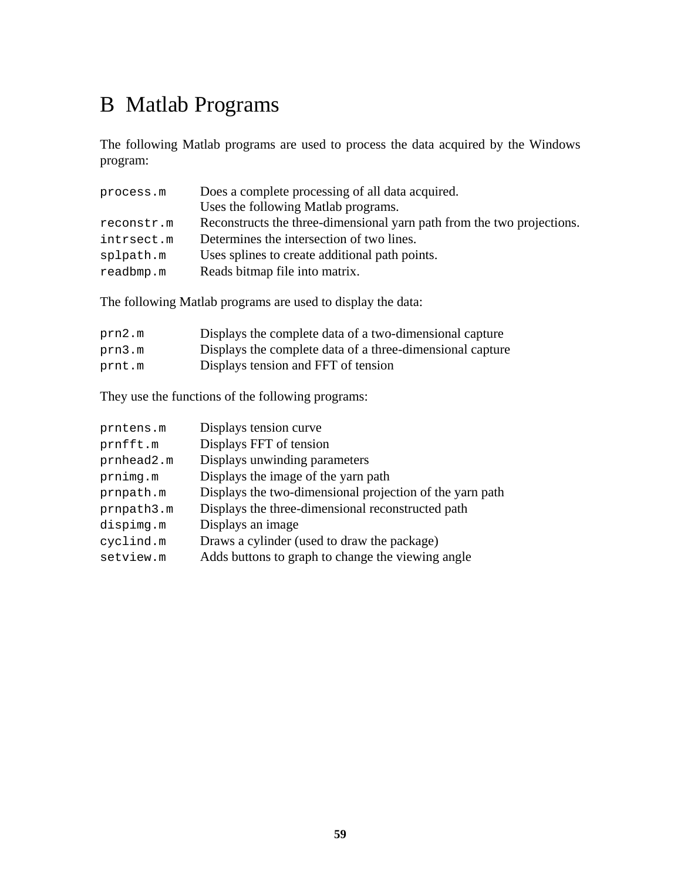# B Matlab Programs

The following Matlab programs are used to process the data acquired by the Windows program:

| | |
|---|---|
| `process.m` | Does a complete processing of all data acquired. Uses the following Matlab programs. |
| `reconstr.m` | Reconstructs the three-dimensional yarn path from the two projections. |
| `intrsect.m` | Determines the intersection of two lines. |
| `splpath.m` | Uses splines to create additional path points. |
| `readbmp.m` | Reads bitmap file into matrix. |

The following Matlab programs are used to display the data:

| | |
|---|---|
| `prn2.m` | Displays the complete data of a two-dimensional capture |
| `prn3.m` | Displays the complete data of a three-dimensional capture |
| `prnt.m` | Displays tension and FFT of tension |

They use the functions of the following programs:

| | |
|---|---|
| `prntens.m` | Displays tension curve |
| `prnfft.m` | Displays FFT of tension |
| `prnhead2.m` | Displays unwinding parameters |
| `prnimg.m` | Displays the image of the yarn path |
| `prnpath.m` | Displays the two-dimensional projection of the yarn path |
| `prnpath3.m` | Displays the three-dimensional reconstructed path |
| `dispimg.m` | Displays an image |
| `cyclind.m` | Draws a cylinder (used to draw the package) |
| `setview.m` | Adds buttons to graph to change the viewing angle |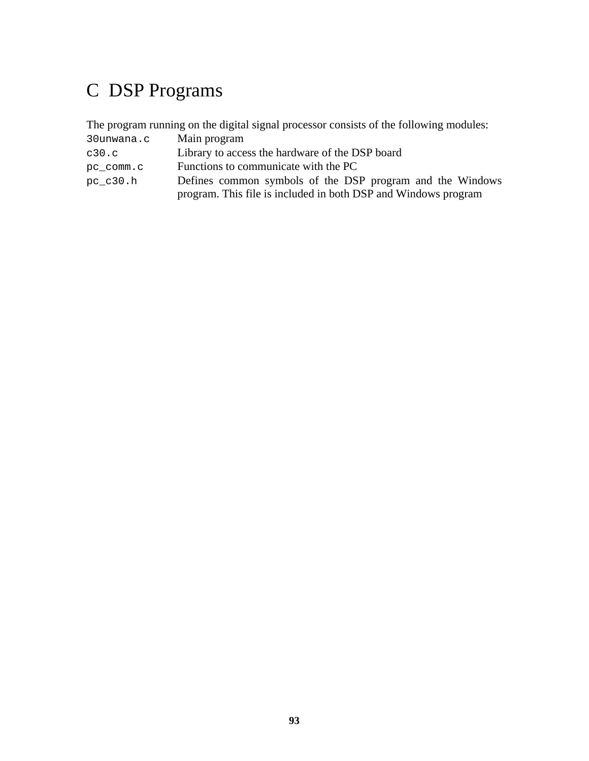# C DSP Programs

The program running on the digital signal processor consists of the following modules:

| | |
|---|---|
| `30unwana.c` | Main program |
| `c30.c` | Library to access the hardware of the DSP board |
| `pc_comm.c` | Functions to communicate with the PC |
| `pc_c30.h` | Defines common symbols of the DSP program and the Windows program. This file is included in both DSP and Windows program |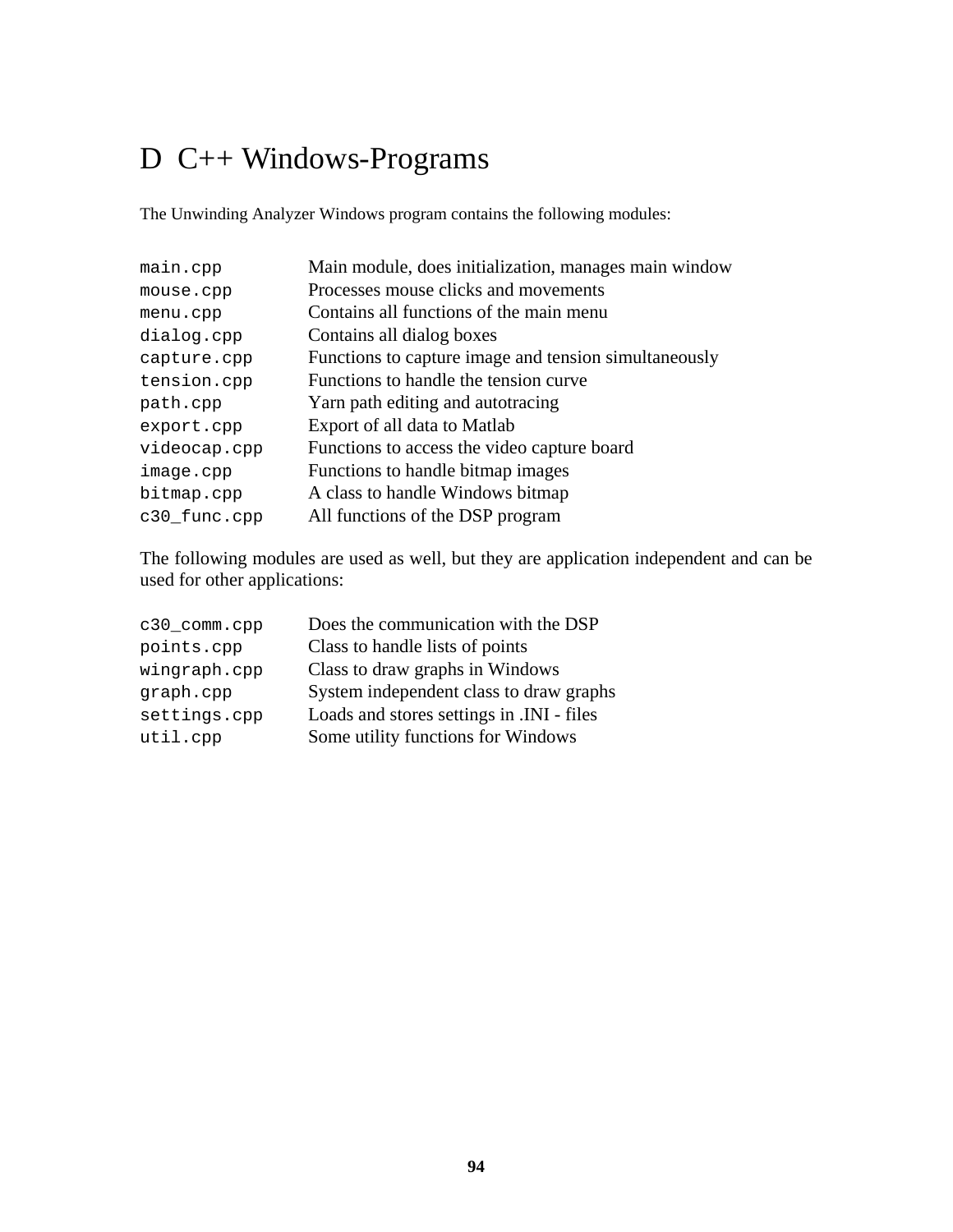# D C++ Windows-Programs

The Unwinding Analyzer Windows program contains the following modules:

| | |
|---|---|
| `main.cpp` | Main module, does initialization, manages main window |
| `mouse.cpp` | Processes mouse clicks and movements |
| `menu.cpp` | Contains all functions of the main menu |
| `dialog.cpp` | Contains all dialog boxes |
| `capture.cpp` | Functions to capture image and tension simultaneously |
| `tension.cpp` | Functions to handle the tension curve |
| `path.cpp` | Yarn path editing and autotracing |
| `export.cpp` | Export of all data to Matlab |
| `videocap.cpp` | Functions to access the video capture board |
| `image.cpp` | Functions to handle bitmap images |
| `bitmap.cpp` | A class to handle Windows bitmap |
| `c30_func.cpp` | All functions of the DSP program |

The following modules are used as well, but they are application independent and can be used for other applications:

| | |
|---|---|
| `c30_comm.cpp` | Does the communication with the DSP |
| `points.cpp` | Class to handle lists of points |
| `wingraph.cpp` | Class to draw graphs in Windows |
| `graph.cpp` | System independent class to draw graphs |
| `settings.cpp` | Loads and stores settings in .INI - files |
| `util.cpp` | Some utility functions for Windows |